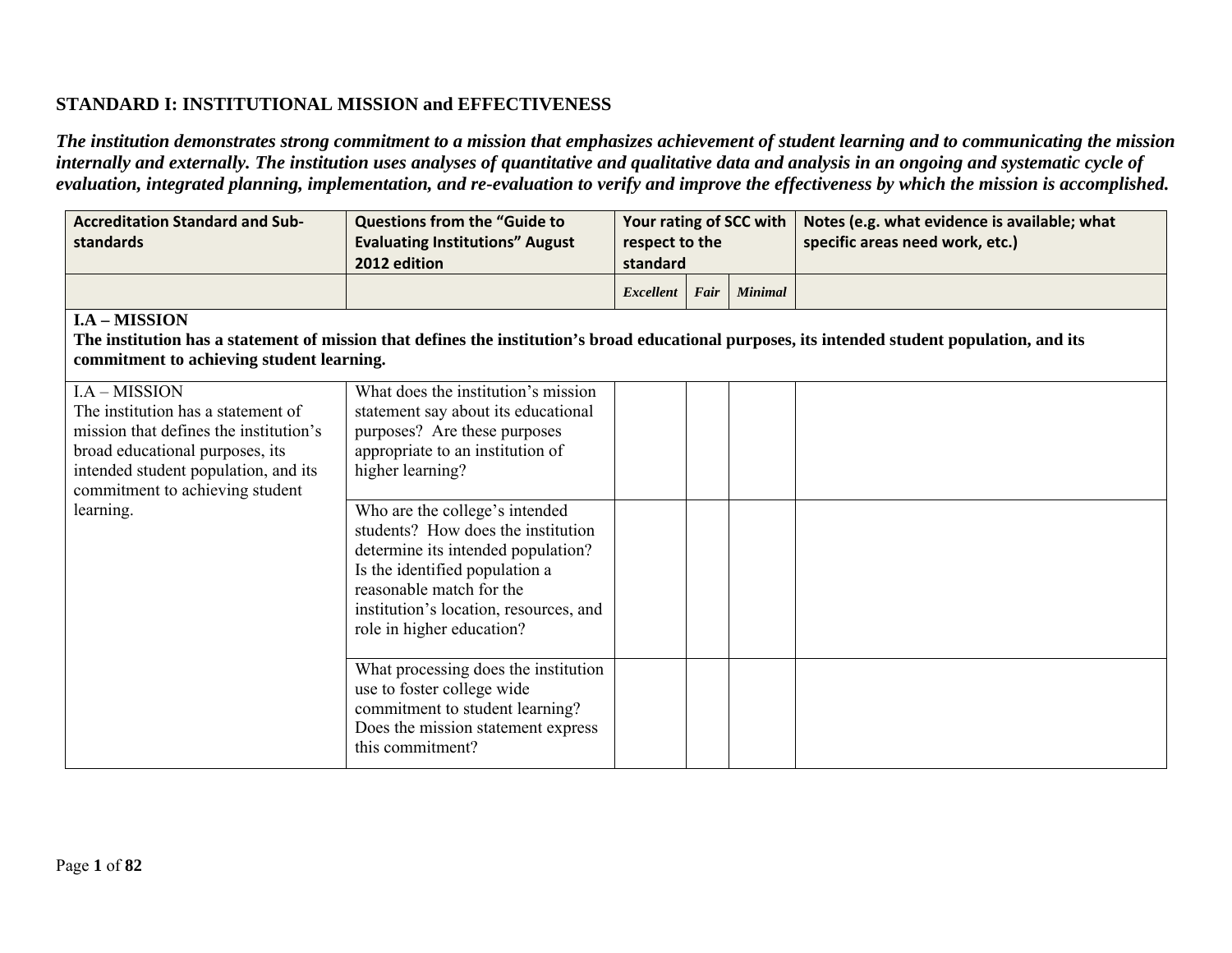## STANDARD I: INSTITUTIONAL MISSION and EFFECTIVENESS

***The institution demonstrates strong commitment to a mission that emphasizes achievement of student learning and to communicating the mission internally and externally. The institution uses analyses of quantitative and qualitative data and analysis in an ongoing and systematic cycle of evaluation, integrated planning, implementation, and re-evaluation to verify and improve the effectiveness by which the mission is accomplished.***

| Accreditation Standard and Sub-standards | Questions from the "Guide to Evaluating Institutions" August 2012 edition | Your rating of SCC with respect to the standard | | | Notes (e.g. what evidence is available; what specific areas need work, etc.) |
|---|---|---|---|---|---|
| | | *Excellent* | *Fair* | *Minimal* | |
| **I.A – MISSION** **The institution has a statement of mission that defines the institution's broad educational purposes, its intended student population, and its commitment to achieving student learning.** | | | | | |
| I.A – MISSION The institution has a statement of mission that defines the institution's broad educational purposes, its intended student population, and its commitment to achieving student learning. | What does the institution's mission statement say about its educational purposes? Are these purposes appropriate to an institution of higher learning? | | | | |
| | Who are the college's intended students? How does the institution determine its intended population? Is the identified population a reasonable match for the institution's location, resources, and role in higher education? | | | | |
| | What processing does the institution use to foster college wide commitment to student learning? Does the mission statement express this commitment? | | | | |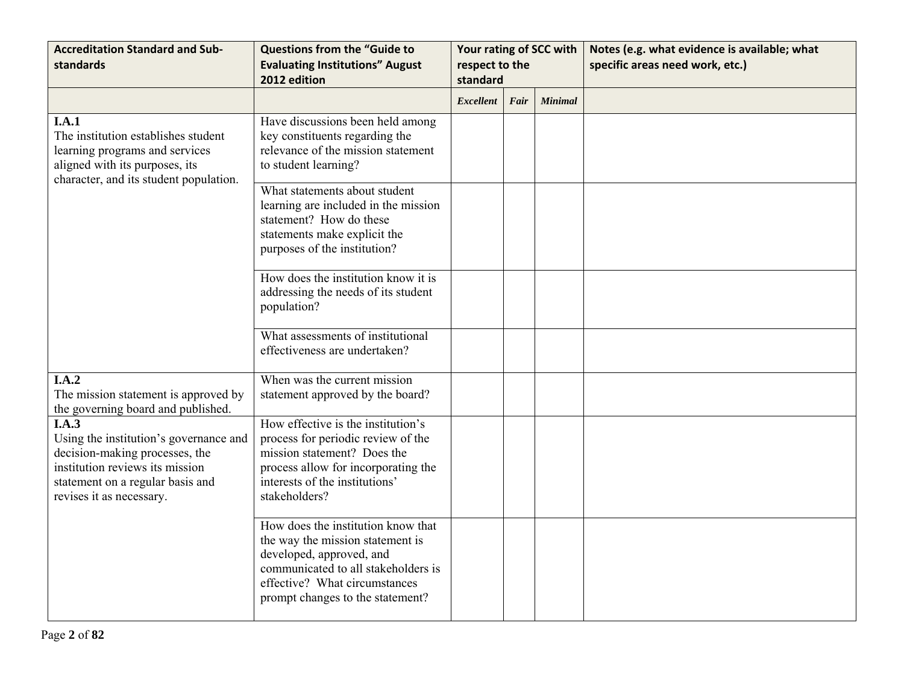| Accreditation Standard and Sub-standards | Questions from the "Guide to Evaluating Institutions" August 2012 edition | Your rating of SCC with respect to the standard | | | Notes (e.g. what evidence is available; what specific areas need work, etc.) |
|---|---|---|---|---|---|
| | | *Excellent* | *Fair* | *Minimal* | |
| **I.A.1** The institution establishes student learning programs and services aligned with its purposes, its character, and its student population. | Have discussions been held among key constituents regarding the relevance of the mission statement to student learning? | | | | |
| | What statements about student learning are included in the mission statement? How do these statements make explicit the purposes of the institution? | | | | |
| | How does the institution know it is addressing the needs of its student population? | | | | |
| | What assessments of institutional effectiveness are undertaken? | | | | |
| **I.A.2** The mission statement is approved by the governing board and published. | When was the current mission statement approved by the board? | | | | |
| **I.A.3** Using the institution's governance and decision-making processes, the institution reviews its mission statement on a regular basis and revises it as necessary. | How effective is the institution's process for periodic review of the mission statement? Does the process allow for incorporating the interests of the institutions' stakeholders? | | | | |
| | How does the institution know that the way the mission statement is developed, approved, and communicated to all stakeholders is effective? What circumstances prompt changes to the statement? | | | | |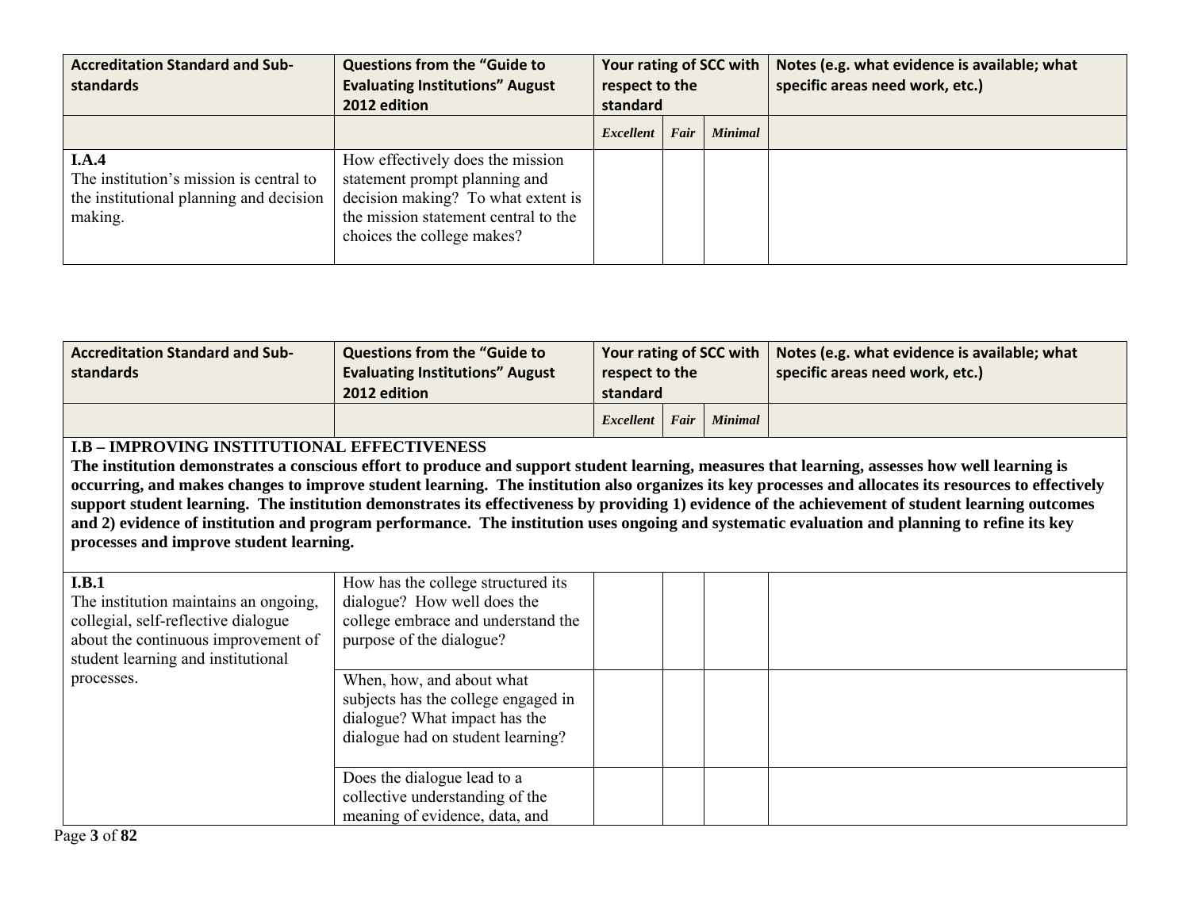| Accreditation Standard and Sub-standards | Questions from the "Guide to Evaluating Institutions" August 2012 edition | Your rating of SCC with respect to the standard | | | Notes (e.g. what evidence is available; what specific areas need work, etc.) |
|---|---|---|---|---|---|
| | | *Excellent* | *Fair* | *Minimal* | |
| **I.A.4** The institution's mission is central to the institutional planning and decision making. | How effectively does the mission statement prompt planning and decision making? To what extent is the mission statement central to the choices the college makes? | | | | |

| Accreditation Standard and Sub-standards | Questions from the "Guide to Evaluating Institutions" August 2012 edition | Your rating of SCC with respect to the standard | | | Notes (e.g. what evidence is available; what specific areas need work, etc.) |
|---|---|---|---|---|---|
| | | *Excellent* | *Fair* | *Minimal* | |
| **I.B – IMPROVING INSTITUTIONAL EFFECTIVENESS** **The institution demonstrates a conscious effort to produce and support student learning, measures that learning, assesses how well learning is occurring, and makes changes to improve student learning. The institution also organizes its key processes and allocates its resources to effectively support student learning. The institution demonstrates its effectiveness by providing 1) evidence of the achievement of student learning outcomes and 2) evidence of institution and program performance. The institution uses ongoing and systematic evaluation and planning to refine its key processes and improve student learning.** | | | | | |
| **I.B.1** The institution maintains an ongoing, collegial, self-reflective dialogue about the continuous improvement of student learning and institutional processes. | How has the college structured its dialogue? How well does the college embrace and understand the purpose of the dialogue? | | | | |
| | When, how, and about what subjects has the college engaged in dialogue? What impact has the dialogue had on student learning? | | | | |
| | Does the dialogue lead to a collective understanding of the meaning of evidence, data, and | | | | |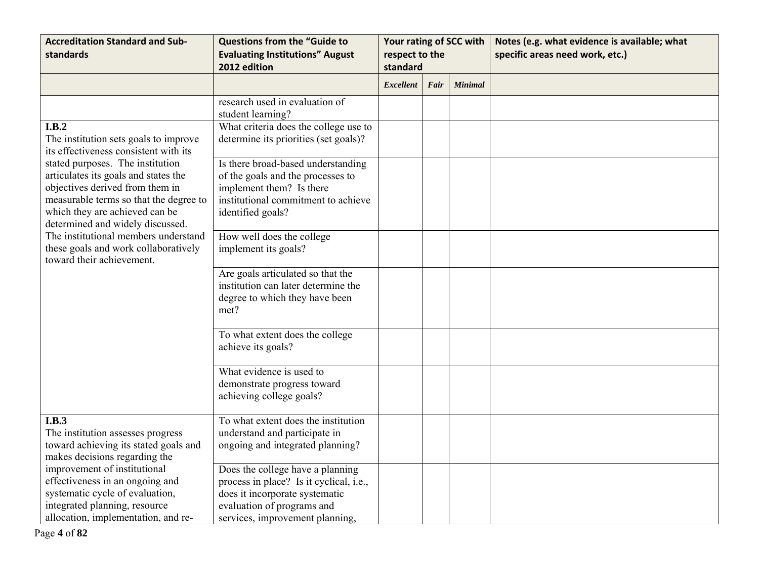| Accreditation Standard and Sub-standards | Questions from the "Guide to Evaluating Institutions" August 2012 edition | Your rating of SCC with respect to the standard | | | Notes (e.g. what evidence is available; what specific areas need work, etc.) |
|---|---|---|---|---|---|
| | | *Excellent* | *Fair* | *Minimal* | |
| | research used in evaluation of student learning? | | | | |
| **I.B.2** The institution sets goals to improve its effectiveness consistent with its stated purposes. The institution articulates its goals and states the objectives derived from them in measurable terms so that the degree to which they are achieved can be determined and widely discussed. The institutional members understand these goals and work collaboratively toward their achievement. | What criteria does the college use to determine its priorities (set goals)? | | | | |
| | Is there broad-based understanding of the goals and the processes to implement them? Is there institutional commitment to achieve identified goals? | | | | |
| | How well does the college implement its goals? | | | | |
| | Are goals articulated so that the institution can later determine the degree to which they have been met? | | | | |
| | To what extent does the college achieve its goals? | | | | |
| | What evidence is used to demonstrate progress toward achieving college goals? | | | | |
| **I.B.3** The institution assesses progress toward achieving its stated goals and makes decisions regarding the improvement of institutional effectiveness in an ongoing and systematic cycle of evaluation, integrated planning, resource allocation, implementation, and re- | To what extent does the institution understand and participate in ongoing and integrated planning? | | | | |
| | Does the college have a planning process in place? Is it cyclical, i.e., does it incorporate systematic evaluation of programs and services, improvement planning, | | | | |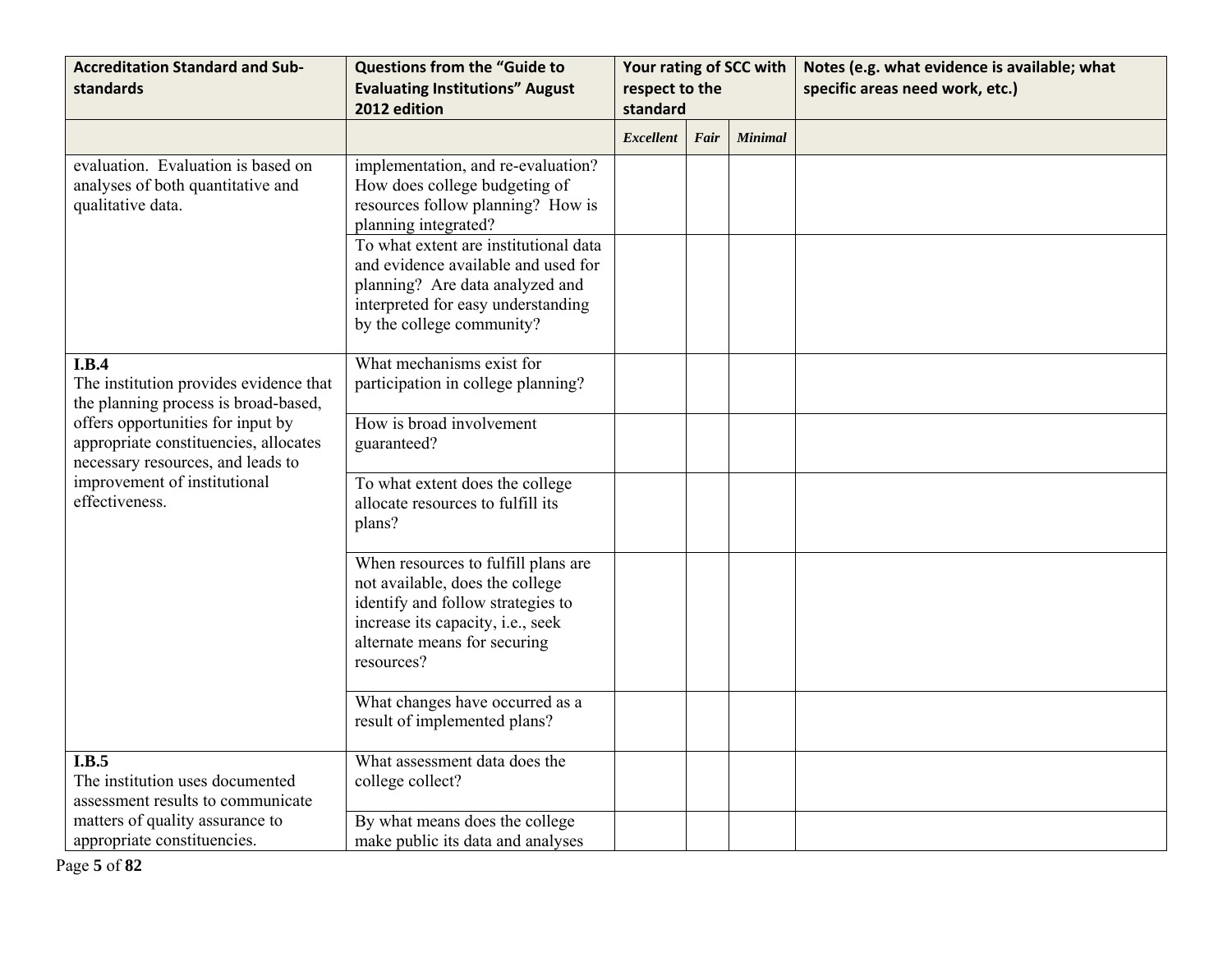| Accreditation Standard and Sub-standards | Questions from the "Guide to Evaluating Institutions" August 2012 edition | Your rating of SCC with respect to the standard | | | Notes (e.g. what evidence is available; what specific areas need work, etc.) |
|---|---|---|---|---|---|
| | | *Excellent* | *Fair* | *Minimal* | |
| evaluation. Evaluation is based on analyses of both quantitative and qualitative data. | implementation, and re-evaluation? How does college budgeting of resources follow planning? How is planning integrated? | | | | |
| | To what extent are institutional data and evidence available and used for planning? Are data analyzed and interpreted for easy understanding by the college community? | | | | |
| **I.B.4** The institution provides evidence that the planning process is broad-based, offers opportunities for input by appropriate constituencies, allocates necessary resources, and leads to improvement of institutional effectiveness. | What mechanisms exist for participation in college planning? | | | | |
| | How is broad involvement guaranteed? | | | | |
| | To what extent does the college allocate resources to fulfill its plans? | | | | |
| | When resources to fulfill plans are not available, does the college identify and follow strategies to increase its capacity, i.e., seek alternate means for securing resources? | | | | |
| | What changes have occurred as a result of implemented plans? | | | | |
| **I.B.5** The institution uses documented assessment results to communicate matters of quality assurance to appropriate constituencies. | What assessment data does the college collect? | | | | |
| | By what means does the college make public its data and analyses | | | | |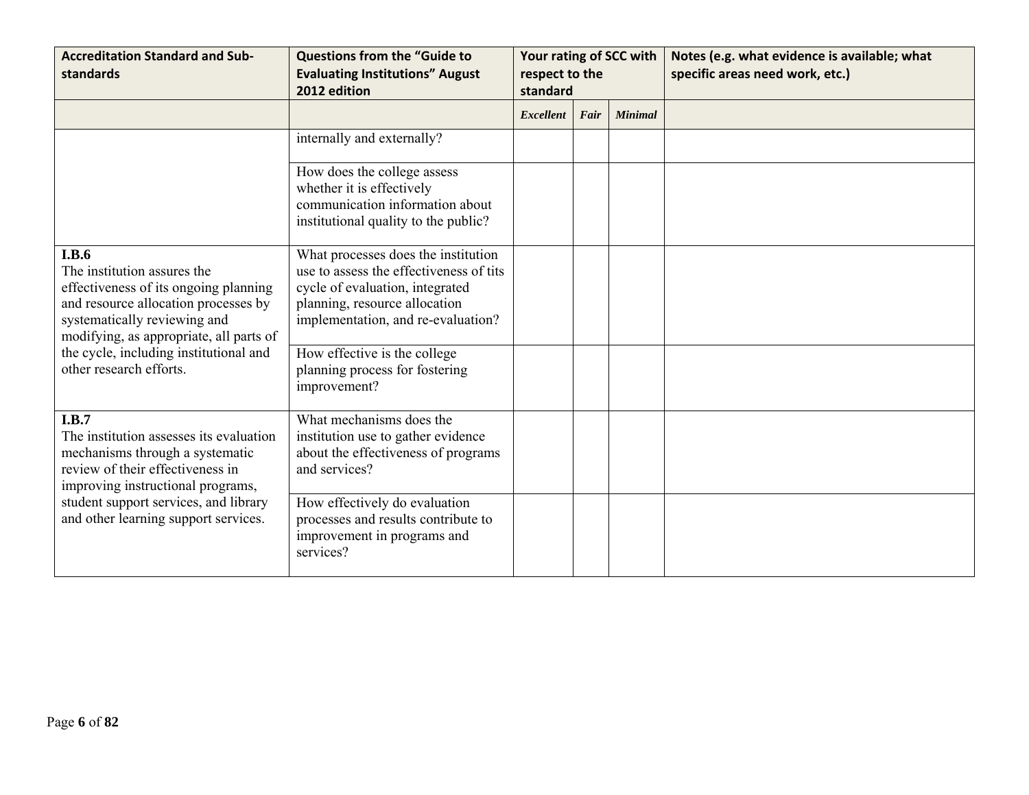| Accreditation Standard and Sub-standards | Questions from the "Guide to Evaluating Institutions" August 2012 edition | Your rating of SCC with respect to the standard | | | Notes (e.g. what evidence is available; what specific areas need work, etc.) |
|---|---|---|---|---|---|
| | | *Excellent* | *Fair* | *Minimal* | |
| | internally and externally? | | | | |
| | How does the college assess whether it is effectively communication information about institutional quality to the public? | | | | |
| **I.B.6**<br>The institution assures the effectiveness of its ongoing planning and resource allocation processes by systematically reviewing and modifying, as appropriate, all parts of the cycle, including institutional and other research efforts. | What processes does the institution use to assess the effectiveness of tits cycle of evaluation, integrated planning, resource allocation implementation, and re-evaluation? | | | | |
| | How effective is the college planning process for fostering improvement? | | | | |
| **I.B.7**<br>The institution assesses its evaluation mechanisms through a systematic review of their effectiveness in improving instructional programs, student support services, and library and other learning support services. | What mechanisms does the institution use to gather evidence about the effectiveness of programs and services? | | | | |
| | How effectively do evaluation processes and results contribute to improvement in programs and services? | | | | |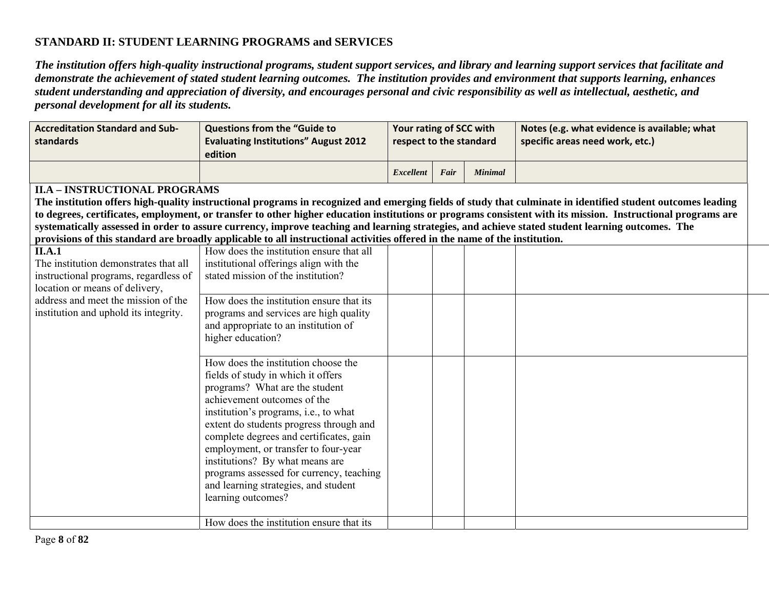## STANDARD II: STUDENT LEARNING PROGRAMS and SERVICES

***The institution offers high-quality instructional programs, student support services, and library and learning support services that facilitate and demonstrate the achievement of stated student learning outcomes. The institution provides and environment that supports learning, enhances student understanding and appreciation of diversity, and encourages personal and civic responsibility as well as intellectual, aesthetic, and personal development for all its students.***

| Accreditation Standard and Sub-standards | Questions from the "Guide to Evaluating Institutions" August 2012 edition | Your rating of SCC with respect to the standard | | | Notes (e.g. what evidence is available; what specific areas need work, etc.) |
|---|---|---|---|---|---|
| | | *Excellent* | *Fair* | *Minimal* | |
| **II.A – INSTRUCTIONAL PROGRAMS**<br>**The institution offers high-quality instructional programs in recognized and emerging fields of study that culminate in identified student outcomes leading to degrees, certificates, employment, or transfer to other higher education institutions or programs consistent with its mission. Instructional programs are systematically assessed in order to assure currency, improve teaching and learning strategies, and achieve stated student learning outcomes. The provisions of this standard are broadly applicable to all instructional activities offered in the name of the institution.** | | | | | |
| **II.A.1**<br>The institution demonstrates that all instructional programs, regardless of location or means of delivery, address and meet the mission of the institution and uphold its integrity. | How does the institution ensure that all institutional offerings align with the stated mission of the institution? | | | | |
| | How does the institution ensure that its programs and services are high quality and appropriate to an institution of higher education? | | | | |
| | How does the institution choose the fields of study in which it offers programs? What are the student achievement outcomes of the institution's programs, i.e., to what extent do students progress through and complete degrees and certificates, gain employment, or transfer to four-year institutions? By what means are programs assessed for currency, teaching and learning strategies, and student learning outcomes? | | | | |
| | How does the institution ensure that its | | | | |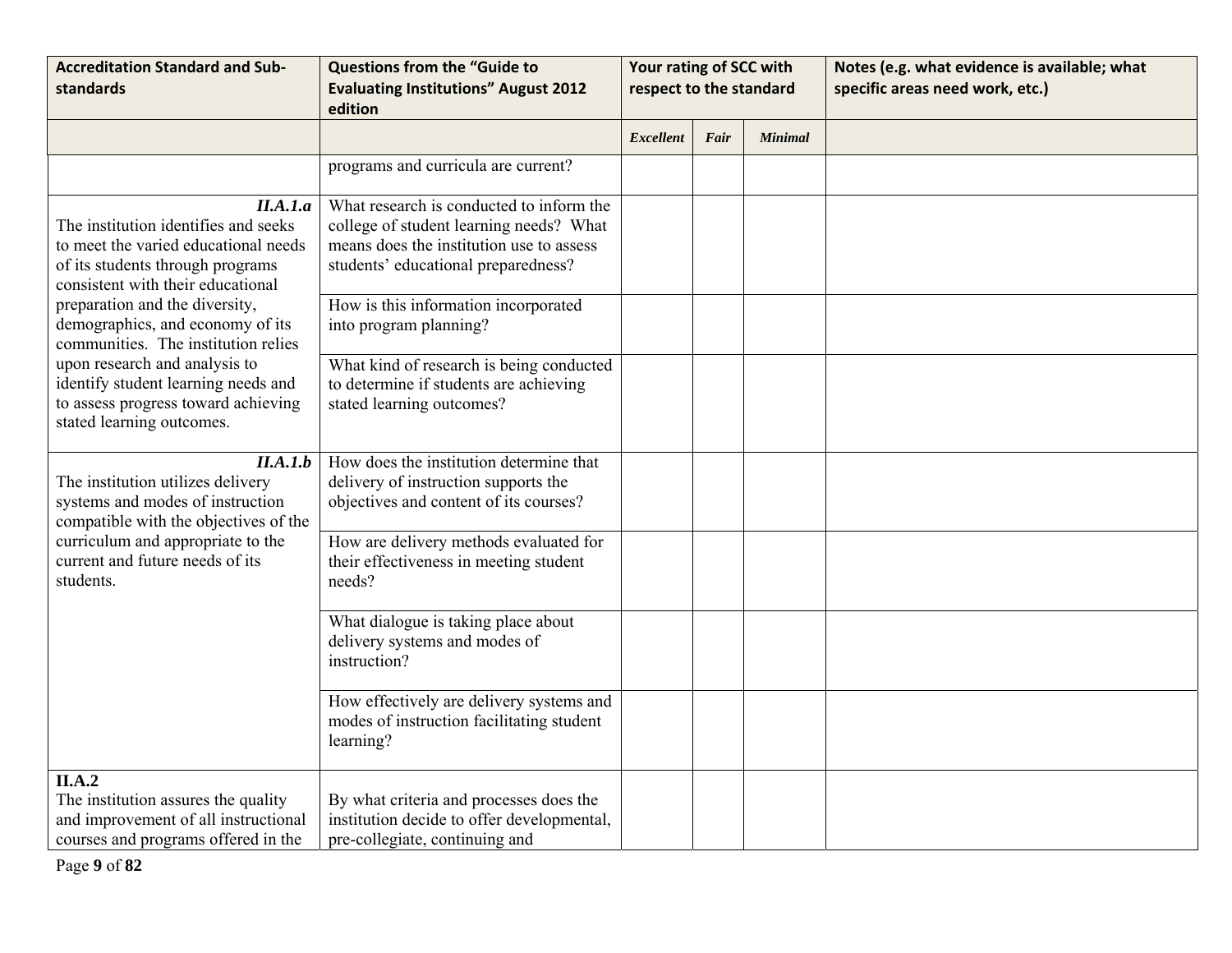| Accreditation Standard and Sub-standards | Questions from the "Guide to Evaluating Institutions" August 2012 edition | Your rating of SCC with respect to the standard | | | Notes (e.g. what evidence is available; what specific areas need work, etc.) |
|---|---|---|---|---|---|
| | | *Excellent* | *Fair* | *Minimal* | |
| | programs and curricula are current? | | | | |
| ***II.A.1.a*** The institution identifies and seeks to meet the varied educational needs of its students through programs consistent with their educational preparation and the diversity, demographics, and economy of its communities. The institution relies upon research and analysis to identify student learning needs and to assess progress toward achieving stated learning outcomes. | What research is conducted to inform the college of student learning needs? What means does the institution use to assess students' educational preparedness? | | | | |
| | How is this information incorporated into program planning? | | | | |
| | What kind of research is being conducted to determine if students are achieving stated learning outcomes? | | | | |
| ***II.A.1.b*** The institution utilizes delivery systems and modes of instruction compatible with the objectives of the curriculum and appropriate to the current and future needs of its students. | How does the institution determine that delivery of instruction supports the objectives and content of its courses? | | | | |
| | How are delivery methods evaluated for their effectiveness in meeting student needs? | | | | |
| | What dialogue is taking place about delivery systems and modes of instruction? | | | | |
| | How effectively are delivery systems and modes of instruction facilitating student learning? | | | | |
| **II.A.2** The institution assures the quality and improvement of all instructional courses and programs offered in the | By what criteria and processes does the institution decide to offer developmental, pre-collegiate, continuing and | | | | |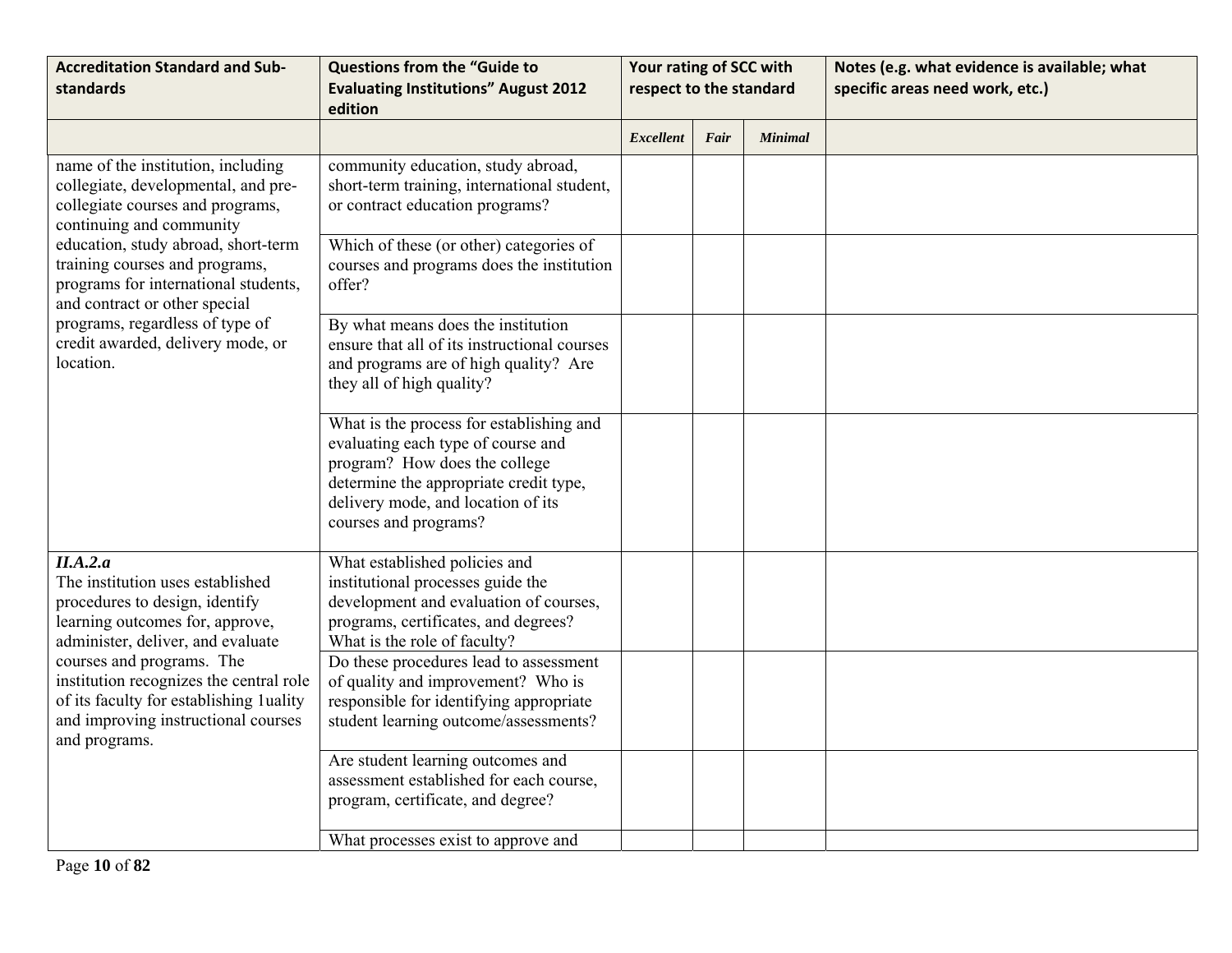| Accreditation Standard and Sub-standards | Questions from the "Guide to Evaluating Institutions" August 2012 edition | Your rating of SCC with respect to the standard | | | Notes (e.g. what evidence is available; what specific areas need work, etc.) |
|---|---|---|---|---|---|
| | | *Excellent* | *Fair* | *Minimal* | |
| name of the institution, including collegiate, developmental, and pre-collegiate courses and programs, continuing and community education, study abroad, short-term training courses and programs, programs for international students, and contract or other special programs, regardless of type of credit awarded, delivery mode, or location. | community education, study abroad, short-term training, international student, or contract education programs? | | | | |
| | Which of these (or other) categories of courses and programs does the institution offer? | | | | |
| | By what means does the institution ensure that all of its instructional courses and programs are of high quality? Are they all of high quality? | | | | |
| | What is the process for establishing and evaluating each type of course and program? How does the college determine the appropriate credit type, delivery mode, and location of its courses and programs? | | | | |
| ***II.A.2.a*** The institution uses established procedures to design, identify learning outcomes for, approve, administer, deliver, and evaluate courses and programs. The institution recognizes the central role of its faculty for establishing 1uality and improving instructional courses and programs. | What established policies and institutional processes guide the development and evaluation of courses, programs, certificates, and degrees? What is the role of faculty? | | | | |
| | Do these procedures lead to assessment of quality and improvement? Who is responsible for identifying appropriate student learning outcome/assessments? | | | | |
| | Are student learning outcomes and assessment established for each course, program, certificate, and degree? | | | | |
| | What processes exist to approve and | | | | |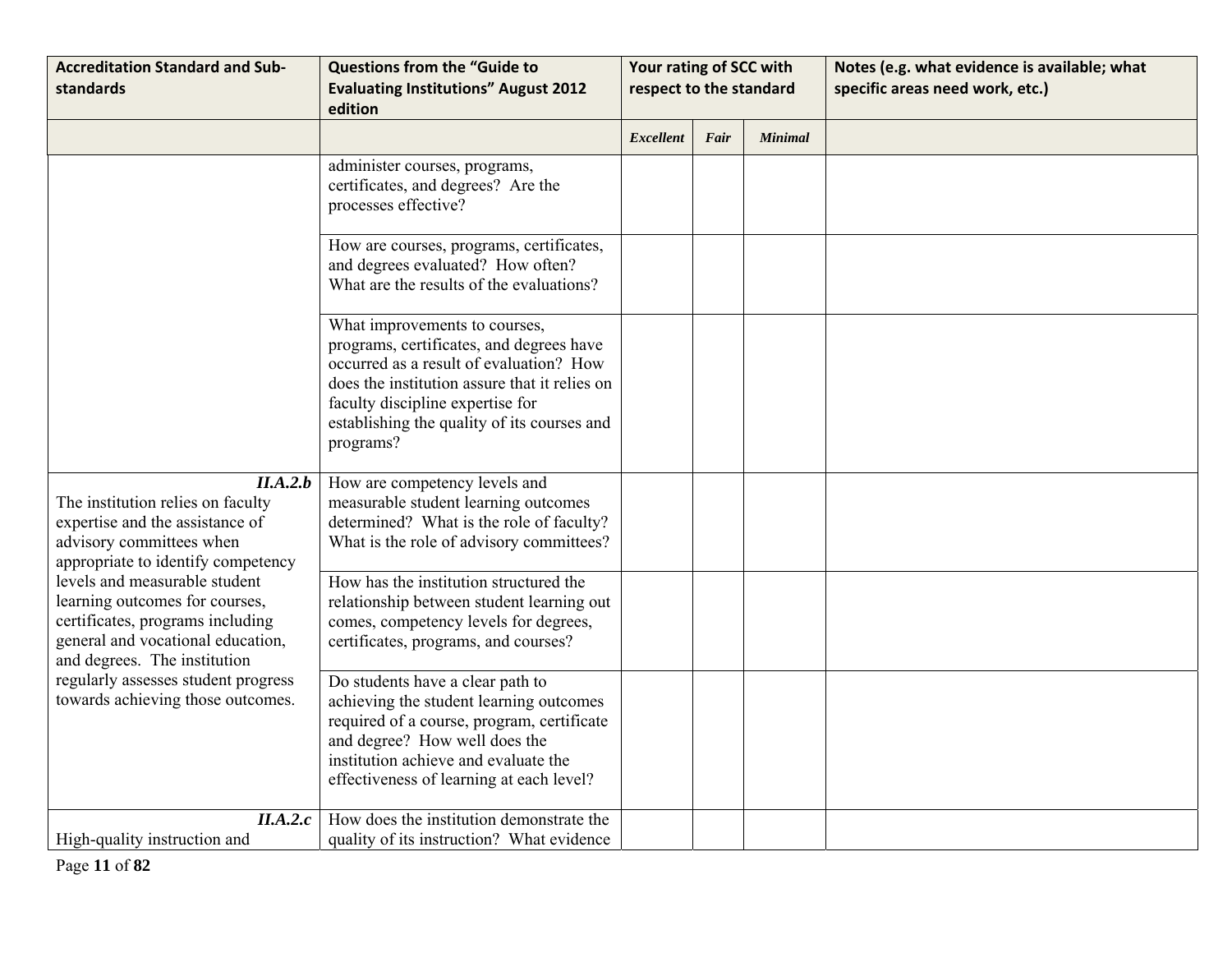| Accreditation Standard and Sub-standards | Questions from the "Guide to Evaluating Institutions" August 2012 edition | Your rating of SCC with respect to the standard | | | Notes (e.g. what evidence is available; what specific areas need work, etc.) |
|---|---|---|---|---|---|
| | | *Excellent* | *Fair* | *Minimal* | |
| | administer courses, programs, certificates, and degrees? Are the processes effective? | | | | |
| | How are courses, programs, certificates, and degrees evaluated? How often? What are the results of the evaluations? | | | | |
| | What improvements to courses, programs, certificates, and degrees have occurred as a result of evaluation? How does the institution assure that it relies on faculty discipline expertise for establishing the quality of its courses and programs? | | | | |
| ***II.A.2.b*** The institution relies on faculty expertise and the assistance of advisory committees when appropriate to identify competency levels and measurable student learning outcomes for courses, certificates, programs including general and vocational education, and degrees. The institution regularly assesses student progress towards achieving those outcomes. | How are competency levels and measurable student learning outcomes determined? What is the role of faculty? What is the role of advisory committees? | | | | |
| | How has the institution structured the relationship between student learning out comes, competency levels for degrees, certificates, programs, and courses? | | | | |
| | Do students have a clear path to achieving the student learning outcomes required of a course, program, certificate and degree? How well does the institution achieve and evaluate the effectiveness of learning at each level? | | | | |
| ***II.A.2.c*** High-quality instruction and | How does the institution demonstrate the quality of its instruction? What evidence | | | | |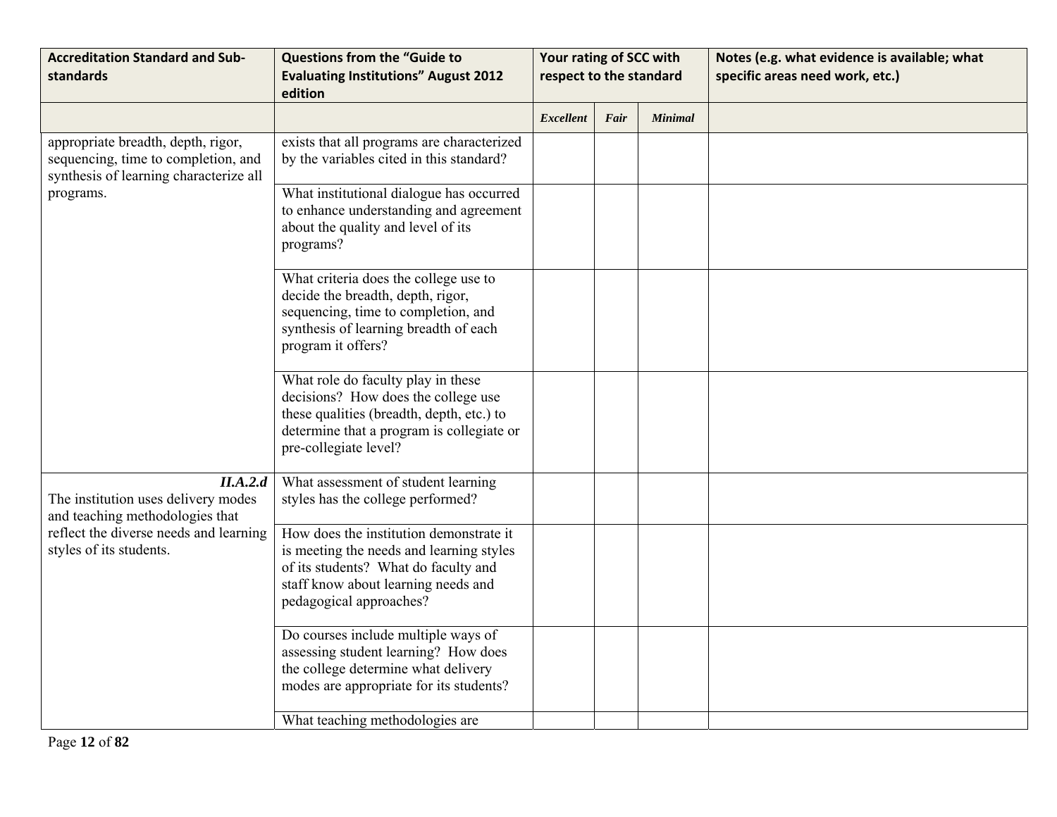| Accreditation Standard and Sub-standards | Questions from the "Guide to Evaluating Institutions" August 2012 edition | Your rating of SCC with respect to the standard | | | Notes (e.g. what evidence is available; what specific areas need work, etc.) |
|---|---|---|---|---|---|
| | | *Excellent* | *Fair* | *Minimal* | |
| appropriate breadth, depth, rigor, sequencing, time to completion, and synthesis of learning characterize all programs. | exists that all programs are characterized by the variables cited in this standard? | | | | |
| | What institutional dialogue has occurred to enhance understanding and agreement about the quality and level of its programs? | | | | |
| | What criteria does the college use to decide the breadth, depth, rigor, sequencing, time to completion, and synthesis of learning breadth of each program it offers? | | | | |
| | What role do faculty play in these decisions? How does the college use these qualities (breadth, depth, etc.) to determine that a program is collegiate or pre-collegiate level? | | | | |
| ***II.A.2.d*** The institution uses delivery modes and teaching methodologies that reflect the diverse needs and learning styles of its students. | What assessment of student learning styles has the college performed? | | | | |
| | How does the institution demonstrate it is meeting the needs and learning styles of its students? What do faculty and staff know about learning needs and pedagogical approaches? | | | | |
| | Do courses include multiple ways of assessing student learning? How does the college determine what delivery modes are appropriate for its students? | | | | |
| | What teaching methodologies are | | | | |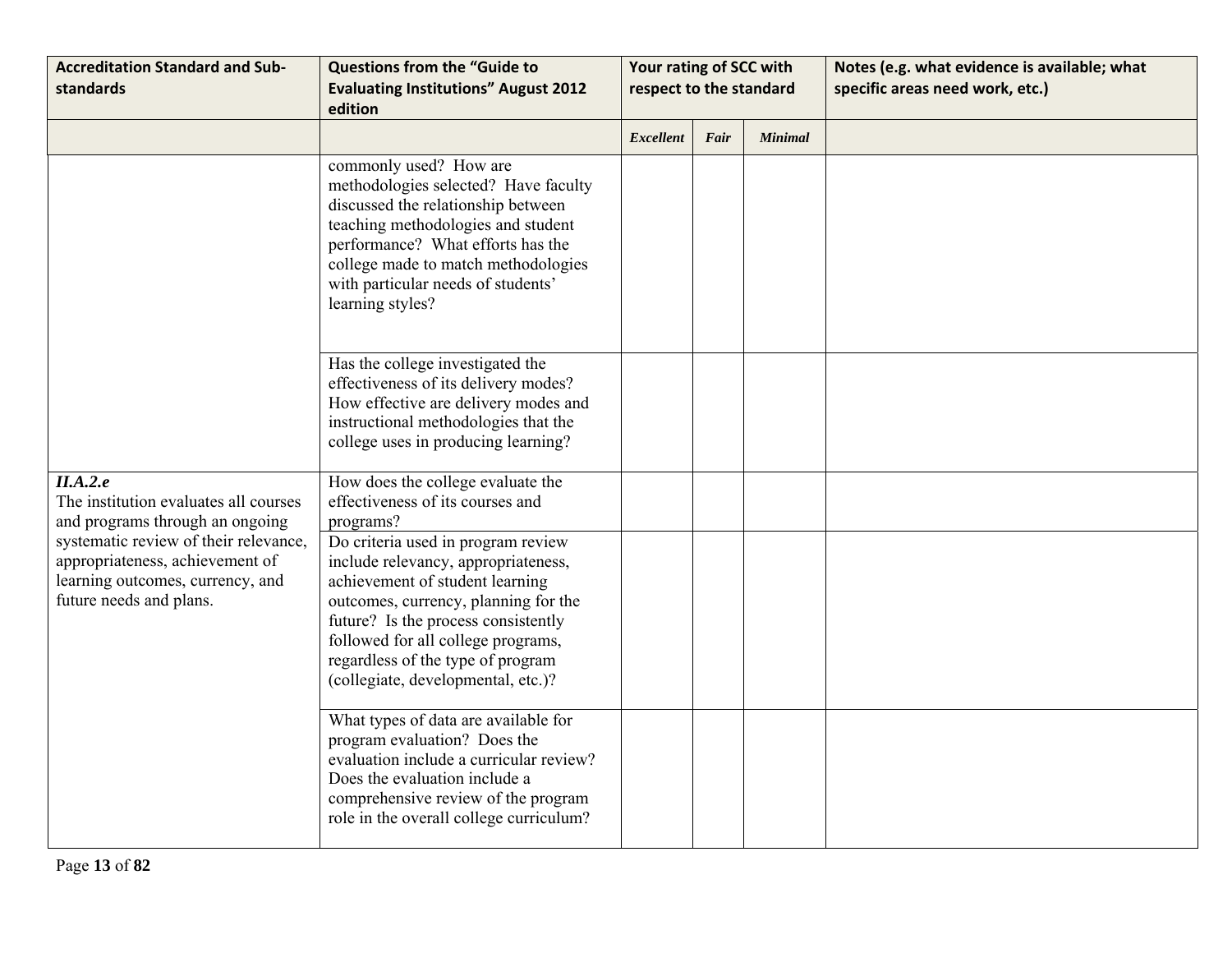| Accreditation Standard and Sub-standards | Questions from the "Guide to Evaluating Institutions" August 2012 edition | Your rating of SCC with respect to the standard | | | Notes (e.g. what evidence is available; what specific areas need work, etc.) |
|---|---|---|---|---|---|
| | | *Excellent* | *Fair* | *Minimal* | |
| | commonly used? How are methodologies selected? Have faculty discussed the relationship between teaching methodologies and student performance? What efforts has the college made to match methodologies with particular needs of students' learning styles? | | | | |
| | Has the college investigated the effectiveness of its delivery modes? How effective are delivery modes and instructional methodologies that the college uses in producing learning? | | | | |
| ***II.A.2.e*** The institution evaluates all courses and programs through an ongoing systematic review of their relevance, appropriateness, achievement of learning outcomes, currency, and future needs and plans. | How does the college evaluate the effectiveness of its courses and programs? | | | | |
| | Do criteria used in program review include relevancy, appropriateness, achievement of student learning outcomes, currency, planning for the future? Is the process consistently followed for all college programs, regardless of the type of program (collegiate, developmental, etc.)? | | | | |
| | What types of data are available for program evaluation? Does the evaluation include a curricular review? Does the evaluation include a comprehensive review of the program role in the overall college curriculum? | | | | |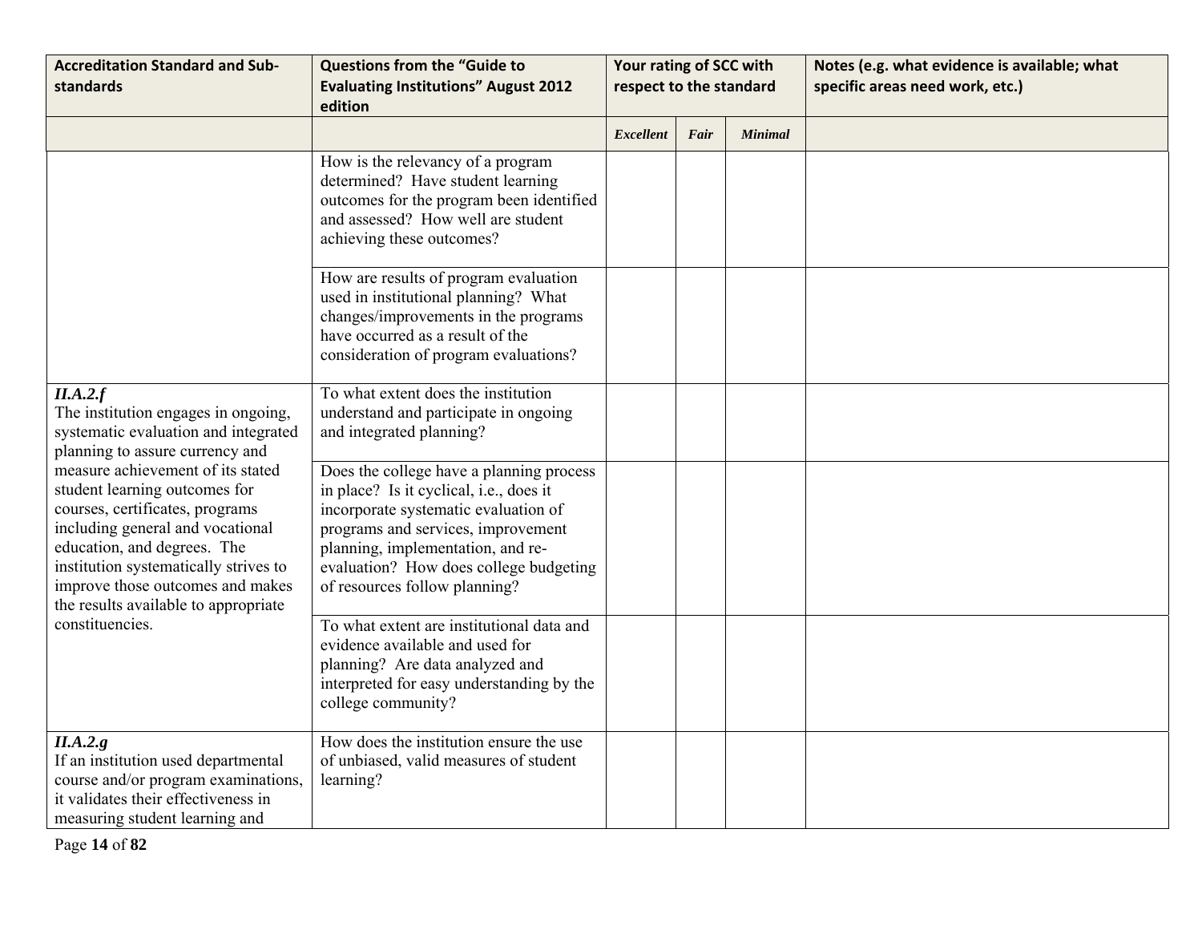| Accreditation Standard and Sub-standards | Questions from the "Guide to Evaluating Institutions" August 2012 edition | Your rating of SCC with respect to the standard | | | Notes (e.g. what evidence is available; what specific areas need work, etc.) |
|---|---|---|---|---|---|
| | | *Excellent* | *Fair* | *Minimal* | |
| | How is the relevancy of a program determined? Have student learning outcomes for the program been identified and assessed? How well are student achieving these outcomes? | | | | |
| | How are results of program evaluation used in institutional planning? What changes/improvements in the programs have occurred as a result of the consideration of program evaluations? | | | | |
| ***II.A.2.f*** The institution engages in ongoing, systematic evaluation and integrated planning to assure currency and measure achievement of its stated student learning outcomes for courses, certificates, programs including general and vocational education, and degrees. The institution systematically strives to improve those outcomes and makes the results available to appropriate constituencies. | To what extent does the institution understand and participate in ongoing and integrated planning? | | | | |
| | Does the college have a planning process in place? Is it cyclical, i.e., does it incorporate systematic evaluation of programs and services, improvement planning, implementation, and re-evaluation? How does college budgeting of resources follow planning? | | | | |
| | To what extent are institutional data and evidence available and used for planning? Are data analyzed and interpreted for easy understanding by the college community? | | | | |
| ***II.A.2.g*** If an institution used departmental course and/or program examinations, it validates their effectiveness in measuring student learning and | How does the institution ensure the use of unbiased, valid measures of student learning? | | | | |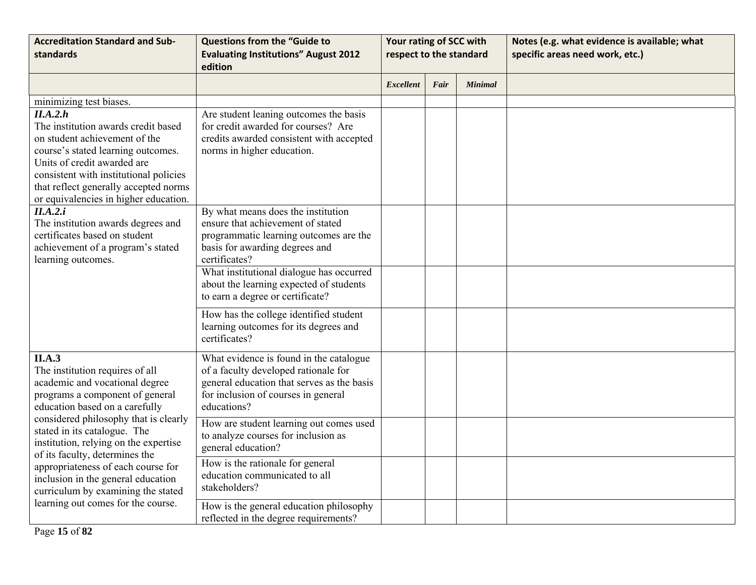| Accreditation Standard and Sub-standards | Questions from the "Guide to Evaluating Institutions" August 2012 edition | Your rating of SCC with respect to the standard | | | Notes (e.g. what evidence is available; what specific areas need work, etc.) |
|---|---|---|---|---|---|
| | | *Excellent* | *Fair* | *Minimal* | |
| minimizing test biases. | | | | | |
| ***II.A.2.h*** The institution awards credit based on student achievement of the course's stated learning outcomes. Units of credit awarded are consistent with institutional policies that reflect generally accepted norms or equivalencies in higher education. | Are student leaning outcomes the basis for credit awarded for courses? Are credits awarded consistent with accepted norms in higher education. | | | | |
| ***II.A.2.i*** The institution awards degrees and certificates based on student achievement of a program's stated learning outcomes. | By what means does the institution ensure that achievement of stated programmatic learning outcomes are the basis for awarding degrees and certificates? | | | | |
| | What institutional dialogue has occurred about the learning expected of students to earn a degree or certificate? | | | | |
| | How has the college identified student learning outcomes for its degrees and certificates? | | | | |
| **II.A.3** The institution requires of all academic and vocational degree programs a component of general education based on a carefully considered philosophy that is clearly stated in its catalogue. The institution, relying on the expertise of its faculty, determines the appropriateness of each course for inclusion in the general education curriculum by examining the stated learning out comes for the course. | What evidence is found in the catalogue of a faculty developed rationale for general education that serves as the basis for inclusion of courses in general educations? | | | | |
| | How are student learning out comes used to analyze courses for inclusion as general education? | | | | |
| | How is the rationale for general education communicated to all stakeholders? | | | | |
| | How is the general education philosophy reflected in the degree requirements? | | | | |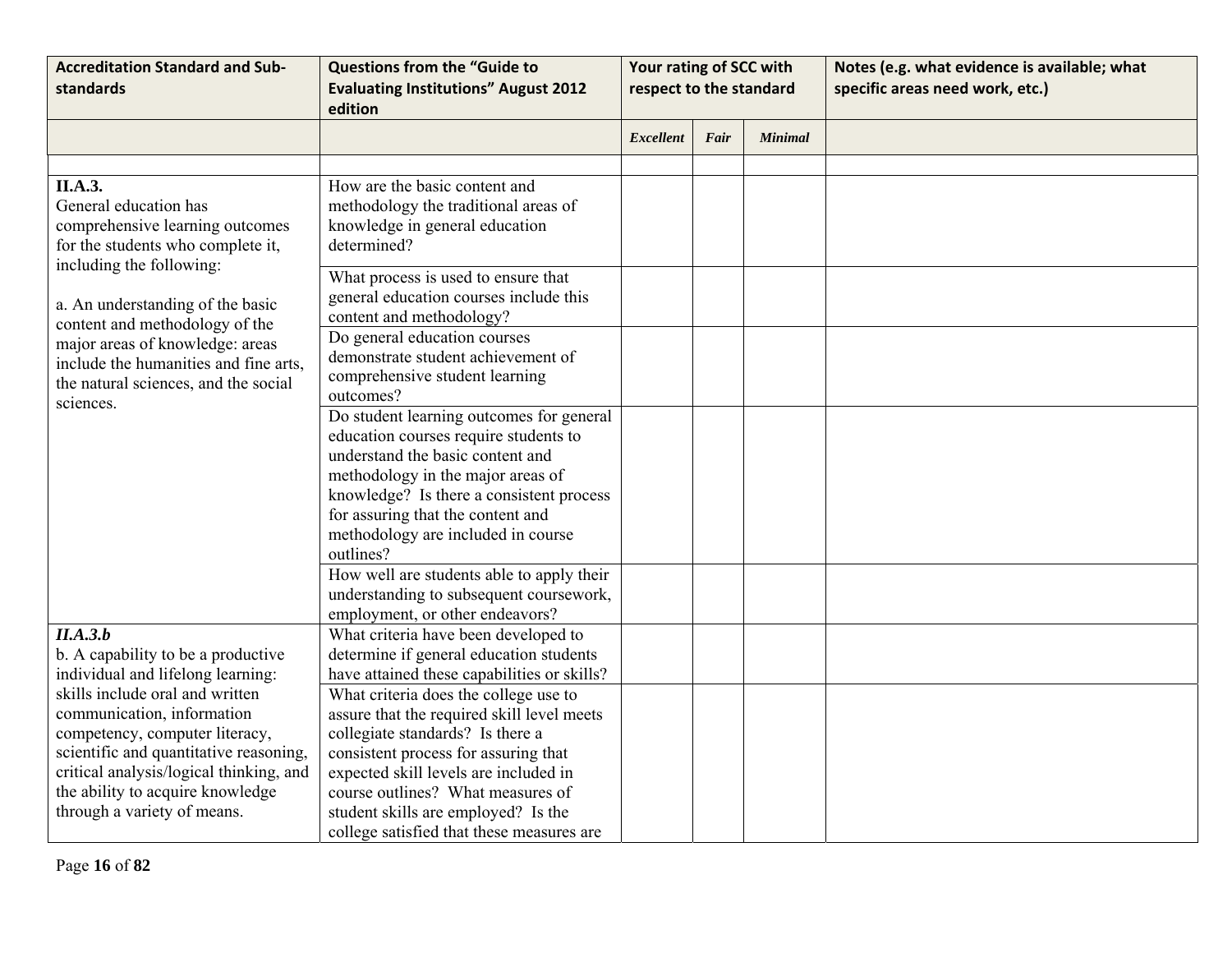| Accreditation Standard and Sub-standards | Questions from the "Guide to Evaluating Institutions" August 2012 edition | Your rating of SCC with respect to the standard | | | Notes (e.g. what evidence is available; what specific areas need work, etc.) |
|---|---|---|---|---|---|
| | | *Excellent* | *Fair* | *Minimal* | |
| | | | | | |
| **II.A.3.**<br>General education has comprehensive learning outcomes for the students who complete it, including the following:<br><br>a. An understanding of the basic content and methodology of the major areas of knowledge: areas include the humanities and fine arts, the natural sciences, and the social sciences. | How are the basic content and methodology the traditional areas of knowledge in general education determined? | | | | |
| | What process is used to ensure that general education courses include this content and methodology? | | | | |
| | Do general education courses demonstrate student achievement of comprehensive student learning outcomes? | | | | |
| | Do student learning outcomes for general education courses require students to understand the basic content and methodology in the major areas of knowledge? Is there a consistent process for assuring that the content and methodology are included in course outlines? | | | | |
| | How well are students able to apply their understanding to subsequent coursework, employment, or other endeavors? | | | | |
| ***II.A.3.b***<br>b. A capability to be a productive individual and lifelong learning: skills include oral and written communication, information competency, computer literacy, scientific and quantitative reasoning, critical analysis/logical thinking, and the ability to acquire knowledge through a variety of means. | What criteria have been developed to determine if general education students have attained these capabilities or skills? | | | | |
| | What criteria does the college use to assure that the required skill level meets collegiate standards? Is there a consistent process for assuring that expected skill levels are included in course outlines? What measures of student skills are employed? Is the college satisfied that these measures are | | | | |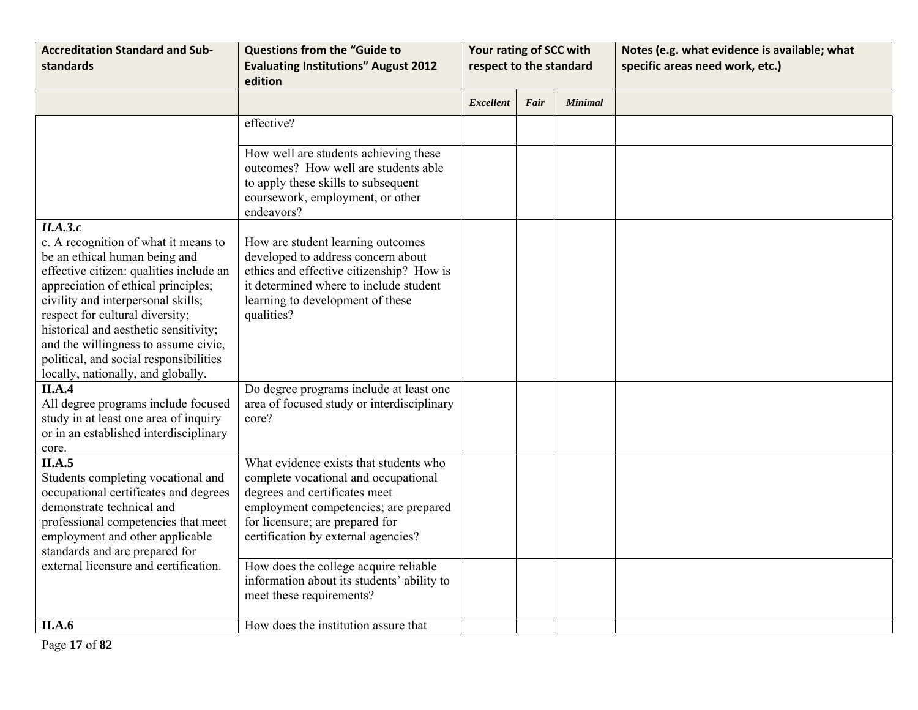| Accreditation Standard and Sub-standards | Questions from the "Guide to Evaluating Institutions" August 2012 edition | Your rating of SCC with respect to the standard | | | Notes (e.g. what evidence is available; what specific areas need work, etc.) |
|---|---|---|---|---|---|
| | | *Excellent* | *Fair* | *Minimal* | |
| | effective? | | | | |
| | How well are students achieving these outcomes? How well are students able to apply these skills to subsequent coursework, employment, or other endeavors? | | | | |
| ***II.A.3.c*** c. A recognition of what it means to be an ethical human being and effective citizen: qualities include an appreciation of ethical principles; civility and interpersonal skills; respect for cultural diversity; historical and aesthetic sensitivity; and the willingness to assume civic, political, and social responsibilities locally, nationally, and globally. | How are student learning outcomes developed to address concern about ethics and effective citizenship? How is it determined where to include student learning to development of these qualities? | | | | |
| **II.A.4** All degree programs include focused study in at least one area of inquiry or in an established interdisciplinary core. | Do degree programs include at least one area of focused study or interdisciplinary core? | | | | |
| **II.A.5** Students completing vocational and occupational certificates and degrees demonstrate technical and professional competencies that meet employment and other applicable standards and are prepared for external licensure and certification. | What evidence exists that students who complete vocational and occupational degrees and certificates meet employment competencies; are prepared for licensure; are prepared for certification by external agencies? | | | | |
| | How does the college acquire reliable information about its students' ability to meet these requirements? | | | | |
| **II.A.6** | How does the institution assure that | | | | |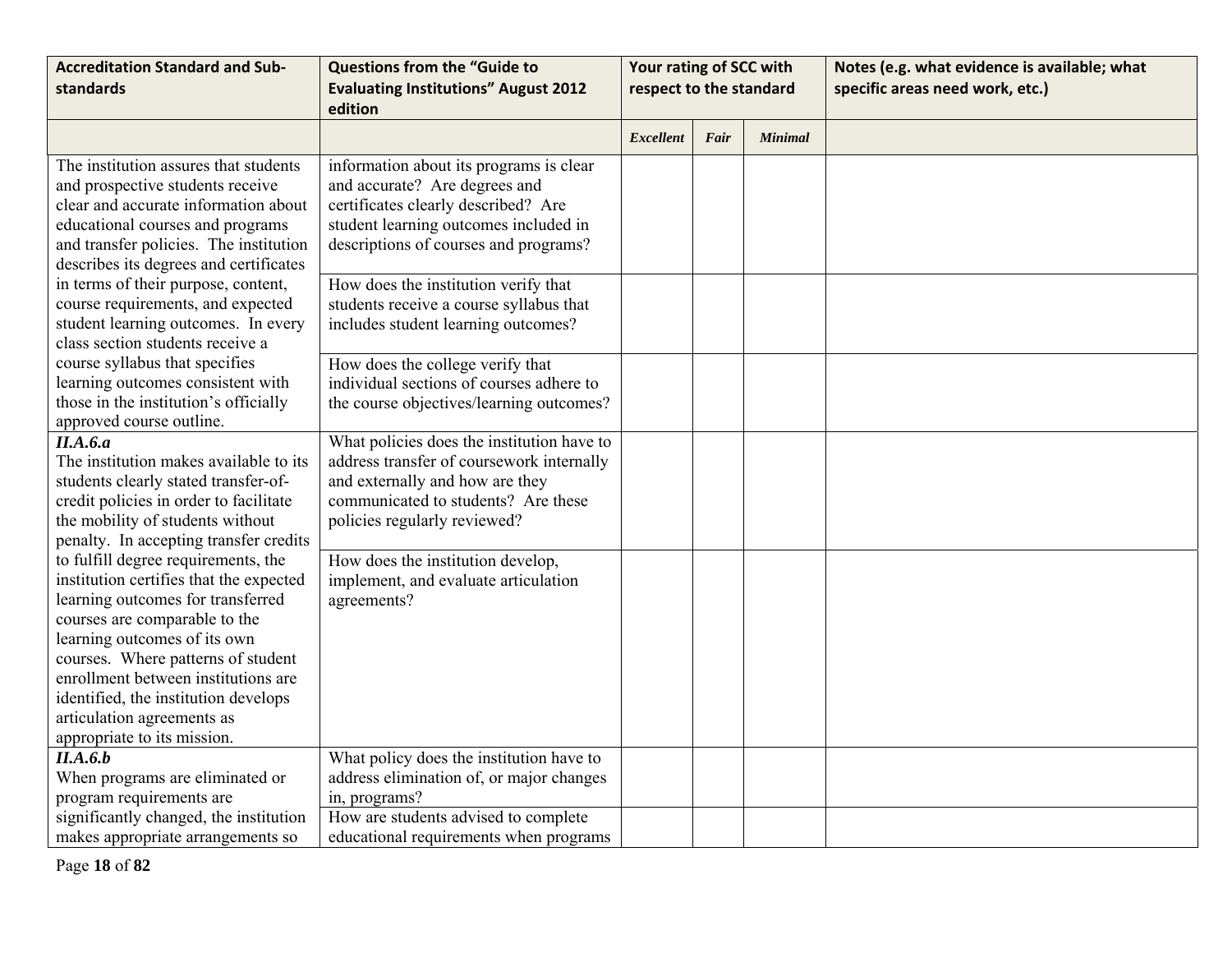| Accreditation Standard and Sub-standards | Questions from the "Guide to Evaluating Institutions" August 2012 edition | Your rating of SCC with respect to the standard | | | Notes (e.g. what evidence is available; what specific areas need work, etc.) |
|---|---|---|---|---|---|
| | | *Excellent* | *Fair* | *Minimal* | |
| The institution assures that students and prospective students receive clear and accurate information about educational courses and programs and transfer policies. The institution describes its degrees and certificates in terms of their purpose, content, course requirements, and expected student learning outcomes. In every class section students receive a course syllabus that specifies learning outcomes consistent with those in the institution's officially approved course outline. | information about its programs is clear and accurate? Are degrees and certificates clearly described? Are student learning outcomes included in descriptions of courses and programs? | | | | |
| | How does the institution verify that students receive a course syllabus that includes student learning outcomes? | | | | |
| | How does the college verify that individual sections of courses adhere to the course objectives/learning outcomes? | | | | |
| ***II.A.6.a*** The institution makes available to its students clearly stated transfer-of-credit policies in order to facilitate the mobility of students without penalty. In accepting transfer credits to fulfill degree requirements, the institution certifies that the expected learning outcomes for transferred courses are comparable to the learning outcomes of its own courses. Where patterns of student enrollment between institutions are identified, the institution develops articulation agreements as appropriate to its mission. | What policies does the institution have to address transfer of coursework internally and externally and how are they communicated to students? Are these policies regularly reviewed? | | | | |
| | How does the institution develop, implement, and evaluate articulation agreements? | | | | |
| ***II.A.6.b*** When programs are eliminated or program requirements are significantly changed, the institution makes appropriate arrangements so | What policy does the institution have to address elimination of, or major changes in, programs? | | | | |
| | How are students advised to complete educational requirements when programs | | | | |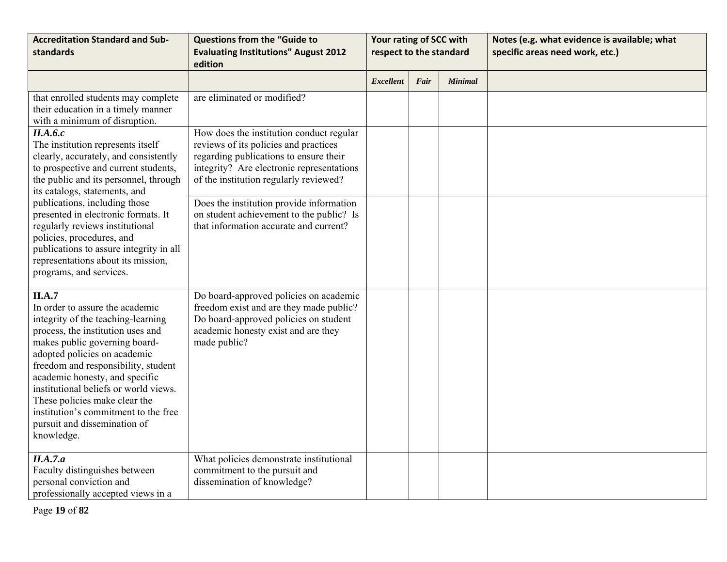| Accreditation Standard and Sub-standards | Questions from the "Guide to Evaluating Institutions" August 2012 edition | Your rating of SCC with respect to the standard | | | Notes (e.g. what evidence is available; what specific areas need work, etc.) |
|---|---|---|---|---|---|
| | | *Excellent* | *Fair* | *Minimal* | |
| that enrolled students may complete their education in a timely manner with a minimum of disruption. | are eliminated or modified? | | | | |
| ***II.A.6.c*** The institution represents itself clearly, accurately, and consistently to prospective and current students, the public and its personnel, through its catalogs, statements, and publications, including those presented in electronic formats. It regularly reviews institutional policies, procedures, and publications to assure integrity in all representations about its mission, programs, and services. | How does the institution conduct regular reviews of its policies and practices regarding publications to ensure their integrity? Are electronic representations of the institution regularly reviewed? | | | | |
| | Does the institution provide information on student achievement to the public? Is that information accurate and current? | | | | |
| **II.A.7** In order to assure the academic integrity of the teaching-learning process, the institution uses and makes public governing board-adopted policies on academic freedom and responsibility, student academic honesty, and specific institutional beliefs or world views. These policies make clear the institution's commitment to the free pursuit and dissemination of knowledge. | Do board-approved policies on academic freedom exist and are they made public? Do board-approved policies on student academic honesty exist and are they made public? | | | | |
| ***II.A.7.a*** Faculty distinguishes between personal conviction and professionally accepted views in a | What policies demonstrate institutional commitment to the pursuit and dissemination of knowledge? | | | | |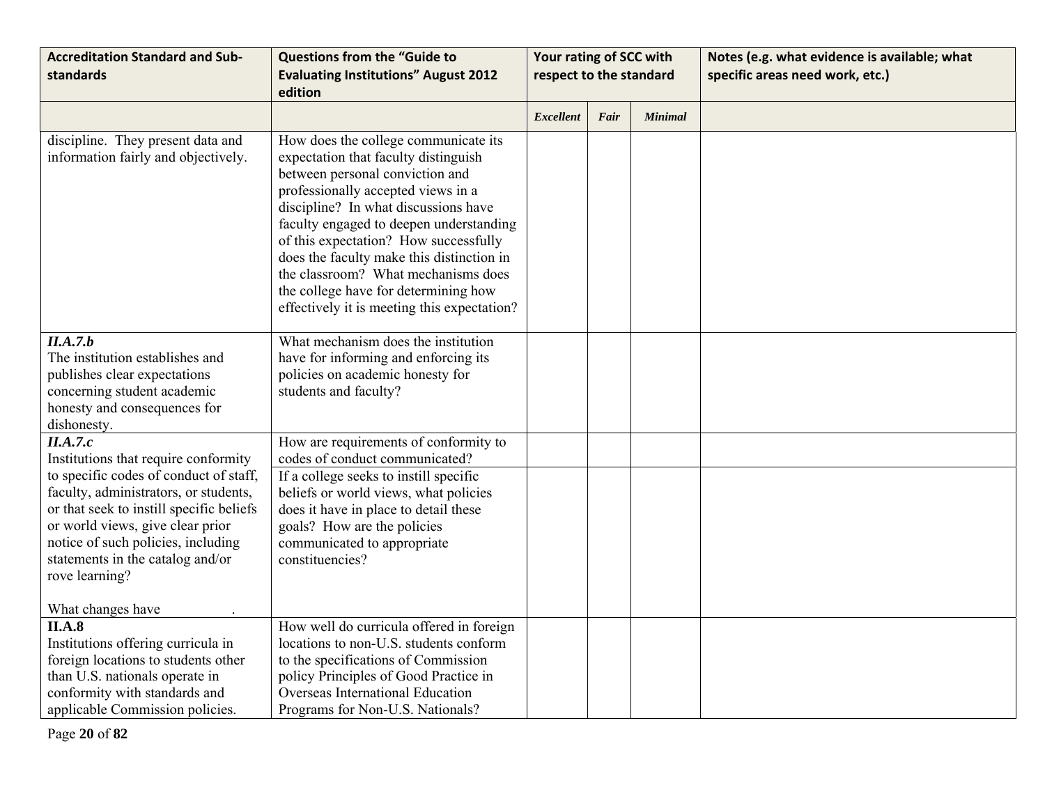| Accreditation Standard and Sub-standards | Questions from the "Guide to Evaluating Institutions" August 2012 edition | Your rating of SCC with respect to the standard | | | Notes (e.g. what evidence is available; what specific areas need work, etc.) |
|---|---|---|---|---|---|
| | | *Excellent* | *Fair* | *Minimal* | |
| discipline. They present data and information fairly and objectively. | How does the college communicate its expectation that faculty distinguish between personal conviction and professionally accepted views in a discipline? In what discussions have faculty engaged to deepen understanding of this expectation? How successfully does the faculty make this distinction in the classroom? What mechanisms does the college have for determining how effectively it is meeting this expectation? | | | | |
| ***II.A.7.b*** The institution establishes and publishes clear expectations concerning student academic honesty and consequences for dishonesty. | What mechanism does the institution have for informing and enforcing its policies on academic honesty for students and faculty? | | | | |
| ***II.A.7.c*** Institutions that require conformity to specific codes of conduct of staff, faculty, administrators, or students, or that seek to instill specific beliefs or world views, give clear prior notice of such policies, including statements in the catalog and/or rove learning? What changes have . | How are requirements of conformity to codes of conduct communicated? | | | | |
| | If a college seeks to instill specific beliefs or world views, what policies does it have in place to detail these goals? How are the policies communicated to appropriate constituencies? | | | | |
| **II.A.8** Institutions offering curricula in foreign locations to students other than U.S. nationals operate in conformity with standards and applicable Commission policies. | How well do curricula offered in foreign locations to non-U.S. students conform to the specifications of Commission policy Principles of Good Practice in Overseas International Education Programs for Non-U.S. Nationals? | | | | |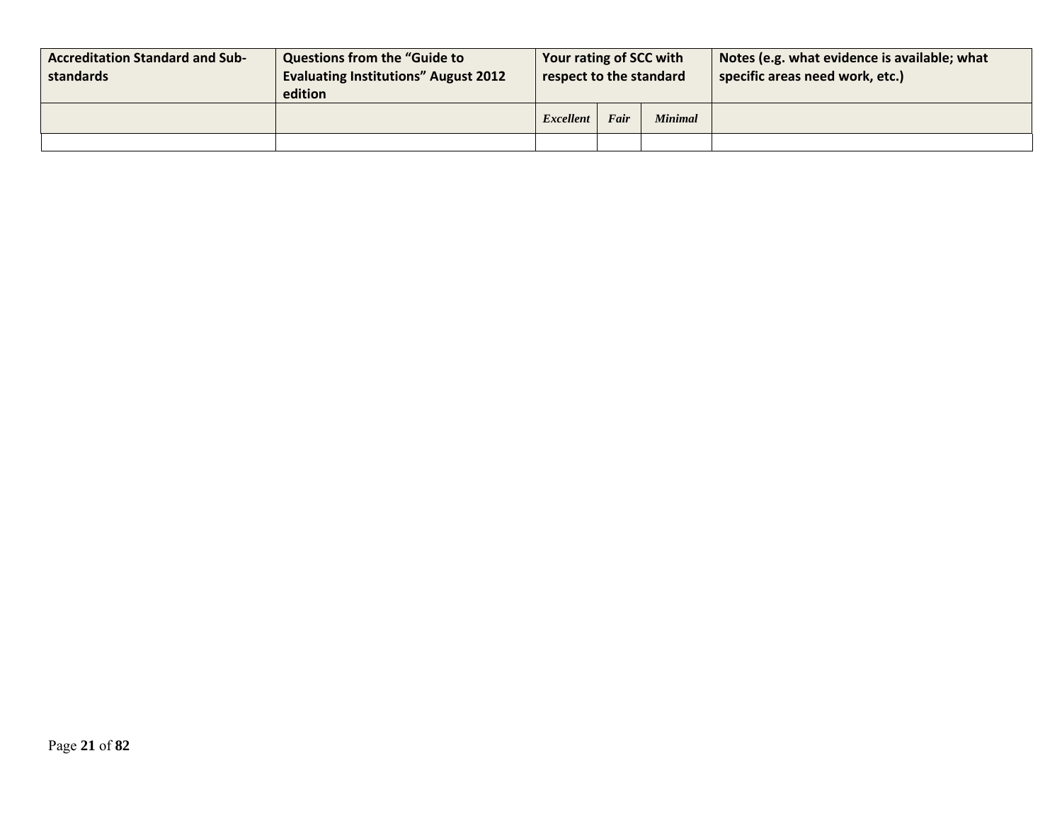| Accreditation Standard and Sub-standards | Questions from the "Guide to Evaluating Institutions" August 2012 edition | Your rating of SCC with respect to the standard | | | Notes (e.g. what evidence is available; what specific areas need work, etc.) |
|---|---|---|---|---|---|
| | | *Excellent* | *Fair* | *Minimal* | |
| | | | | | |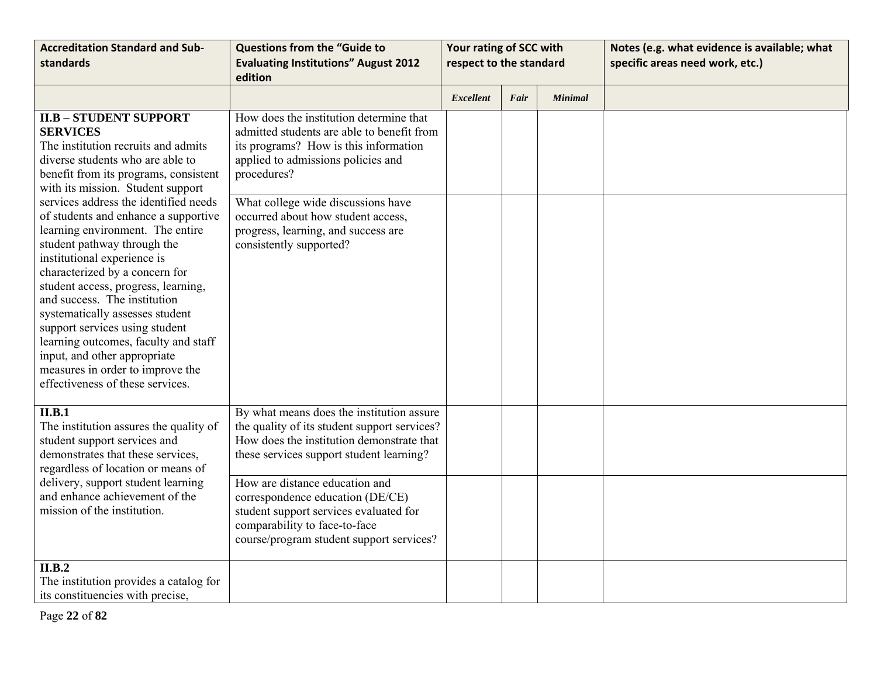| Accreditation Standard and Sub-standards | Questions from the "Guide to Evaluating Institutions" August 2012 edition | Your rating of SCC with respect to the standard | | | Notes (e.g. what evidence is available; what specific areas need work, etc.) |
|---|---|---|---|---|---|
| | | *Excellent* | *Fair* | *Minimal* | |
| **II.B – STUDENT SUPPORT SERVICES** The institution recruits and admits diverse students who are able to benefit from its programs, consistent with its mission. Student support services address the identified needs of students and enhance a supportive learning environment. The entire student pathway through the institutional experience is characterized by a concern for student access, progress, learning, and success. The institution systematically assesses student support services using student learning outcomes, faculty and staff input, and other appropriate measures in order to improve the effectiveness of these services. | How does the institution determine that admitted students are able to benefit from its programs? How is this information applied to admissions policies and procedures? | | | | |
| | What college wide discussions have occurred about how student access, progress, learning, and success are consistently supported? | | | | |
| **II.B.1** The institution assures the quality of student support services and demonstrates that these services, regardless of location or means of delivery, support student learning and enhance achievement of the mission of the institution. | By what means does the institution assure the quality of its student support services? How does the institution demonstrate that these services support student learning? | | | | |
| | How are distance education and correspondence education (DE/CE) student support services evaluated for comparability to face-to-face course/program student support services? | | | | |
| **II.B.2** The institution provides a catalog for its constituencies with precise, | | | | | |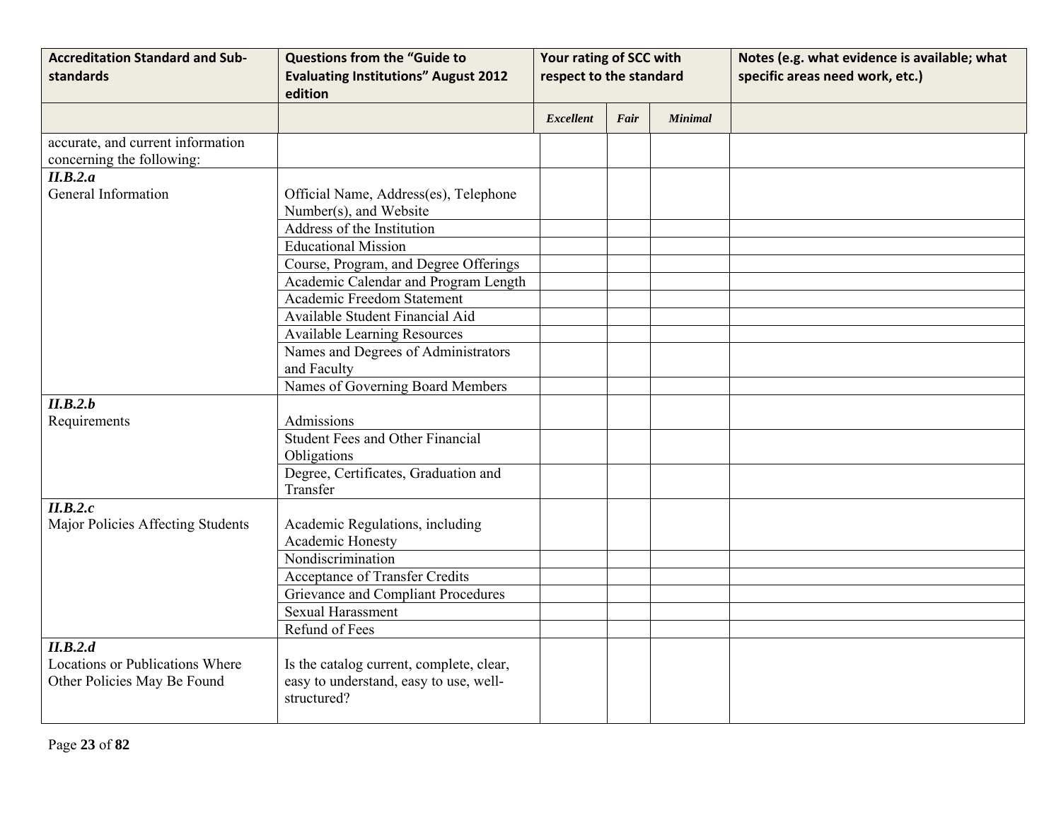| Accreditation Standard and Sub-standards | Questions from the "Guide to Evaluating Institutions" August 2012 edition | Your rating of SCC with respect to the standard | | | Notes (e.g. what evidence is available; what specific areas need work, etc.) |
|---|---|---|---|---|---|
| | | *Excellent* | *Fair* | *Minimal* | |
| accurate, and current information concerning the following: | | | | | |
| ***II.B.2.a*** General Information | Official Name, Address(es), Telephone Number(s), and Website | | | | |
| | Address of the Institution | | | | |
| | Educational Mission | | | | |
| | Course, Program, and Degree Offerings | | | | |
| | Academic Calendar and Program Length | | | | |
| | Academic Freedom Statement | | | | |
| | Available Student Financial Aid | | | | |
| | Available Learning Resources | | | | |
| | Names and Degrees of Administrators and Faculty | | | | |
| | Names of Governing Board Members | | | | |
| ***II.B.2.b*** Requirements | Admissions | | | | |
| | Student Fees and Other Financial Obligations | | | | |
| | Degree, Certificates, Graduation and Transfer | | | | |
| ***II.B.2.c*** Major Policies Affecting Students | Academic Regulations, including Academic Honesty | | | | |
| | Nondiscrimination | | | | |
| | Acceptance of Transfer Credits | | | | |
| | Grievance and Compliant Procedures | | | | |
| | Sexual Harassment | | | | |
| | Refund of Fees | | | | |
| ***II.B.2.d*** Locations or Publications Where Other Policies May Be Found | Is the catalog current, complete, clear, easy to understand, easy to use, well-structured? | | | | |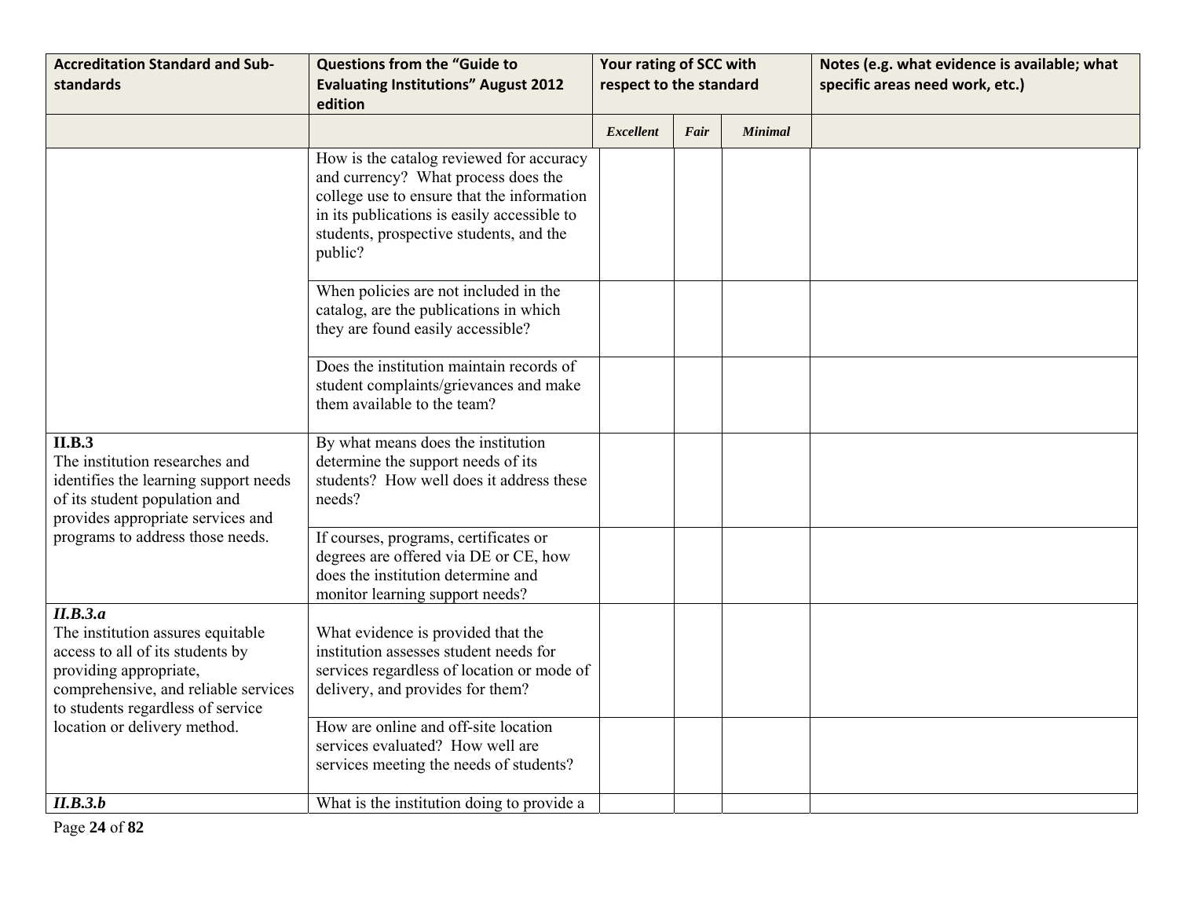| Accreditation Standard and Sub-standards | Questions from the "Guide to Evaluating Institutions" August 2012 edition | Your rating of SCC with respect to the standard | | | Notes (e.g. what evidence is available; what specific areas need work, etc.) |
|---|---|---|---|---|---|
| | | *Excellent* | *Fair* | *Minimal* | |
| | How is the catalog reviewed for accuracy and currency? What process does the college use to ensure that the information in its publications is easily accessible to students, prospective students, and the public? | | | | |
| | When policies are not included in the catalog, are the publications in which they are found easily accessible? | | | | |
| | Does the institution maintain records of student complaints/grievances and make them available to the team? | | | | |
| **II.B.3** The institution researches and identifies the learning support needs of its student population and provides appropriate services and programs to address those needs. | By what means does the institution determine the support needs of its students? How well does it address these needs? | | | | |
| | If courses, programs, certificates or degrees are offered via DE or CE, how does the institution determine and monitor learning support needs? | | | | |
| ***II.B.3.a*** The institution assures equitable access to all of its students by providing appropriate, comprehensive, and reliable services to students regardless of service location or delivery method. | What evidence is provided that the institution assesses student needs for services regardless of location or mode of delivery, and provides for them? | | | | |
| | How are online and off-site location services evaluated? How well are services meeting the needs of students? | | | | |
| ***II.B.3.b*** | What is the institution doing to provide a | | | | |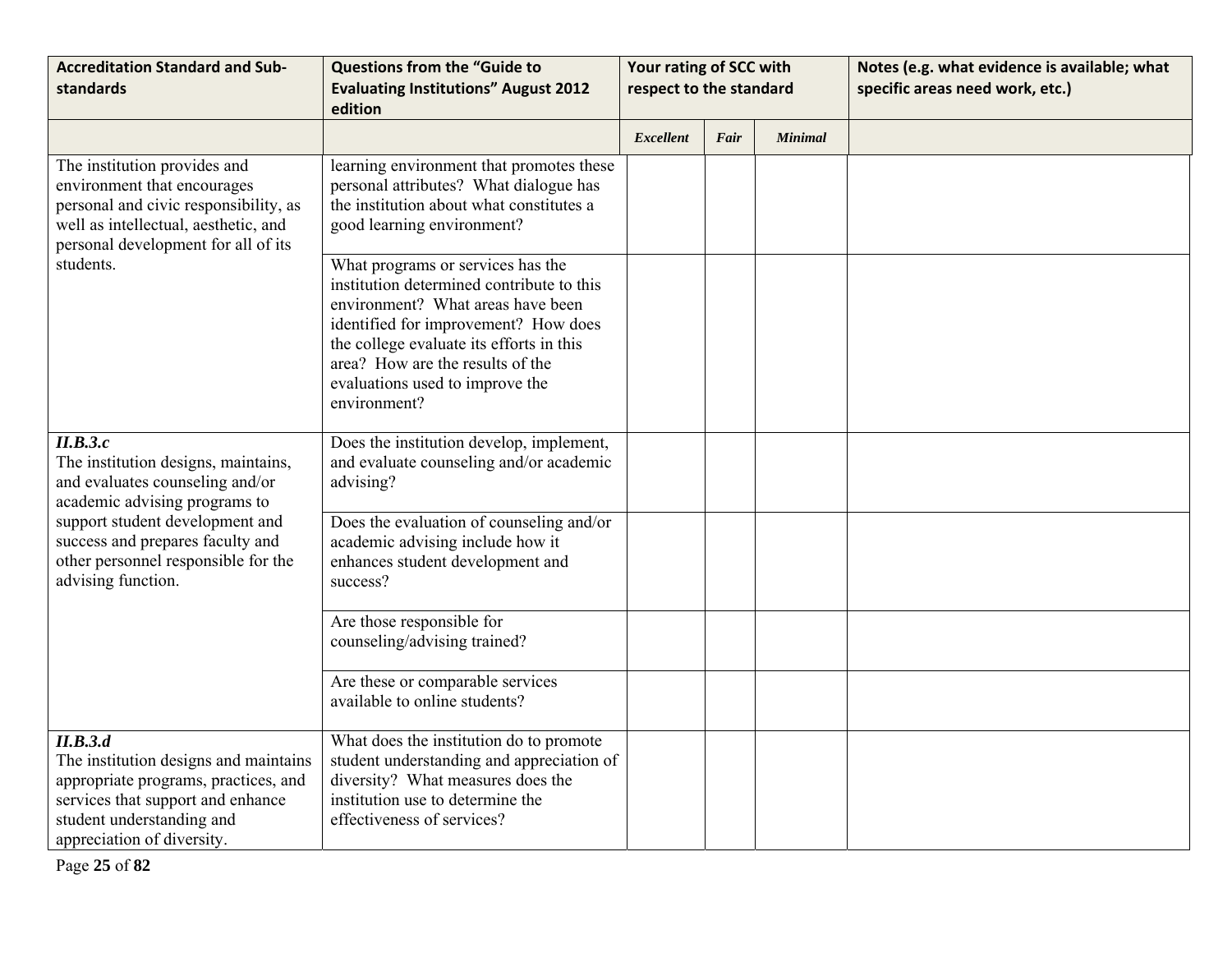| Accreditation Standard and Sub-standards | Questions from the "Guide to Evaluating Institutions" August 2012 edition | Your rating of SCC with respect to the standard | | | Notes (e.g. what evidence is available; what specific areas need work, etc.) |
|---|---|---|---|---|---|
| | | *Excellent* | *Fair* | *Minimal* | |
| The institution provides and environment that encourages personal and civic responsibility, as well as intellectual, aesthetic, and personal development for all of its students. | learning environment that promotes these personal attributes? What dialogue has the institution about what constitutes a good learning environment? | | | | |
| | What programs or services has the institution determined contribute to this environment? What areas have been identified for improvement? How does the college evaluate its efforts in this area? How are the results of the evaluations used to improve the environment? | | | | |
| ***II.B.3.c*** The institution designs, maintains, and evaluates counseling and/or academic advising programs to support student development and success and prepares faculty and other personnel responsible for the advising function. | Does the institution develop, implement, and evaluate counseling and/or academic advising? | | | | |
| | Does the evaluation of counseling and/or academic advising include how it enhances student development and success? | | | | |
| | Are those responsible for counseling/advising trained? | | | | |
| | Are these or comparable services available to online students? | | | | |
| ***II.B.3.d*** The institution designs and maintains appropriate programs, practices, and services that support and enhance student understanding and appreciation of diversity. | What does the institution do to promote student understanding and appreciation of diversity? What measures does the institution use to determine the effectiveness of services? | | | | |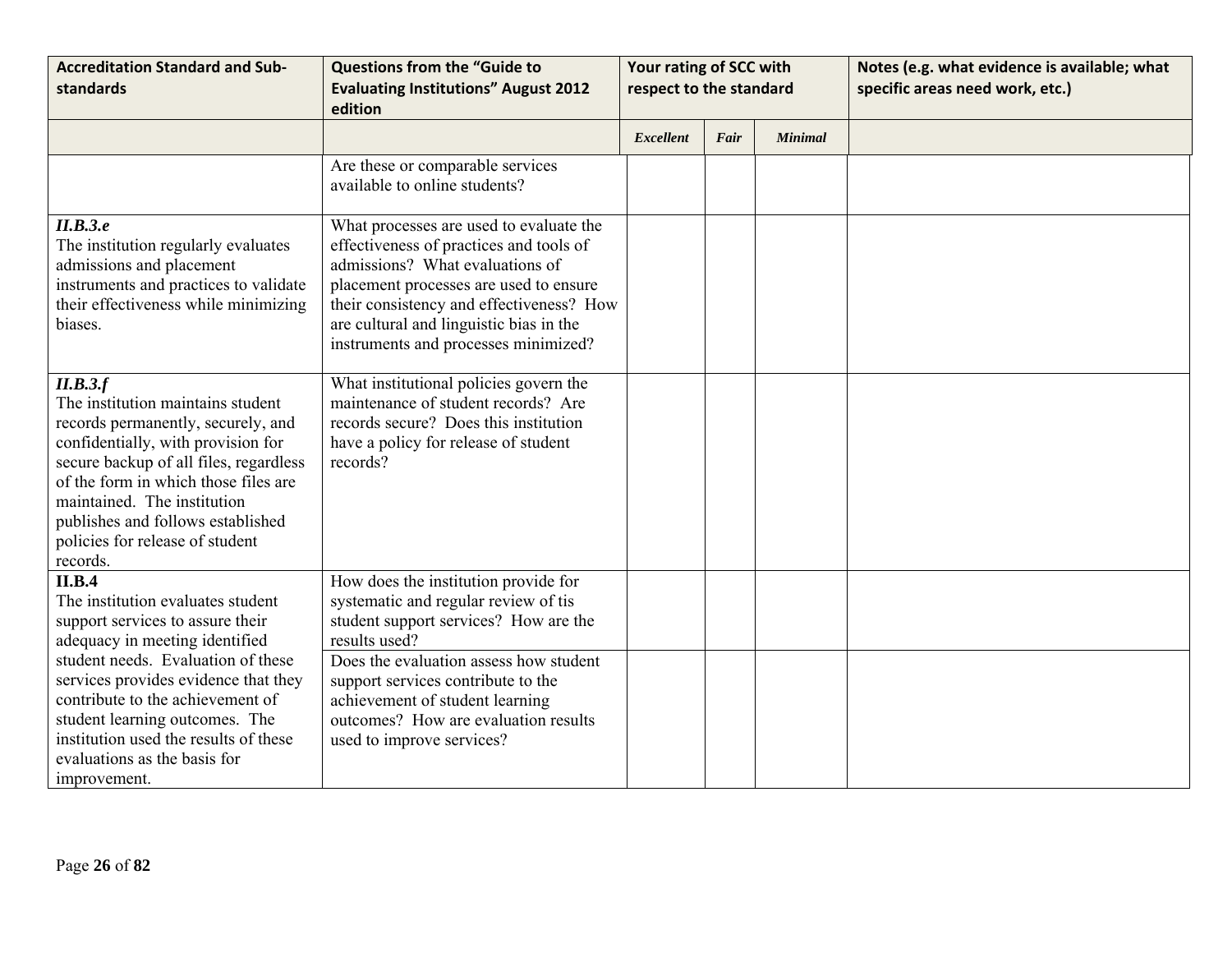| Accreditation Standard and Sub-standards | Questions from the "Guide to Evaluating Institutions" August 2012 edition | Your rating of SCC with respect to the standard | | | Notes (e.g. what evidence is available; what specific areas need work, etc.) |
|---|---|---|---|---|---|
| | | ***Excellent*** | ***Fair*** | ***Minimal*** | |
| | Are these or comparable services available to online students? | | | | |
| ***II.B.3.e*** The institution regularly evaluates admissions and placement instruments and practices to validate their effectiveness while minimizing biases. | What processes are used to evaluate the effectiveness of practices and tools of admissions? What evaluations of placement processes are used to ensure their consistency and effectiveness? How are cultural and linguistic bias in the instruments and processes minimized? | | | | |
| ***II.B.3.f*** The institution maintains student records permanently, securely, and confidentially, with provision for secure backup of all files, regardless of the form in which those files are maintained. The institution publishes and follows established policies for release of student records. | What institutional policies govern the maintenance of student records? Are records secure? Does this institution have a policy for release of student records? | | | | |
| **II.B.4** The institution evaluates student support services to assure their adequacy in meeting identified student needs. Evaluation of these services provides evidence that they contribute to the achievement of student learning outcomes. The institution used the results of these evaluations as the basis for improvement. | How does the institution provide for systematic and regular review of tis student support services? How are the results used? | | | | |
| | Does the evaluation assess how student support services contribute to the achievement of student learning outcomes? How are evaluation results used to improve services? | | | | |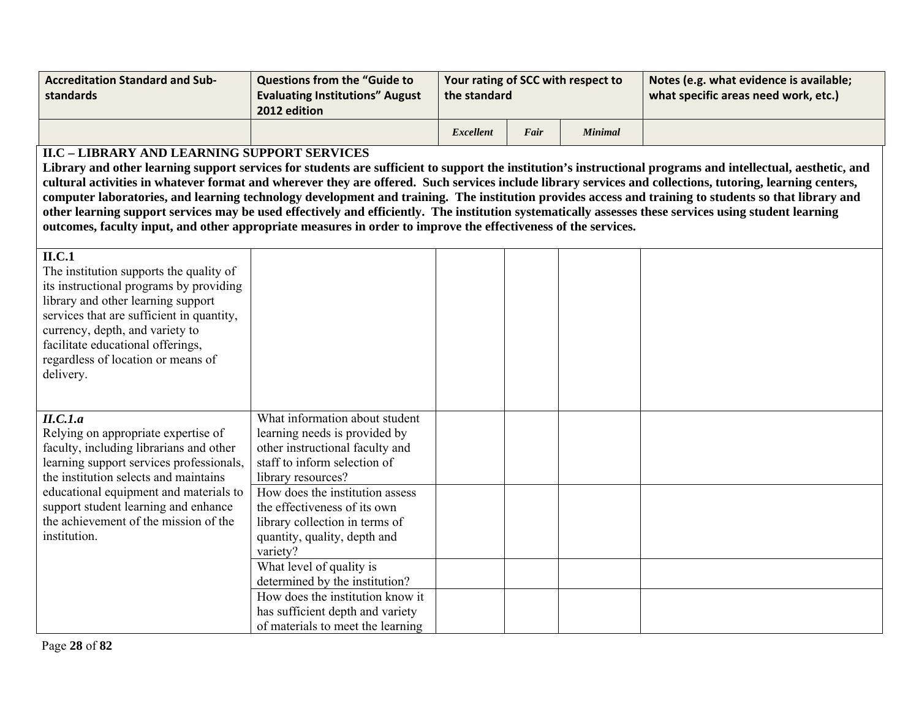| Accreditation Standard and Sub-standards | Questions from the "Guide to Evaluating Institutions" August 2012 edition | Your rating of SCC with respect to the standard | | | Notes (e.g. what evidence is available; what specific areas need work, etc.) |
|---|---|---|---|---|---|
| | | *Excellent* | *Fair* | *Minimal* | |
| **II.C – LIBRARY AND LEARNING SUPPORT SERVICES** **Library and other learning support services for students are sufficient to support the institution's instructional programs and intellectual, aesthetic, and cultural activities in whatever format and wherever they are offered. Such services include library services and collections, tutoring, learning centers, computer laboratories, and learning technology development and training. The institution provides access and training to students so that library and other learning support services may be used effectively and efficiently. The institution systematically assesses these services using student learning outcomes, faculty input, and other appropriate measures in order to improve the effectiveness of the services.** | | | | | |
| **II.C.1** The institution supports the quality of its instructional programs by providing library and other learning support services that are sufficient in quantity, currency, depth, and variety to facilitate educational offerings, regardless of location or means of delivery. | | | | | |
| ***II.C.1.a*** Relying on appropriate expertise of faculty, including librarians and other learning support services professionals, the institution selects and maintains educational equipment and materials to support student learning and enhance the achievement of the mission of the institution. | What information about student learning needs is provided by other instructional faculty and staff to inform selection of library resources? | | | | |
| | How does the institution assess the effectiveness of its own library collection in terms of quantity, quality, depth and variety? | | | | |
| | What level of quality is determined by the institution? | | | | |
| | How does the institution know it has sufficient depth and variety of materials to meet the learning | | | | |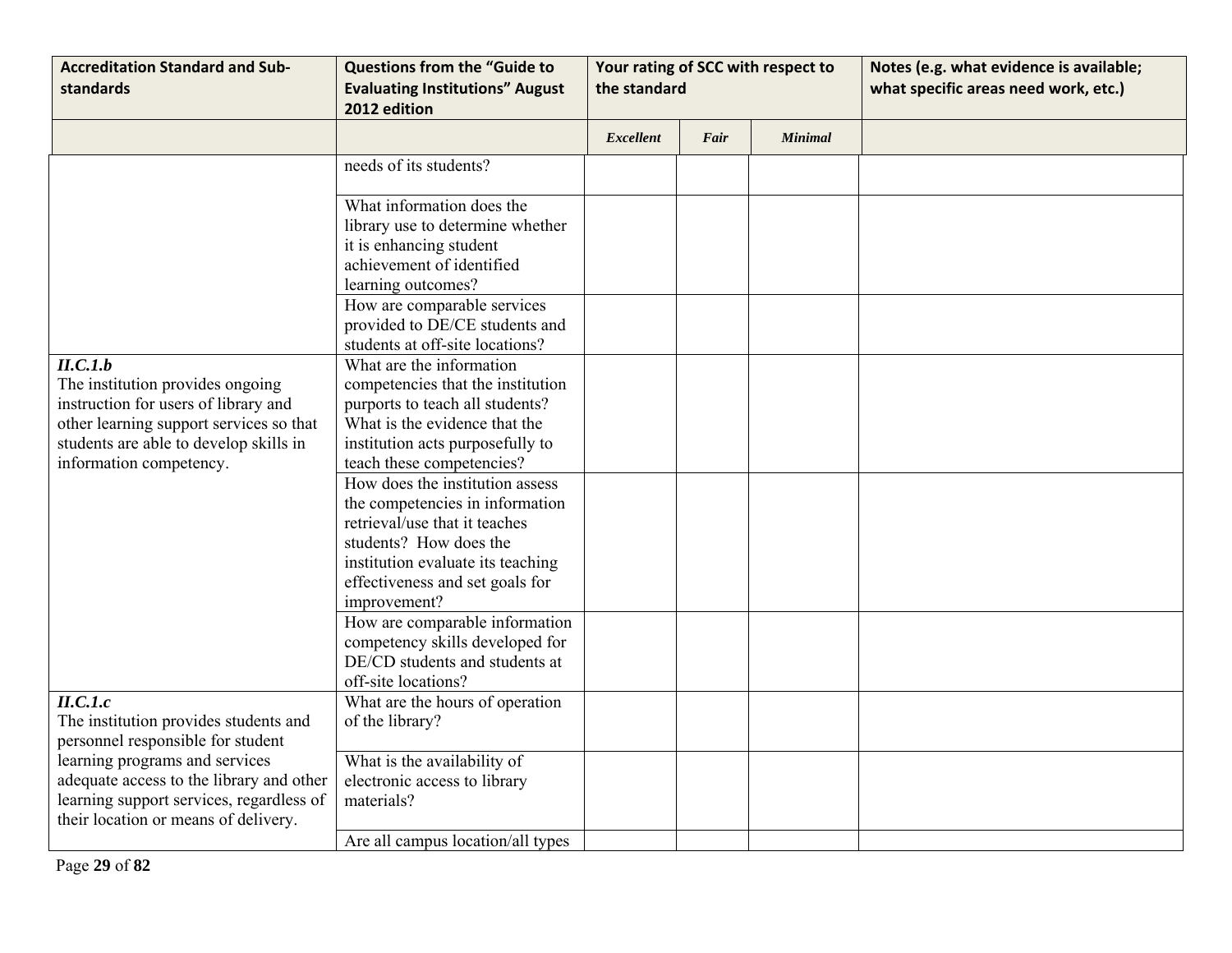| Accreditation Standard and Sub-standards | Questions from the "Guide to Evaluating Institutions" August 2012 edition | Your rating of SCC with respect to the standard | | | Notes (e.g. what evidence is available; what specific areas need work, etc.) |
|---|---|---|---|---|---|
| | | *Excellent* | *Fair* | *Minimal* | |
| | needs of its students? | | | | |
| | What information does the library use to determine whether it is enhancing student achievement of identified learning outcomes? | | | | |
| | How are comparable services provided to DE/CE students and students at off-site locations? | | | | |
| ***II.C.1.b*** The institution provides ongoing instruction for users of library and other learning support services so that students are able to develop skills in information competency. | What are the information competencies that the institution purports to teach all students? What is the evidence that the institution acts purposefully to teach these competencies? | | | | |
| | How does the institution assess the competencies in information retrieval/use that it teaches students? How does the institution evaluate its teaching effectiveness and set goals for improvement? | | | | |
| | How are comparable information competency skills developed for DE/CD students and students at off-site locations? | | | | |
| ***II.C.1.c*** The institution provides students and personnel responsible for student learning programs and services adequate access to the library and other learning support services, regardless of their location or means of delivery. | What are the hours of operation of the library? | | | | |
| | What is the availability of electronic access to library materials? | | | | |
| | Are all campus location/all types | | | | |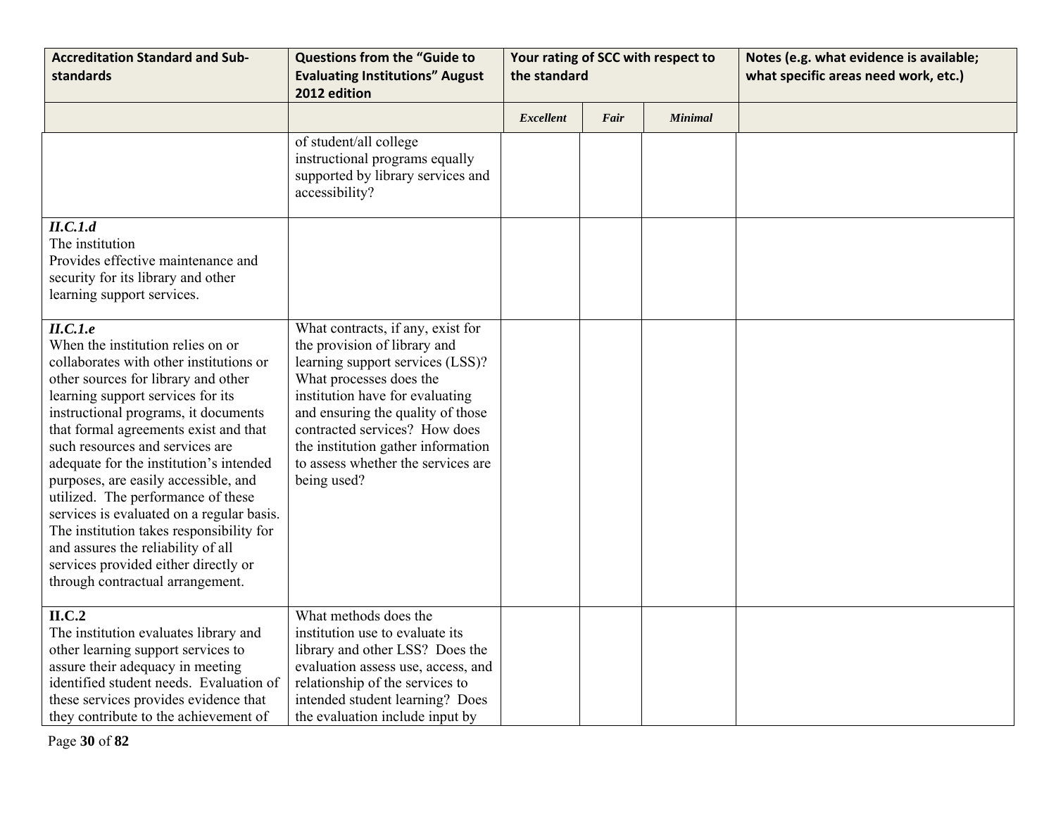| Accreditation Standard and Sub-standards | Questions from the "Guide to Evaluating Institutions" August 2012 edition | Your rating of SCC with respect to the standard | | | Notes (e.g. what evidence is available; what specific areas need work, etc.) |
|---|---|---|---|---|---|
| | | *Excellent* | *Fair* | *Minimal* | |
| | of student/all college instructional programs equally supported by library services and accessibility? | | | | |
| ***II.C.1.d*** The institution Provides effective maintenance and security for its library and other learning support services. | | | | | |
| ***II.C.1.e*** When the institution relies on or collaborates with other institutions or other sources for library and other learning support services for its instructional programs, it documents that formal agreements exist and that such resources and services are adequate for the institution's intended purposes, are easily accessible, and utilized. The performance of these services is evaluated on a regular basis. The institution takes responsibility for and assures the reliability of all services provided either directly or through contractual arrangement. | What contracts, if any, exist for the provision of library and learning support services (LSS)? What processes does the institution have for evaluating and ensuring the quality of those contracted services? How does the institution gather information to assess whether the services are being used? | | | | |
| **II.C.2** The institution evaluates library and other learning support services to assure their adequacy in meeting identified student needs. Evaluation of these services provides evidence that they contribute to the achievement of | What methods does the institution use to evaluate its library and other LSS? Does the evaluation assess use, access, and relationship of the services to intended student learning? Does the evaluation include input by | | | | |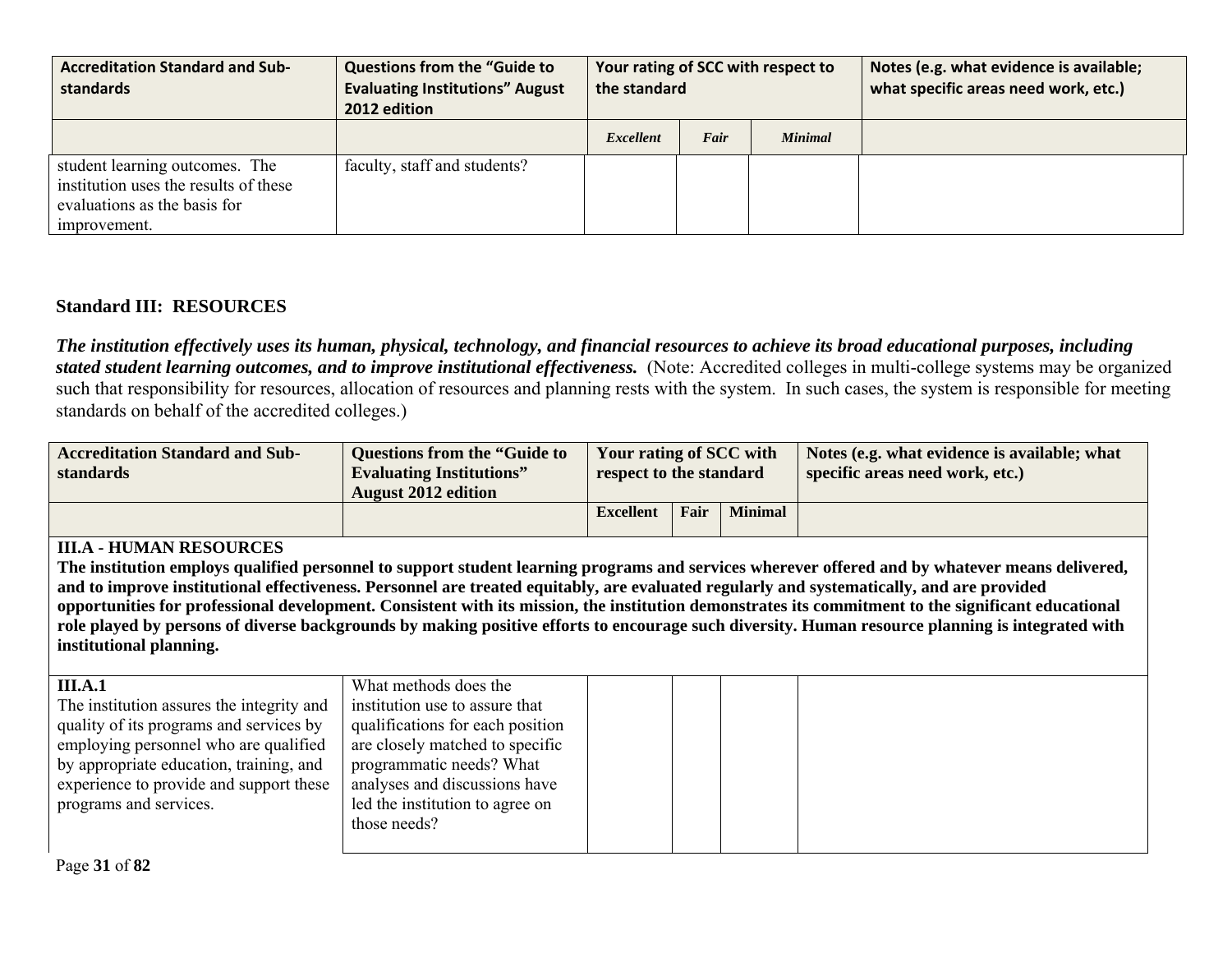| Accreditation Standard and Sub-standards | Questions from the "Guide to Evaluating Institutions" August 2012 edition | Your rating of SCC with respect to the standard | | | Notes (e.g. what evidence is available; what specific areas need work, etc.) |
|---|---|---|---|---|---|
| | | *Excellent* | *Fair* | *Minimal* | |
| student learning outcomes. The institution uses the results of these evaluations as the basis for improvement. | faculty, staff and students? | | | | |

## Standard III: RESOURCES

***The institution effectively uses its human, physical, technology, and financial resources to achieve its broad educational purposes, including stated student learning outcomes, and to improve institutional effectiveness.*** (Note: Accredited colleges in multi-college systems may be organized such that responsibility for resources, allocation of resources and planning rests with the system. In such cases, the system is responsible for meeting standards on behalf of the accredited colleges.)

| Accreditation Standard and Sub-standards | Questions from the "Guide to Evaluating Institutions" August 2012 edition | Your rating of SCC with respect to the standard | | | Notes (e.g. what evidence is available; what specific areas need work, etc.) |
|---|---|---|---|---|---|
| | | **Excellent** | **Fair** | **Minimal** | |
| **III.A - HUMAN RESOURCES** **The institution employs qualified personnel to support student learning programs and services wherever offered and by whatever means delivered, and to improve institutional effectiveness. Personnel are treated equitably, are evaluated regularly and systematically, and are provided opportunities for professional development. Consistent with its mission, the institution demonstrates its commitment to the significant educational role played by persons of diverse backgrounds by making positive efforts to encourage such diversity. Human resource planning is integrated with institutional planning.** | | | | | |
| **III.A.1** The institution assures the integrity and quality of its programs and services by employing personnel who are qualified by appropriate education, training, and experience to provide and support these programs and services. | What methods does the institution use to assure that qualifications for each position are closely matched to specific programmatic needs? What analyses and discussions have led the institution to agree on those needs? | | | | |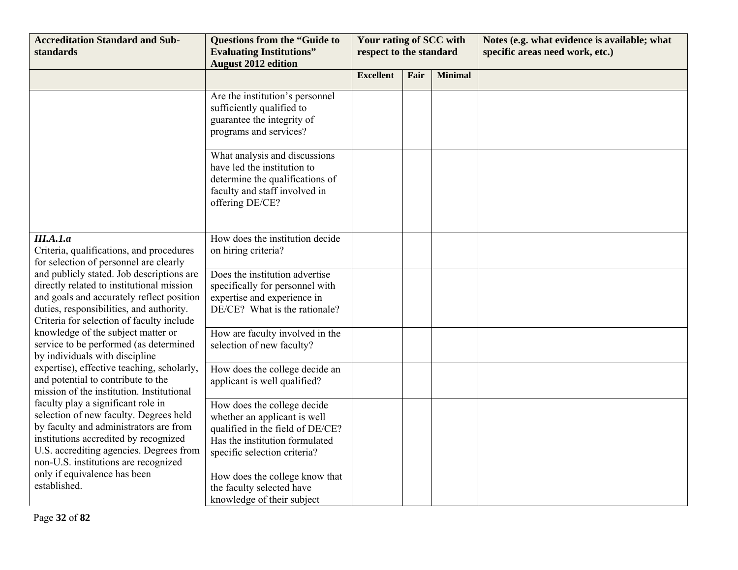| Accreditation Standard and Sub-standards | Questions from the "Guide to Evaluating Institutions" August 2012 edition | Your rating of SCC with respect to the standard | | | Notes (e.g. what evidence is available; what specific areas need work, etc.) |
|---|---|---|---|---|---|
| | | **Excellent** | **Fair** | **Minimal** | |
| | Are the institution's personnel sufficiently qualified to guarantee the integrity of programs and services? | | | | |
| | What analysis and discussions have led the institution to determine the qualifications of faculty and staff involved in offering DE/CE? | | | | |
| ***III.A.1.a*** Criteria, qualifications, and procedures for selection of personnel are clearly and publicly stated. Job descriptions are directly related to institutional mission and goals and accurately reflect position duties, responsibilities, and authority. Criteria for selection of faculty include knowledge of the subject matter or service to be performed (as determined by individuals with discipline expertise), effective teaching, scholarly, and potential to contribute to the mission of the institution. Institutional faculty play a significant role in selection of new faculty. Degrees held by faculty and administrators are from institutions accredited by recognized U.S. accrediting agencies. Degrees from non-U.S. institutions are recognized only if equivalence has been established. | How does the institution decide on hiring criteria? | | | | |
| | Does the institution advertise specifically for personnel with expertise and experience in DE/CE? What is the rationale? | | | | |
| | How are faculty involved in the selection of new faculty? | | | | |
| | How does the college decide an applicant is well qualified? | | | | |
| | How does the college decide whether an applicant is well qualified in the field of DE/CE? Has the institution formulated specific selection criteria? | | | | |
| | How does the college know that the faculty selected have knowledge of their subject | | | | |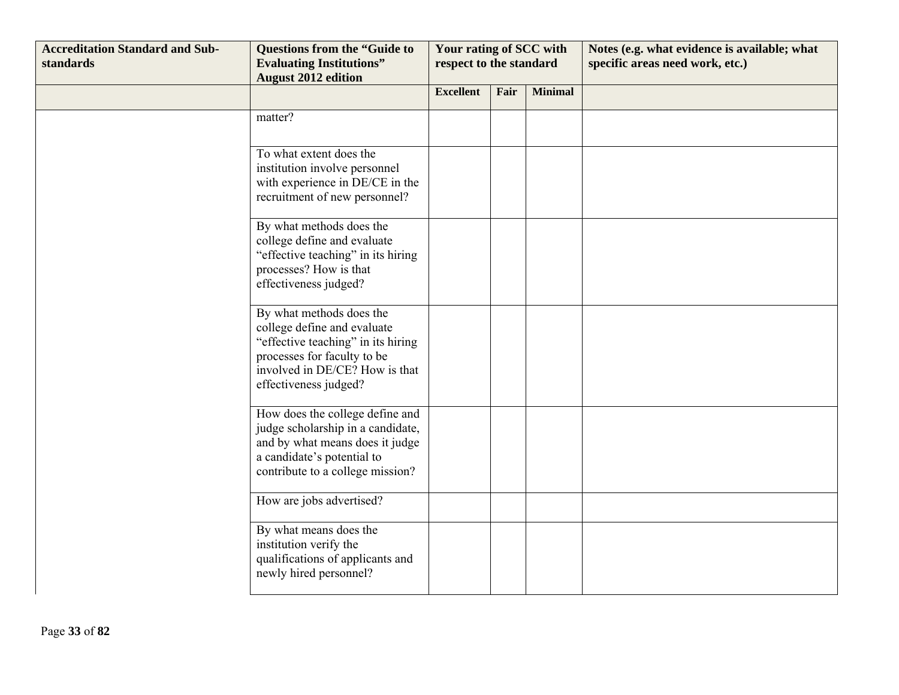| Accreditation Standard and Sub-standards | Questions from the "Guide to Evaluating Institutions" August 2012 edition | Your rating of SCC with respect to the standard | | | Notes (e.g. what evidence is available; what specific areas need work, etc.) |
|---|---|---|---|---|---|
| | | Excellent | Fair | Minimal | |
| | matter? | | | | |
| | To what extent does the institution involve personnel with experience in DE/CE in the recruitment of new personnel? | | | | |
| | By what methods does the college define and evaluate "effective teaching" in its hiring processes? How is that effectiveness judged? | | | | |
| | By what methods does the college define and evaluate "effective teaching" in its hiring processes for faculty to be involved in DE/CE? How is that effectiveness judged? | | | | |
| | How does the college define and judge scholarship in a candidate, and by what means does it judge a candidate's potential to contribute to a college mission? | | | | |
| | How are jobs advertised? | | | | |
| | By what means does the institution verify the qualifications of applicants and newly hired personnel? | | | | |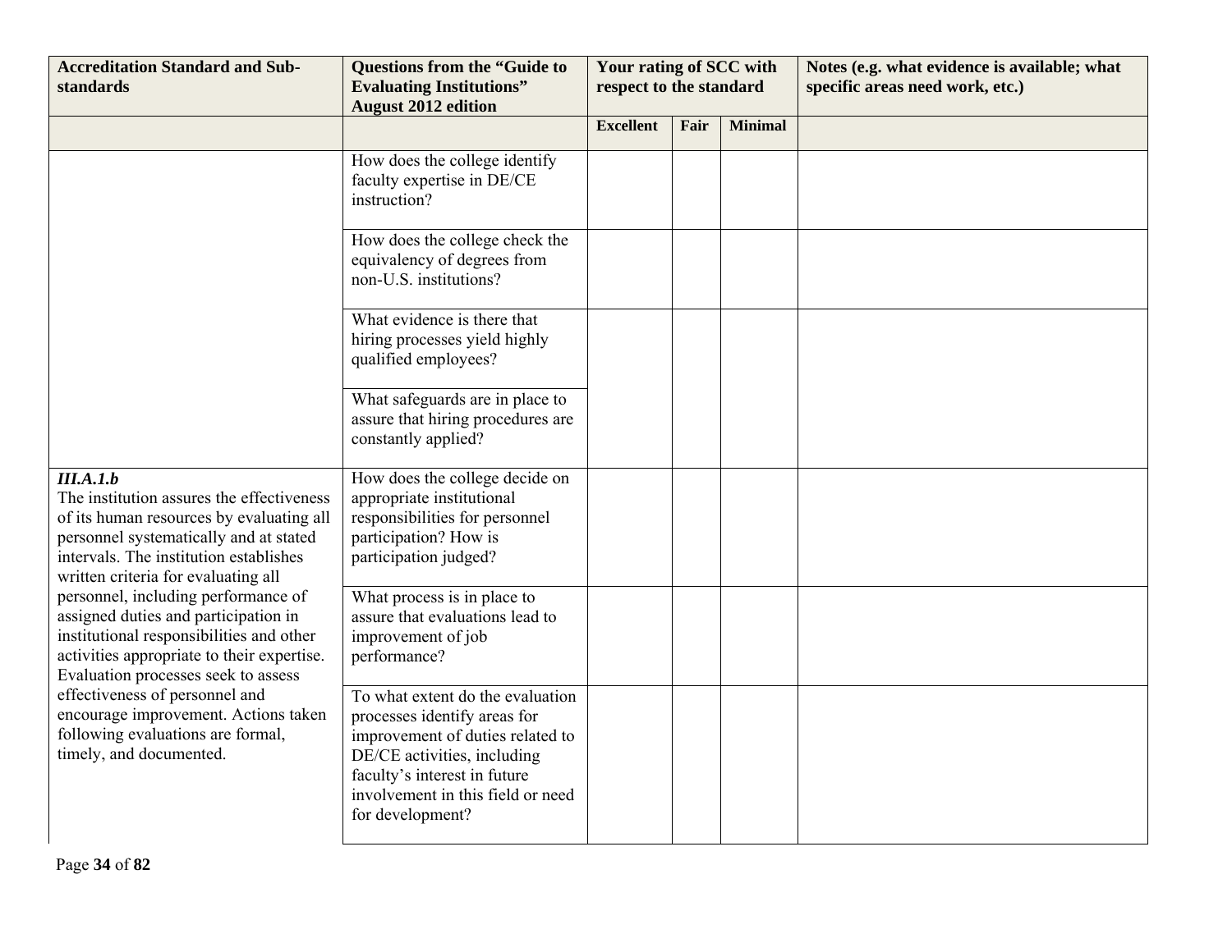| Accreditation Standard and Sub-standards | Questions from the "Guide to Evaluating Institutions" August 2012 edition | Your rating of SCC with respect to the standard | | | Notes (e.g. what evidence is available; what specific areas need work, etc.) |
|---|---|---|---|---|---|
| | | **Excellent** | **Fair** | **Minimal** | |
| | How does the college identify faculty expertise in DE/CE instruction? | | | | |
| | How does the college check the equivalency of degrees from non-U.S. institutions? | | | | |
| | What evidence is there that hiring processes yield highly qualified employees? | | | | |
| | What safeguards are in place to assure that hiring procedures are constantly applied? | | | | |
| ***III.A.1.b*** The institution assures the effectiveness of its human resources by evaluating all personnel systematically and at stated intervals. The institution establishes written criteria for evaluating all personnel, including performance of assigned duties and participation in institutional responsibilities and other activities appropriate to their expertise. Evaluation processes seek to assess effectiveness of personnel and encourage improvement. Actions taken following evaluations are formal, timely, and documented. | How does the college decide on appropriate institutional responsibilities for personnel participation? How is participation judged? | | | | |
| | What process is in place to assure that evaluations lead to improvement of job performance? | | | | |
| | To what extent do the evaluation processes identify areas for improvement of duties related to DE/CE activities, including faculty's interest in future involvement in this field or need for development? | | | | |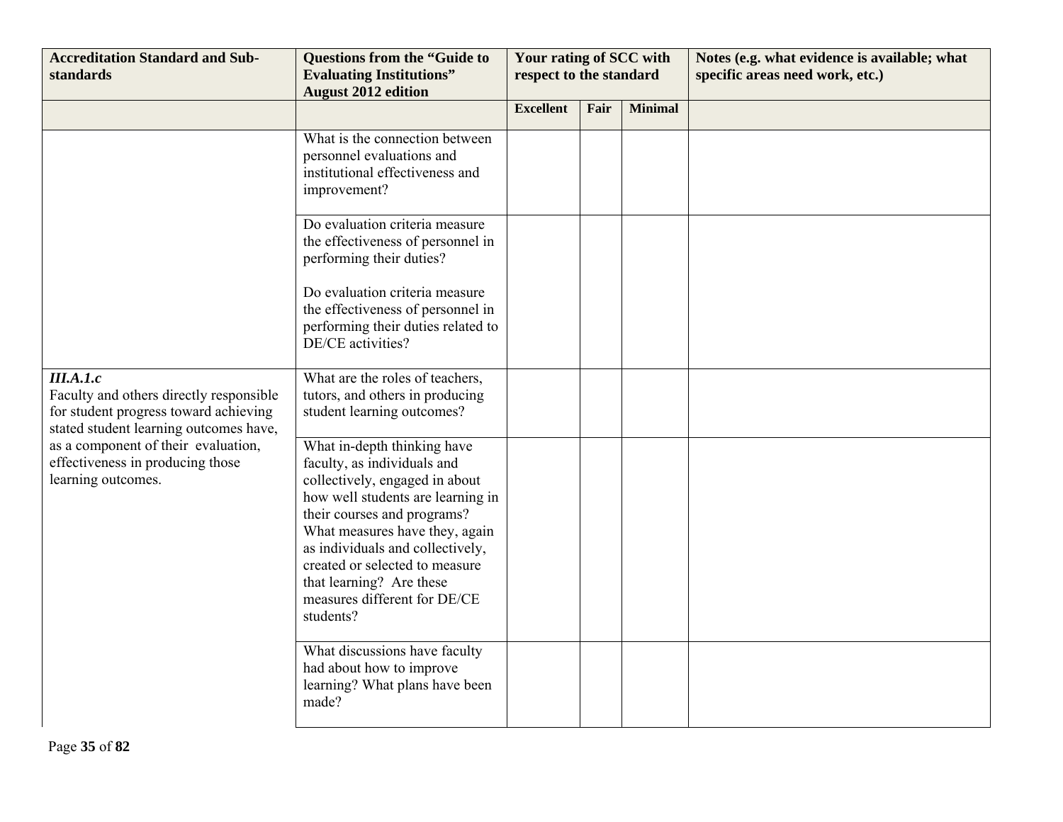| Accreditation Standard and Sub-standards | Questions from the "Guide to Evaluating Institutions" August 2012 edition | Your rating of SCC with respect to the standard | | | Notes (e.g. what evidence is available; what specific areas need work, etc.) |
|---|---|---|---|---|---|
| | | **Excellent** | **Fair** | **Minimal** | |
| | What is the connection between personnel evaluations and institutional effectiveness and improvement? | | | | |
| | Do evaluation criteria measure the effectiveness of personnel in performing their duties?<br><br>Do evaluation criteria measure the effectiveness of personnel in performing their duties related to DE/CE activities? | | | | |
| ***III.A.1.c***<br>Faculty and others directly responsible for student progress toward achieving stated student learning outcomes have, as a component of their evaluation, effectiveness in producing those learning outcomes. | What are the roles of teachers, tutors, and others in producing student learning outcomes? | | | | |
| | What in-depth thinking have faculty, as individuals and collectively, engaged in about how well students are learning in their courses and programs? What measures have they, again as individuals and collectively, created or selected to measure that learning? Are these measures different for DE/CE students? | | | | |
| | What discussions have faculty had about how to improve learning? What plans have been made? | | | | |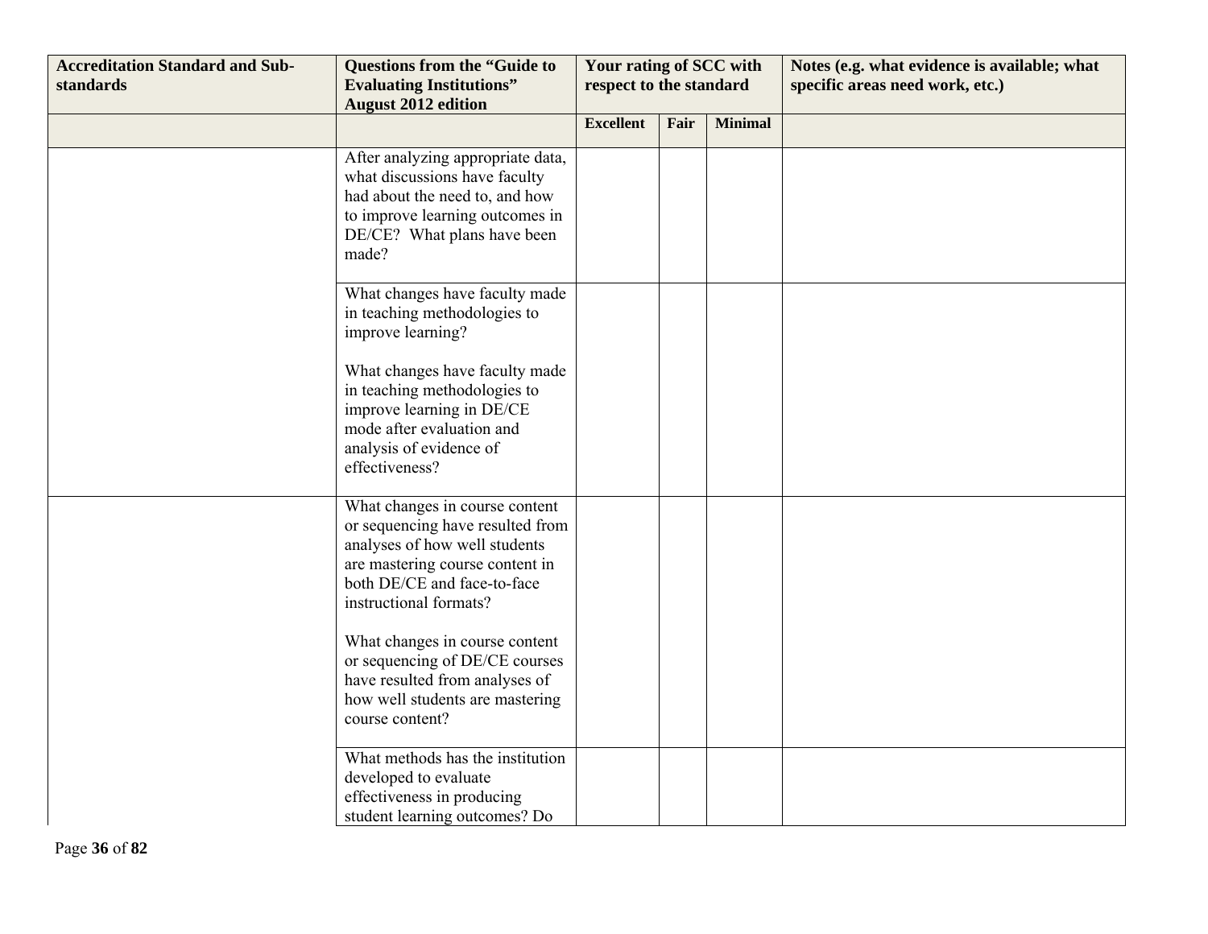| Accreditation Standard and Sub-standards | Questions from the "Guide to Evaluating Institutions" August 2012 edition | Your rating of SCC with respect to the standard | | | Notes (e.g. what evidence is available; what specific areas need work, etc.) |
|---|---|---|---|---|---|
| | | **Excellent** | **Fair** | **Minimal** | |
| | After analyzing appropriate data, what discussions have faculty had about the need to, and how to improve learning outcomes in DE/CE? What plans have been made? | | | | |
| | What changes have faculty made in teaching methodologies to improve learning?<br><br>What changes have faculty made in teaching methodologies to improve learning in DE/CE mode after evaluation and analysis of evidence of effectiveness? | | | | |
| | What changes in course content or sequencing have resulted from analyses of how well students are mastering course content in both DE/CE and face-to-face instructional formats?<br><br>What changes in course content or sequencing of DE/CE courses have resulted from analyses of how well students are mastering course content? | | | | |
| | What methods has the institution developed to evaluate effectiveness in producing student learning outcomes? Do | | | | |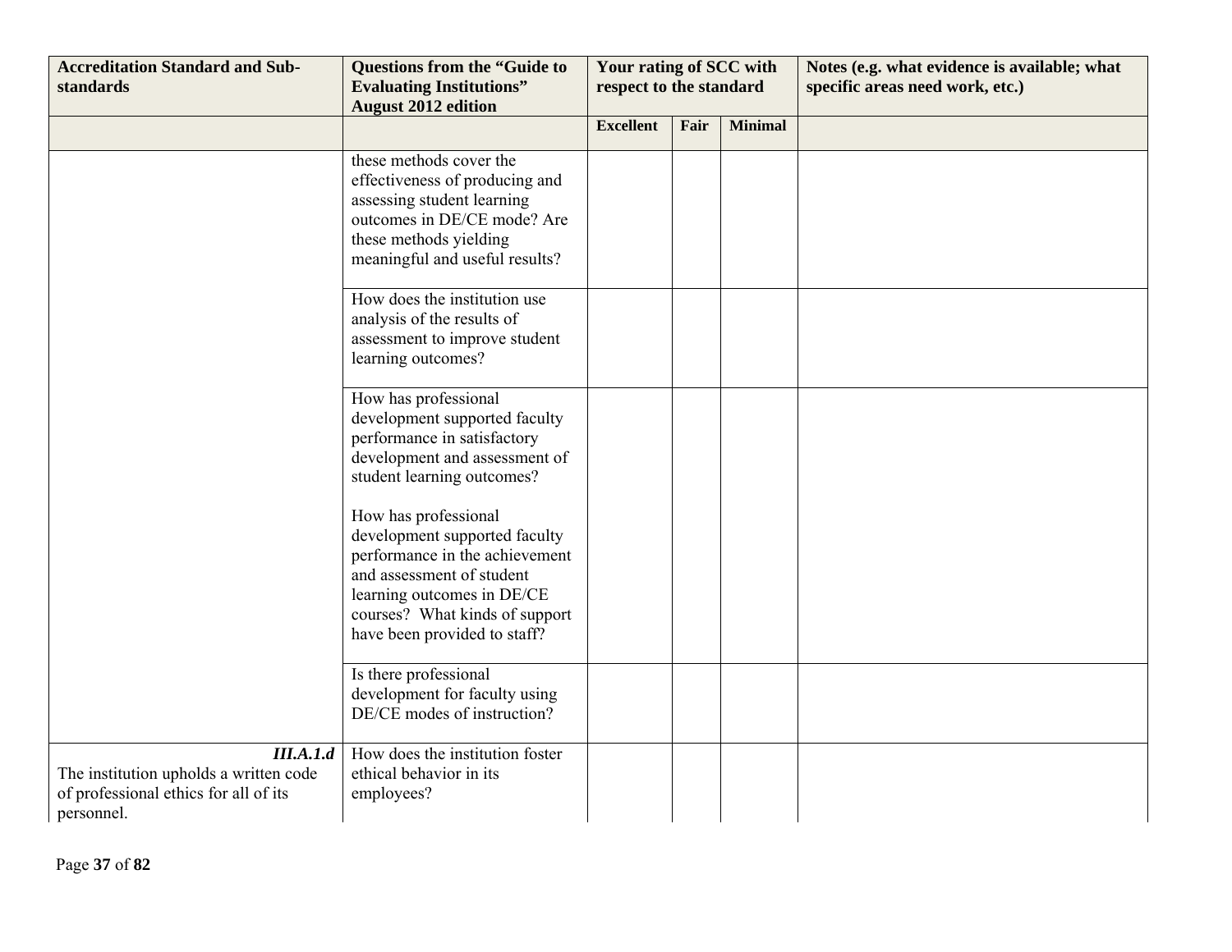| Accreditation Standard and Sub-standards | Questions from the "Guide to Evaluating Institutions" August 2012 edition | Your rating of SCC with respect to the standard | | | Notes (e.g. what evidence is available; what specific areas need work, etc.) |
|---|---|---|---|---|---|
| | | **Excellent** | **Fair** | **Minimal** | |
| | these methods cover the effectiveness of producing and assessing student learning outcomes in DE/CE mode? Are these methods yielding meaningful and useful results? | | | | |
| | How does the institution use analysis of the results of assessment to improve student learning outcomes? | | | | |
| | How has professional development supported faculty performance in satisfactory development and assessment of student learning outcomes?<br><br>How has professional development supported faculty performance in the achievement and assessment of student learning outcomes in DE/CE courses? What kinds of support have been provided to staff? | | | | |
| | Is there professional development for faculty using DE/CE modes of instruction? | | | | |
| ***III.A.1.d*** The institution upholds a written code of professional ethics for all of its personnel. | How does the institution foster ethical behavior in its employees? | | | | |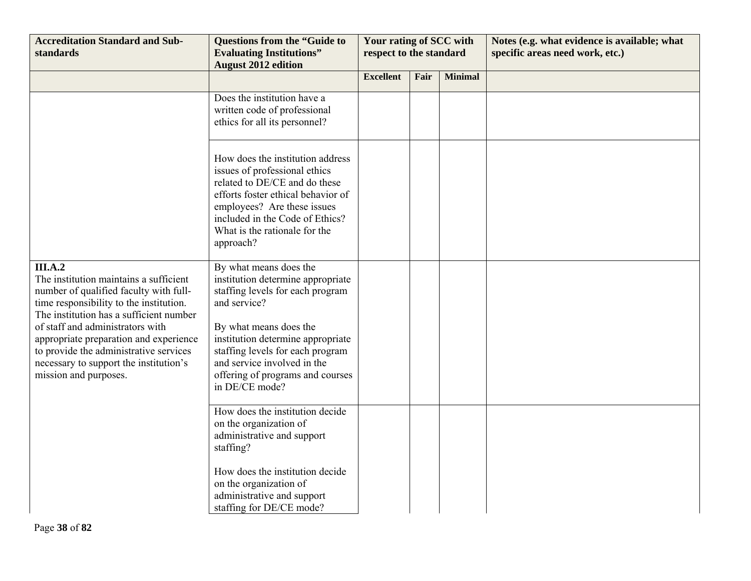| Accreditation Standard and Sub-standards | Questions from the "Guide to Evaluating Institutions" August 2012 edition | Your rating of SCC with respect to the standard | | | Notes (e.g. what evidence is available; what specific areas need work, etc.) |
|---|---|---|---|---|---|
| | | **Excellent** | **Fair** | **Minimal** | |
| | Does the institution have a written code of professional ethics for all its personnel? | | | | |
| | How does the institution address issues of professional ethics related to DE/CE and do these efforts foster ethical behavior of employees? Are these issues included in the Code of Ethics? What is the rationale for the approach? | | | | |
| **III.A.2**<br>The institution maintains a sufficient number of qualified faculty with full-time responsibility to the institution. The institution has a sufficient number of staff and administrators with appropriate preparation and experience to provide the administrative services necessary to support the institution's mission and purposes. | By what means does the institution determine appropriate staffing levels for each program and service?<br><br>By what means does the institution determine appropriate staffing levels for each program and service involved in the offering of programs and courses in DE/CE mode? | | | | |
| | How does the institution decide on the organization of administrative and support staffing?<br><br>How does the institution decide on the organization of administrative and support staffing for DE/CE mode? | | | | |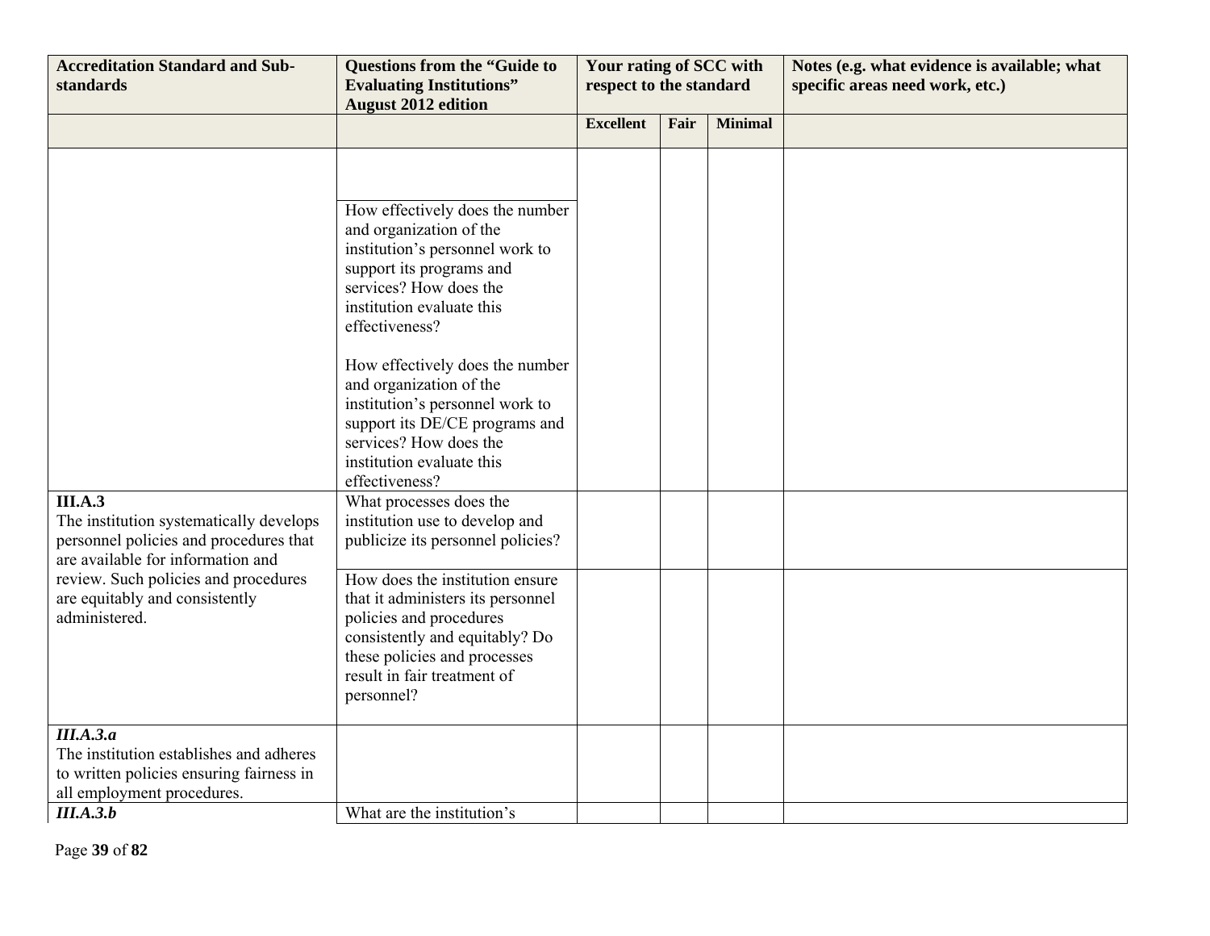| Accreditation Standard and Sub-standards | Questions from the "Guide to Evaluating Institutions" August 2012 edition | Your rating of SCC with respect to the standard | | | Notes (e.g. what evidence is available; what specific areas need work, etc.) |
|---|---|---|---|---|---|
| | | **Excellent** | **Fair** | **Minimal** | |
| | | | | | |
| | How effectively does the number and organization of the institution's personnel work to support its programs and services? How does the institution evaluate this effectiveness?<br><br>How effectively does the number and organization of the institution's personnel work to support its DE/CE programs and services? How does the institution evaluate this effectiveness? | | | | |
| **III.A.3**<br>The institution systematically develops personnel policies and procedures that are available for information and review. Such policies and procedures are equitably and consistently administered. | What processes does the institution use to develop and publicize its personnel policies? | | | | |
| | How does the institution ensure that it administers its personnel policies and procedures consistently and equitably? Do these policies and processes result in fair treatment of personnel? | | | | |
| ***III.A.3.a***<br>The institution establishes and adheres to written policies ensuring fairness in all employment procedures. | | | | | |
| ***III.A.3.b*** | What are the institution's | | | | |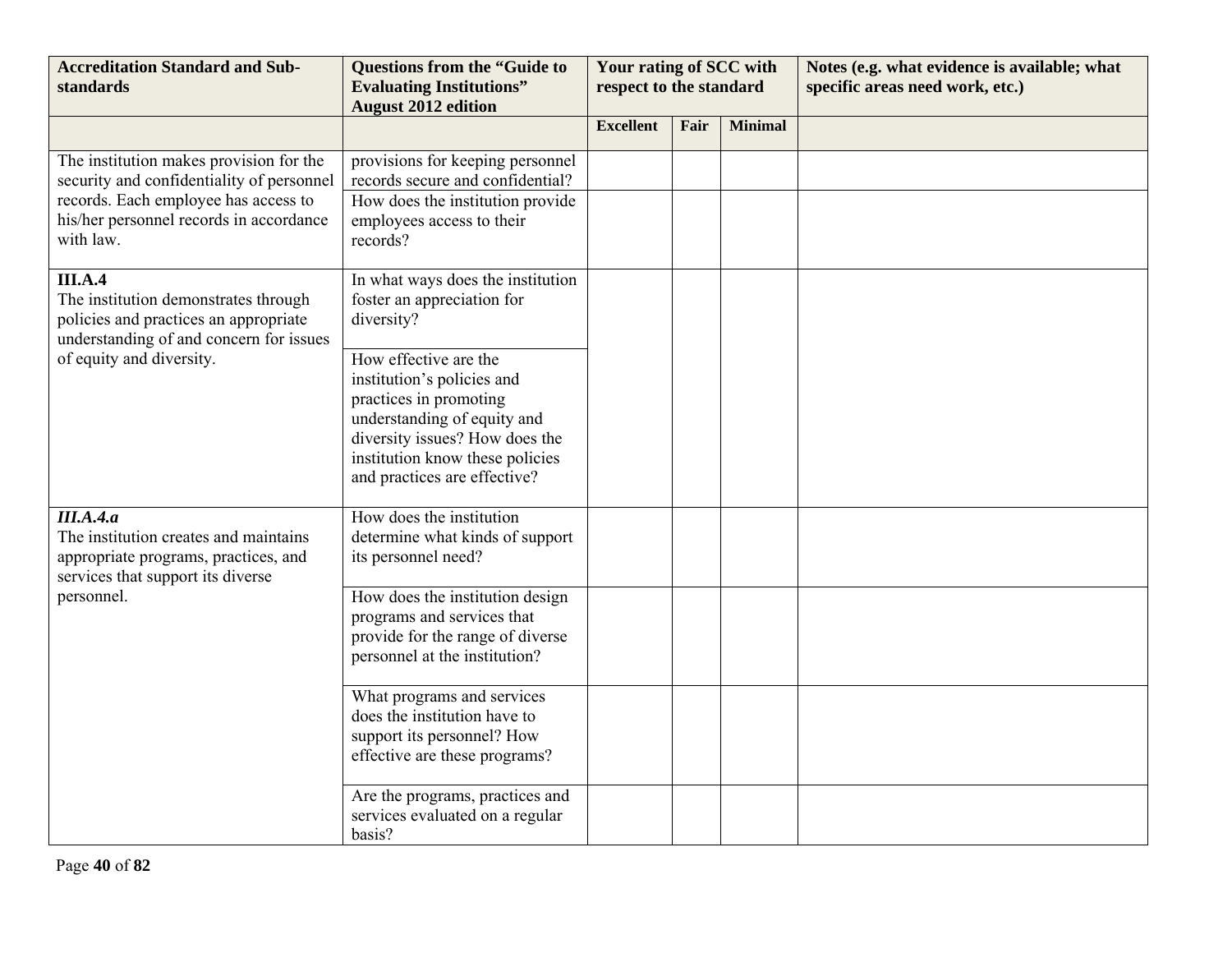| Accreditation Standard and Sub-standards | Questions from the "Guide to Evaluating Institutions" August 2012 edition | Your rating of SCC with respect to the standard | | | Notes (e.g. what evidence is available; what specific areas need work, etc.) |
|---|---|---|---|---|---|
| | | **Excellent** | **Fair** | **Minimal** | |
| The institution makes provision for the security and confidentiality of personnel records. Each employee has access to his/her personnel records in accordance with law. | provisions for keeping personnel records secure and confidential? | | | | |
| | How does the institution provide employees access to their records? | | | | |
| **III.A.4** The institution demonstrates through policies and practices an appropriate understanding of and concern for issues of equity and diversity. | In what ways does the institution foster an appreciation for diversity? | | | | |
| | How effective are the institution's policies and practices in promoting understanding of equity and diversity issues? How does the institution know these policies and practices are effective? | | | | |
| ***III.A.4.a*** The institution creates and maintains appropriate programs, practices, and services that support its diverse personnel. | How does the institution determine what kinds of support its personnel need? | | | | |
| | How does the institution design programs and services that provide for the range of diverse personnel at the institution? | | | | |
| | What programs and services does the institution have to support its personnel? How effective are these programs? | | | | |
| | Are the programs, practices and services evaluated on a regular basis? | | | | |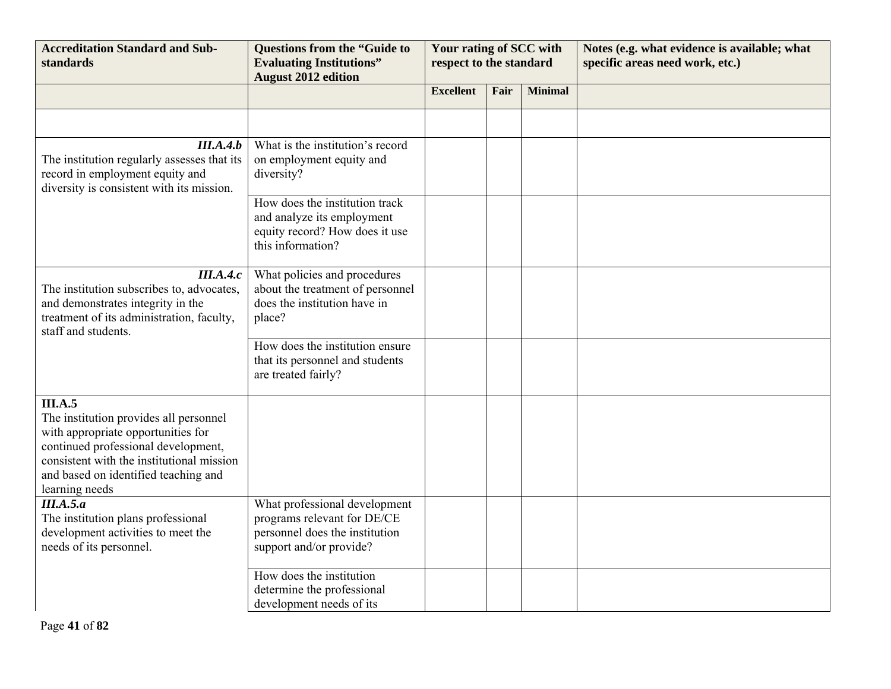| Accreditation Standard and Sub-standards | Questions from the "Guide to Evaluating Institutions" August 2012 edition | Your rating of SCC with respect to the standard | | | Notes (e.g. what evidence is available; what specific areas need work, etc.) |
|---|---|---|---|---|---|
| | | Excellent | Fair | Minimal | |
| | | | | | |
| ***III.A.4.b*** The institution regularly assesses that its record in employment equity and diversity is consistent with its mission. | What is the institution's record on employment equity and diversity? | | | | |
| | How does the institution track and analyze its employment equity record? How does it use this information? | | | | |
| ***III.A.4.c*** The institution subscribes to, advocates, and demonstrates integrity in the treatment of its administration, faculty, staff and students. | What policies and procedures about the treatment of personnel does the institution have in place? | | | | |
| | How does the institution ensure that its personnel and students are treated fairly? | | | | |
| **III.A.5** The institution provides all personnel with appropriate opportunities for continued professional development, consistent with the institutional mission and based on identified teaching and learning needs | | | | | |
| ***III.A.5.a*** The institution plans professional development activities to meet the needs of its personnel. | What professional development programs relevant for DE/CE personnel does the institution support and/or provide? | | | | |
| | How does the institution determine the professional development needs of its | | | | |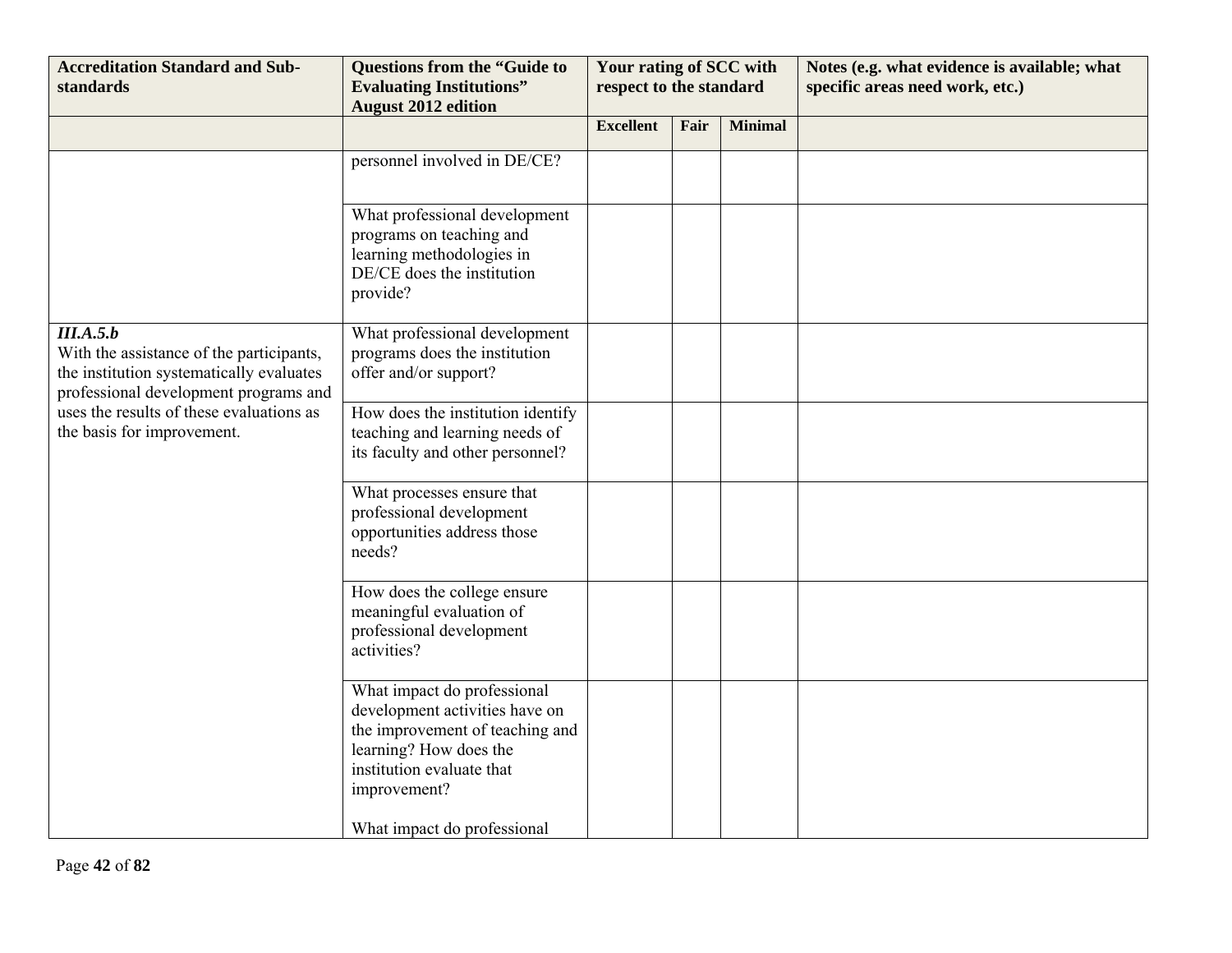| Accreditation Standard and Sub-standards | Questions from the "Guide to Evaluating Institutions" August 2012 edition | Your rating of SCC with respect to the standard | | | Notes (e.g. what evidence is available; what specific areas need work, etc.) |
|---|---|---|---|---|---|
| | | **Excellent** | **Fair** | **Minimal** | |
| | personnel involved in DE/CE? | | | | |
| | What professional development programs on teaching and learning methodologies in DE/CE does the institution provide? | | | | |
| ***III.A.5.b*** With the assistance of the participants, the institution systematically evaluates professional development programs and uses the results of these evaluations as the basis for improvement. | What professional development programs does the institution offer and/or support? | | | | |
| | How does the institution identify teaching and learning needs of its faculty and other personnel? | | | | |
| | What processes ensure that professional development opportunities address those needs? | | | | |
| | How does the college ensure meaningful evaluation of professional development activities? | | | | |
| | What impact do professional development activities have on the improvement of teaching and learning? How does the institution evaluate that improvement? What impact do professional | | | | |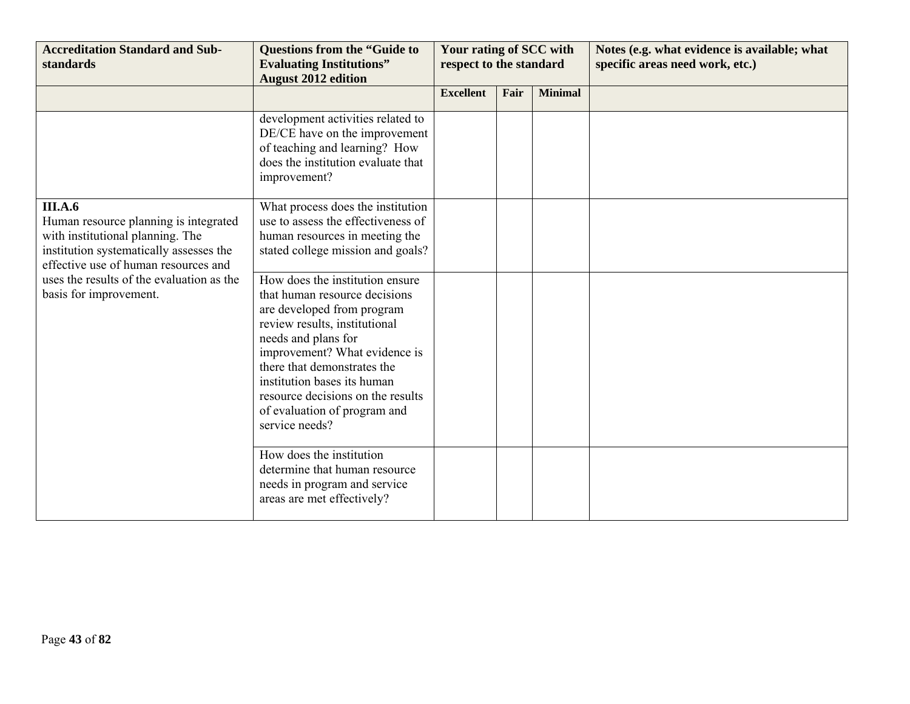| Accreditation Standard and Sub-standards | Questions from the "Guide to Evaluating Institutions" August 2012 edition | Your rating of SCC with respect to the standard | | | Notes (e.g. what evidence is available; what specific areas need work, etc.) |
|---|---|---|---|---|---|
| | | Excellent | Fair | Minimal | |
| | development activities related to DE/CE have on the improvement of teaching and learning? How does the institution evaluate that improvement? | | | | |
| **III.A.6** Human resource planning is integrated with institutional planning. The institution systematically assesses the effective use of human resources and uses the results of the evaluation as the basis for improvement. | What process does the institution use to assess the effectiveness of human resources in meeting the stated college mission and goals? | | | | |
| | How does the institution ensure that human resource decisions are developed from program review results, institutional needs and plans for improvement? What evidence is there that demonstrates the institution bases its human resource decisions on the results of evaluation of program and service needs? | | | | |
| | How does the institution determine that human resource needs in program and service areas are met effectively? | | | | |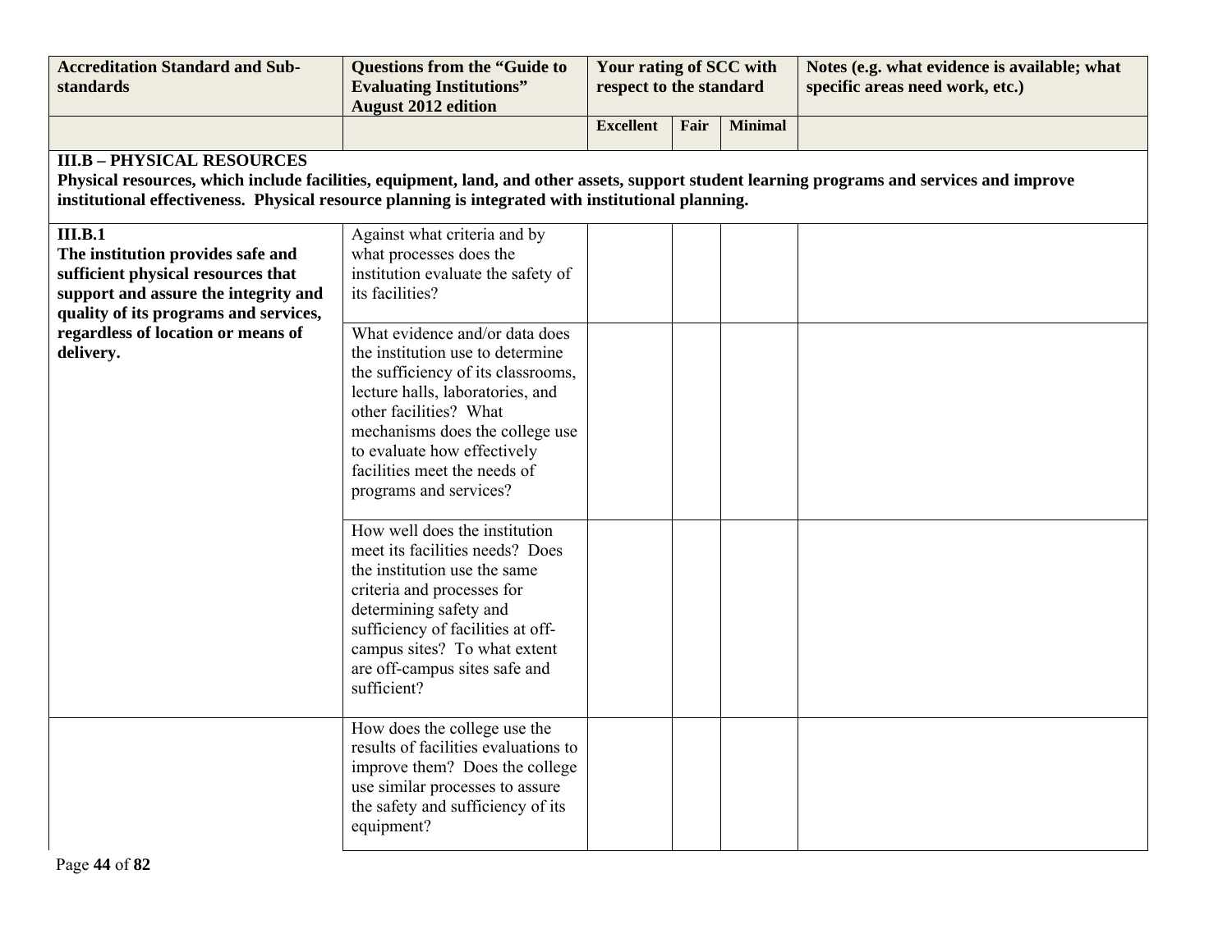| Accreditation Standard and Sub-standards | Questions from the "Guide to Evaluating Institutions" August 2012 edition | Your rating of SCC with respect to the standard | | | Notes (e.g. what evidence is available; what specific areas need work, etc.) |
|---|---|---|---|---|---|
| | | **Excellent** | **Fair** | **Minimal** | |
| **III.B – PHYSICAL RESOURCES** **Physical resources, which include facilities, equipment, land, and other assets, support student learning programs and services and improve institutional effectiveness. Physical resource planning is integrated with institutional planning.** | | | | | |
| **III.B.1** **The institution provides safe and sufficient physical resources that support and assure the integrity and quality of its programs and services, regardless of location or means of delivery.** | Against what criteria and by what processes does the institution evaluate the safety of its facilities? | | | | |
| | What evidence and/or data does the institution use to determine the sufficiency of its classrooms, lecture halls, laboratories, and other facilities? What mechanisms does the college use to evaluate how effectively facilities meet the needs of programs and services? | | | | |
| | How well does the institution meet its facilities needs? Does the institution use the same criteria and processes for determining safety and sufficiency of facilities at off-campus sites? To what extent are off-campus sites safe and sufficient? | | | | |
| | How does the college use the results of facilities evaluations to improve them? Does the college use similar processes to assure the safety and sufficiency of its equipment? | | | | |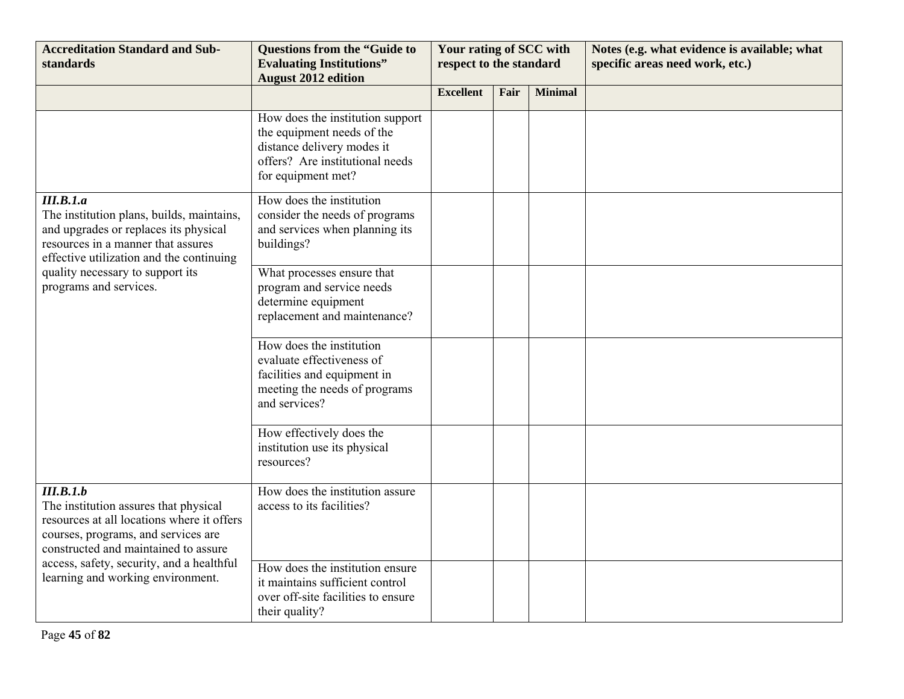| Accreditation Standard and Sub-standards | Questions from the "Guide to Evaluating Institutions" August 2012 edition | Your rating of SCC with respect to the standard | | | Notes (e.g. what evidence is available; what specific areas need work, etc.) |
|---|---|---|---|---|---|
| | | Excellent | Fair | Minimal | |
| | How does the institution support the equipment needs of the distance delivery modes it offers? Are institutional needs for equipment met? | | | | |
| ***III.B.1.a*** The institution plans, builds, maintains, and upgrades or replaces its physical resources in a manner that assures effective utilization and the continuing quality necessary to support its programs and services. | How does the institution consider the needs of programs and services when planning its buildings? | | | | |
| | What processes ensure that program and service needs determine equipment replacement and maintenance? | | | | |
| | How does the institution evaluate effectiveness of facilities and equipment in meeting the needs of programs and services? | | | | |
| | How effectively does the institution use its physical resources? | | | | |
| ***III.B.1.b*** The institution assures that physical resources at all locations where it offers courses, programs, and services are constructed and maintained to assure access, safety, security, and a healthful learning and working environment. | How does the institution assure access to its facilities? | | | | |
| | How does the institution ensure it maintains sufficient control over off-site facilities to ensure their quality? | | | | |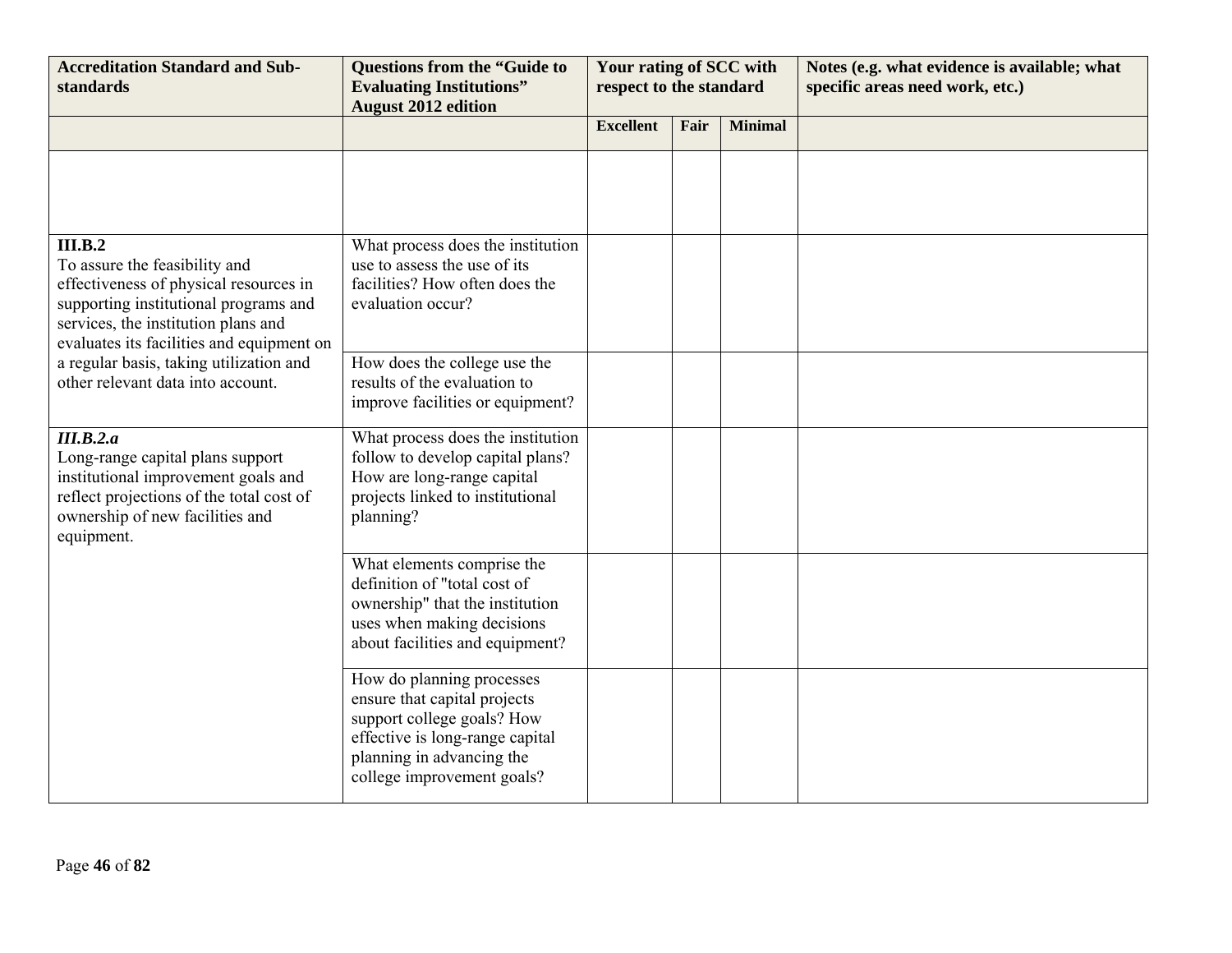| Accreditation Standard and Sub-standards | Questions from the "Guide to Evaluating Institutions" August 2012 edition | Your rating of SCC with respect to the standard | | | Notes (e.g. what evidence is available; what specific areas need work, etc.) |
|---|---|---|---|---|---|
| | | **Excellent** | **Fair** | **Minimal** | |
| | | | | | |
| **III.B.2**<br>To assure the feasibility and effectiveness of physical resources in supporting institutional programs and services, the institution plans and evaluates its facilities and equipment on a regular basis, taking utilization and other relevant data into account. | What process does the institution use to assess the use of its facilities? How often does the evaluation occur? | | | | |
| | How does the college use the results of the evaluation to improve facilities or equipment? | | | | |
| ***III.B.2.a***<br>Long-range capital plans support institutional improvement goals and reflect projections of the total cost of ownership of new facilities and equipment. | What process does the institution follow to develop capital plans? How are long-range capital projects linked to institutional planning? | | | | |
| | What elements comprise the definition of "total cost of ownership" that the institution uses when making decisions about facilities and equipment? | | | | |
| | How do planning processes ensure that capital projects support college goals? How effective is long-range capital planning in advancing the college improvement goals? | | | | |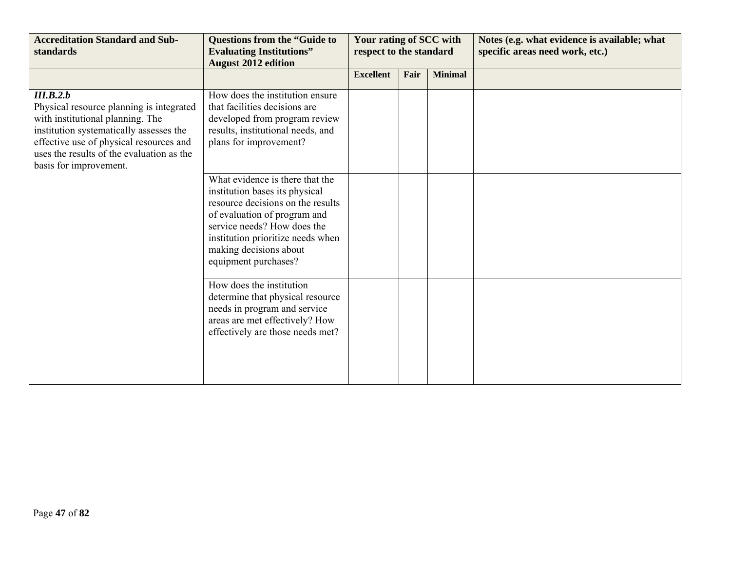| Accreditation Standard and Sub-standards | Questions from the "Guide to Evaluating Institutions" August 2012 edition | Your rating of SCC with respect to the standard | | | Notes (e.g. what evidence is available; what specific areas need work, etc.) |
|---|---|---|---|---|---|
| | | **Excellent** | **Fair** | **Minimal** | |
| ***III.B.2.b*** Physical resource planning is integrated with institutional planning. The institution systematically assesses the effective use of physical resources and uses the results of the evaluation as the basis for improvement. | How does the institution ensure that facilities decisions are developed from program review results, institutional needs, and plans for improvement? | | | | |
| | What evidence is there that the institution bases its physical resource decisions on the results of evaluation of program and service needs? How does the institution prioritize needs when making decisions about equipment purchases? | | | | |
| | How does the institution determine that physical resource needs in program and service areas are met effectively? How effectively are those needs met? | | | | |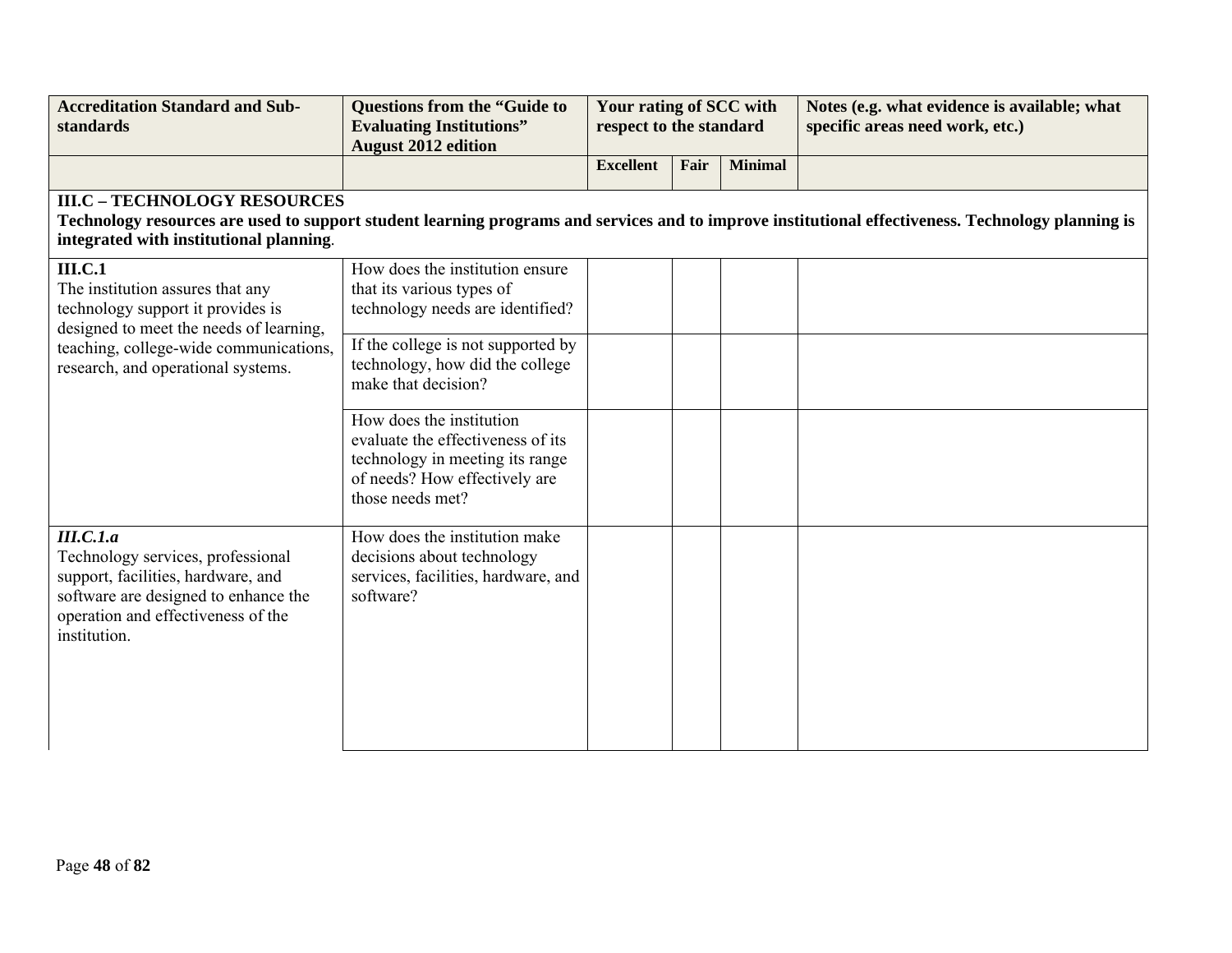| Accreditation Standard and Sub-standards | Questions from the "Guide to Evaluating Institutions" August 2012 edition | Your rating of SCC with respect to the standard | | | Notes (e.g. what evidence is available; what specific areas need work, etc.) |
|---|---|---|---|---|---|
| | | **Excellent** | **Fair** | **Minimal** | |
| **III.C – TECHNOLOGY RESOURCES** **Technology resources are used to support student learning programs and services and to improve institutional effectiveness. Technology planning is integrated with institutional planning**. | | | | | |
| **III.C.1** The institution assures that any technology support it provides is designed to meet the needs of learning, teaching, college-wide communications, research, and operational systems. | How does the institution ensure that its various types of technology needs are identified? | | | | |
| | If the college is not supported by technology, how did the college make that decision? | | | | |
| | How does the institution evaluate the effectiveness of its technology in meeting its range of needs? How effectively are those needs met? | | | | |
| ***III.C.1.a*** Technology services, professional support, facilities, hardware, and software are designed to enhance the operation and effectiveness of the institution. | How does the institution make decisions about technology services, facilities, hardware, and software? | | | | |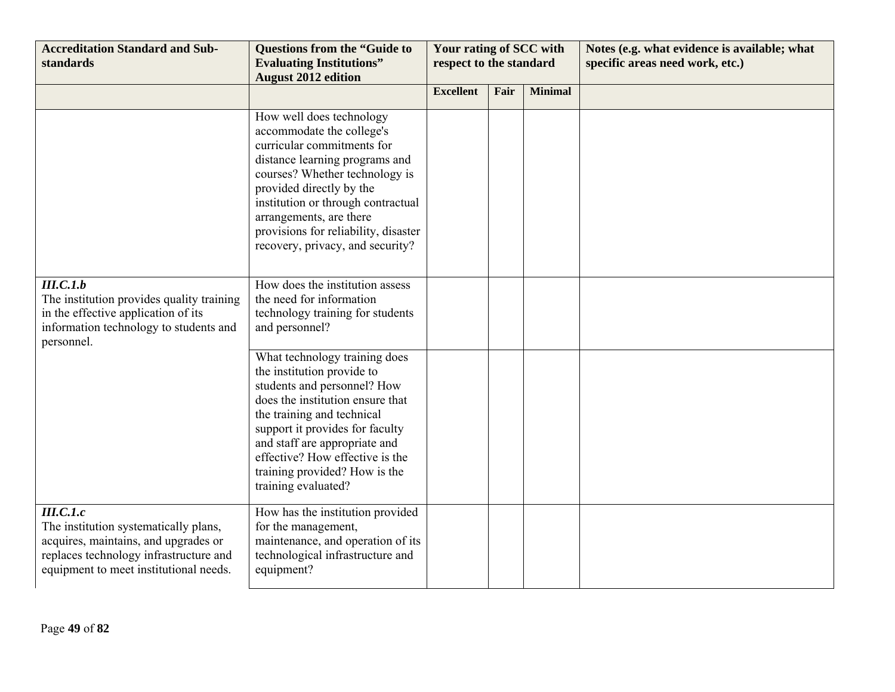| Accreditation Standard and Sub-standards | Questions from the "Guide to Evaluating Institutions" August 2012 edition | Your rating of SCC with respect to the standard | | | Notes (e.g. what evidence is available; what specific areas need work, etc.) |
|---|---|---|---|---|---|
| | | **Excellent** | **Fair** | **Minimal** | |
| | How well does technology accommodate the college's curricular commitments for distance learning programs and courses? Whether technology is provided directly by the institution or through contractual arrangements, are there provisions for reliability, disaster recovery, privacy, and security? | | | | |
| ***III.C.1.b*** The institution provides quality training in the effective application of its information technology to students and personnel. | How does the institution assess the need for information technology training for students and personnel? | | | | |
| | What technology training does the institution provide to students and personnel? How does the institution ensure that the training and technical support it provides for faculty and staff are appropriate and effective? How effective is the training provided? How is the training evaluated? | | | | |
| ***III.C.1.c*** The institution systematically plans, acquires, maintains, and upgrades or replaces technology infrastructure and equipment to meet institutional needs. | How has the institution provided for the management, maintenance, and operation of its technological infrastructure and equipment? | | | | |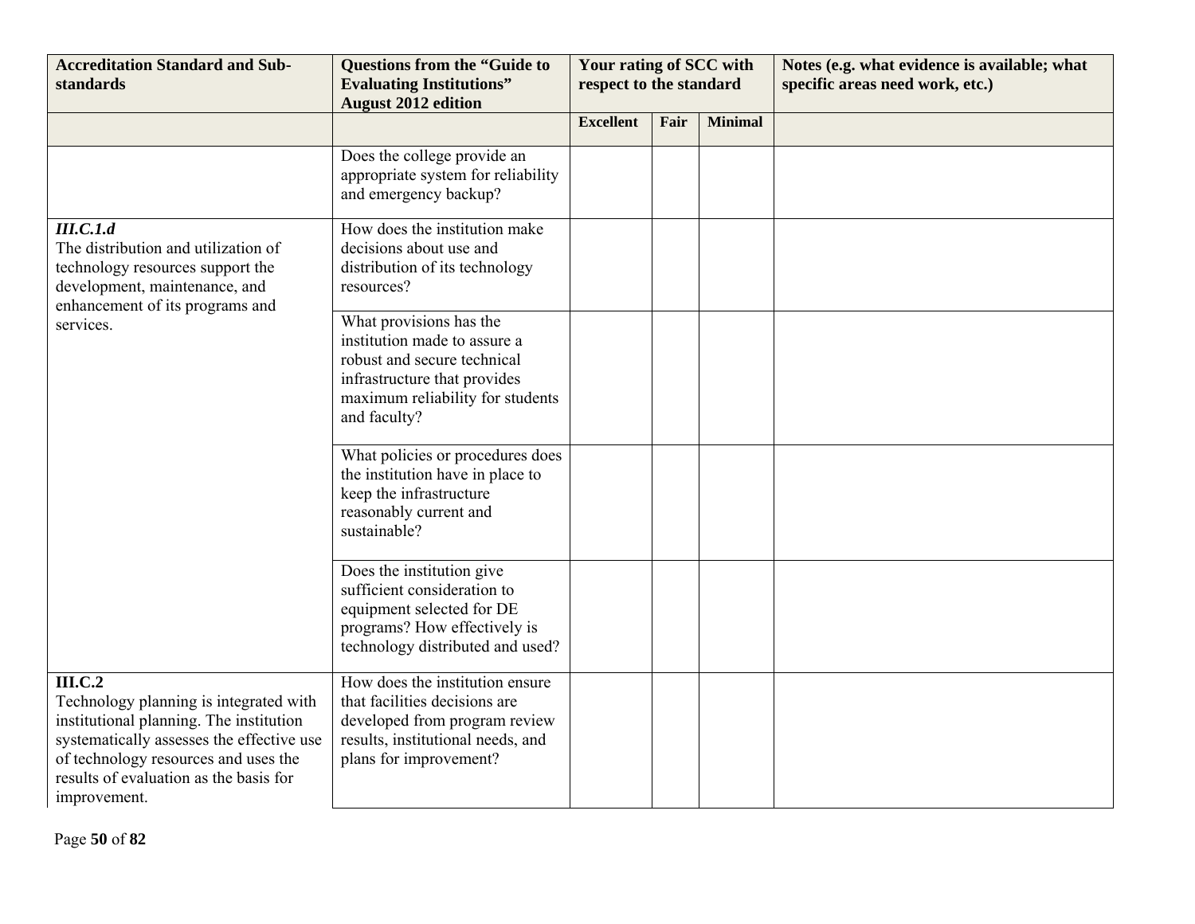| Accreditation Standard and Sub-standards | Questions from the "Guide to Evaluating Institutions" August 2012 edition | Your rating of SCC with respect to the standard | | | Notes (e.g. what evidence is available; what specific areas need work, etc.) |
|---|---|---|---|---|---|
| | | Excellent | Fair | Minimal | |
| | Does the college provide an appropriate system for reliability and emergency backup? | | | | |
| ***III.C.1.d*** The distribution and utilization of technology resources support the development, maintenance, and enhancement of its programs and services. | How does the institution make decisions about use and distribution of its technology resources? | | | | |
| | What provisions has the institution made to assure a robust and secure technical infrastructure that provides maximum reliability for students and faculty? | | | | |
| | What policies or procedures does the institution have in place to keep the infrastructure reasonably current and sustainable? | | | | |
| | Does the institution give sufficient consideration to equipment selected for DE programs? How effectively is technology distributed and used? | | | | |
| **III.C.2** Technology planning is integrated with institutional planning. The institution systematically assesses the effective use of technology resources and uses the results of evaluation as the basis for improvement. | How does the institution ensure that facilities decisions are developed from program review results, institutional needs, and plans for improvement? | | | | |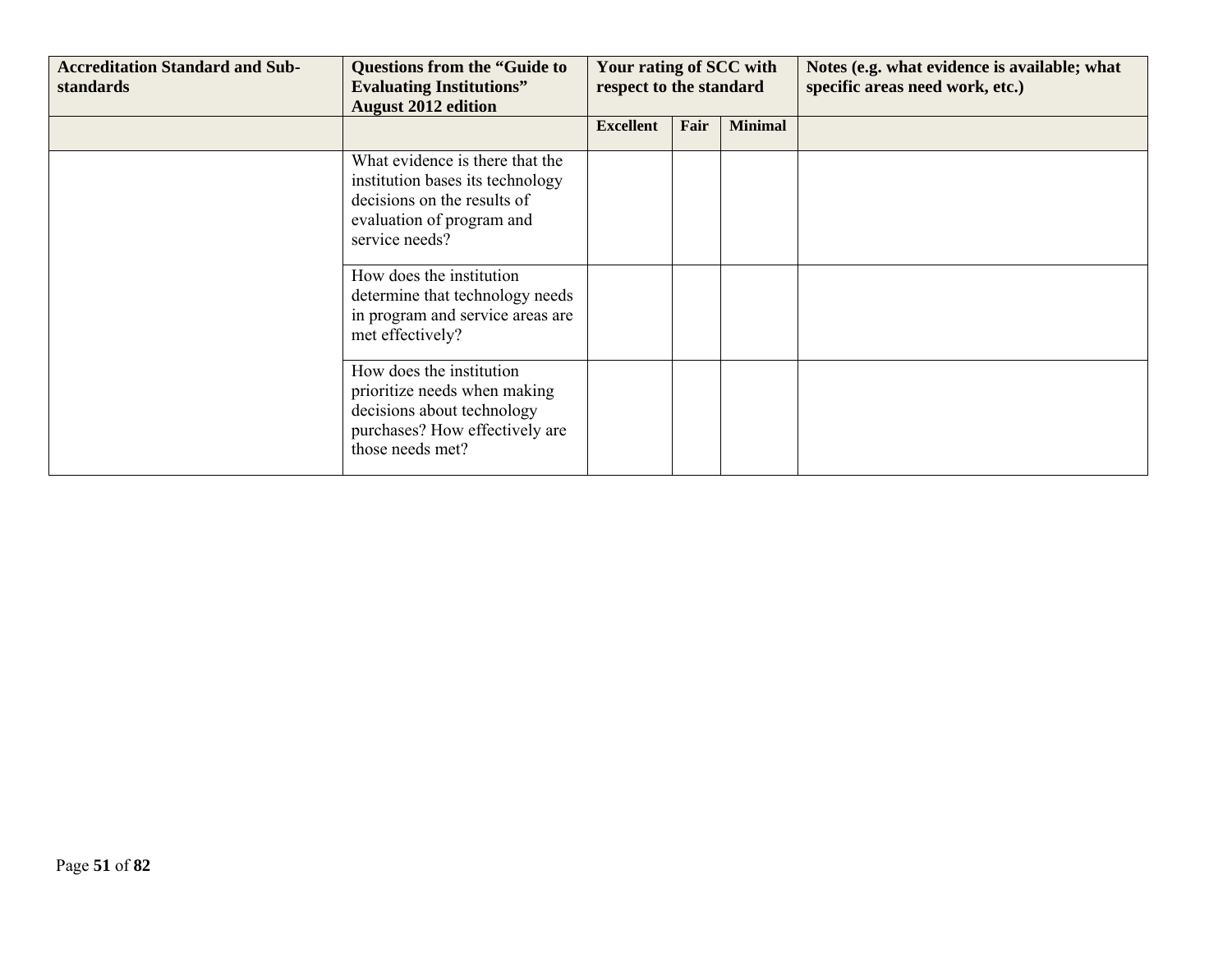| Accreditation Standard and Sub-standards | Questions from the "Guide to Evaluating Institutions" August 2012 edition | Your rating of SCC with respect to the standard | | | Notes (e.g. what evidence is available; what specific areas need work, etc.) |
|---|---|---|---|---|---|
| | | Excellent | Fair | Minimal | |
| | What evidence is there that the institution bases its technology decisions on the results of evaluation of program and service needs? | | | | |
| | How does the institution determine that technology needs in program and service areas are met effectively? | | | | |
| | How does the institution prioritize needs when making decisions about technology purchases? How effectively are those needs met? | | | | |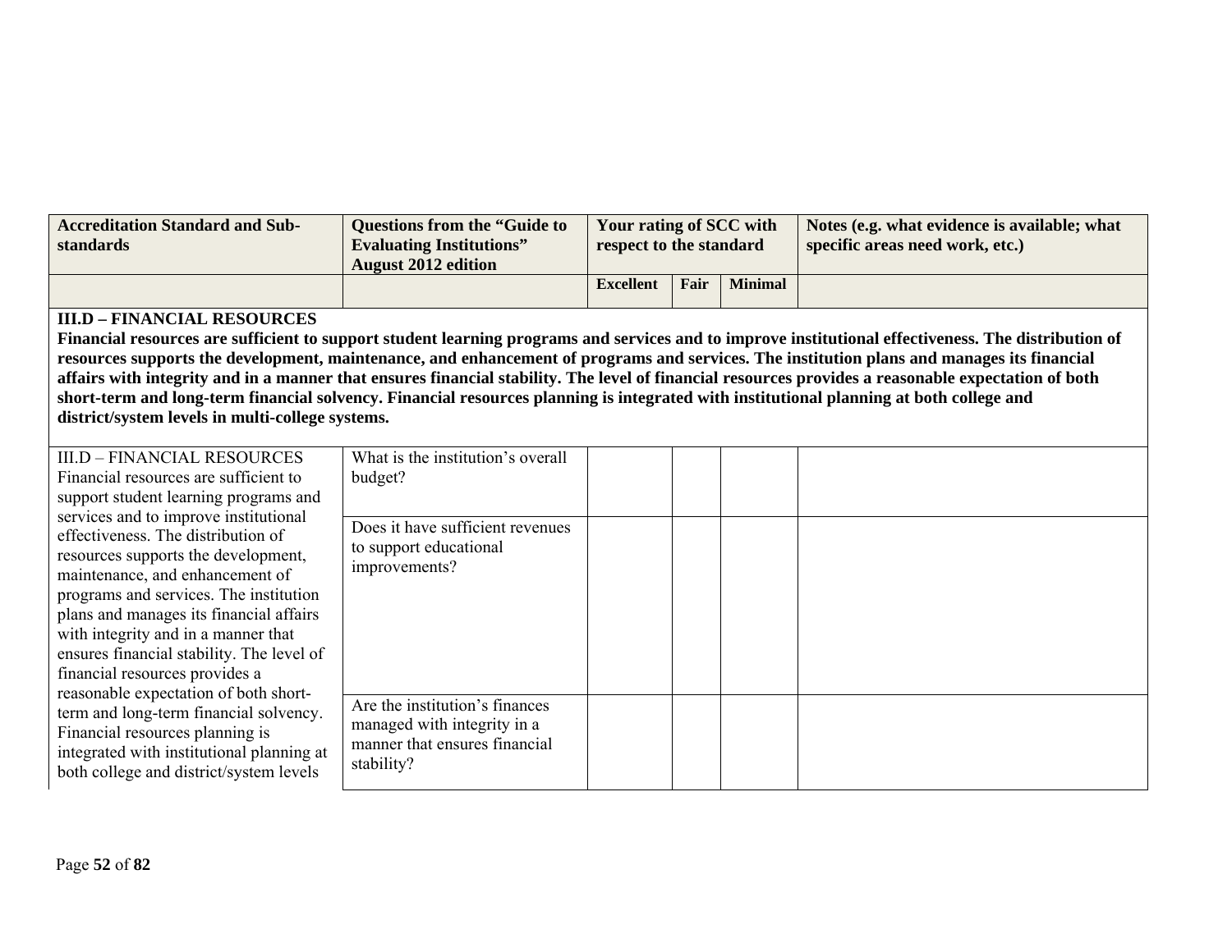| Accreditation Standard and Sub-standards | Questions from the "Guide to Evaluating Institutions" August 2012 edition | Your rating of SCC with respect to the standard | | | Notes (e.g. what evidence is available; what specific areas need work, etc.) |
|---|---|---|---|---|---|
| | | Excellent | Fair | Minimal | |
| **III.D – FINANCIAL RESOURCES** **Financial resources are sufficient to support student learning programs and services and to improve institutional effectiveness. The distribution of resources supports the development, maintenance, and enhancement of programs and services. The institution plans and manages its financial affairs with integrity and in a manner that ensures financial stability. The level of financial resources provides a reasonable expectation of both short-term and long-term financial solvency. Financial resources planning is integrated with institutional planning at both college and district/system levels in multi-college systems.** | | | | | |
| III.D – FINANCIAL RESOURCES Financial resources are sufficient to support student learning programs and services and to improve institutional effectiveness. The distribution of resources supports the development, maintenance, and enhancement of programs and services. The institution plans and manages its financial affairs with integrity and in a manner that ensures financial stability. The level of financial resources provides a reasonable expectation of both short-term and long-term financial solvency. Financial resources planning is integrated with institutional planning at both college and district/system levels | What is the institution's overall budget? | | | | |
| | Does it have sufficient revenues to support educational improvements? | | | | |
| | Are the institution's finances managed with integrity in a manner that ensures financial stability? | | | | |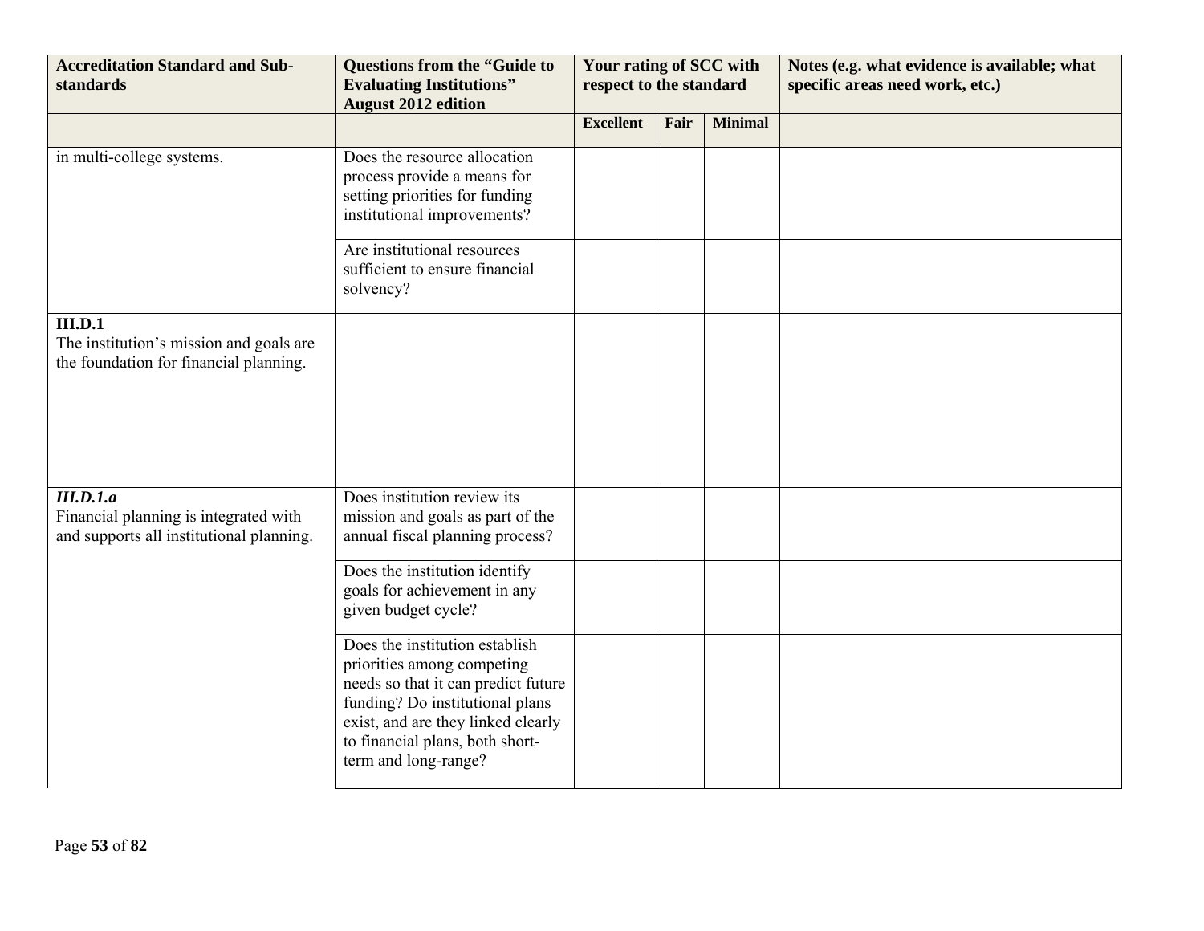| Accreditation Standard and Sub-standards | Questions from the "Guide to Evaluating Institutions" August 2012 edition | Your rating of SCC with respect to the standard | | | Notes (e.g. what evidence is available; what specific areas need work, etc.) |
|---|---|---|---|---|---|
| | | **Excellent** | **Fair** | **Minimal** | |
| in multi-college systems. | Does the resource allocation process provide a means for setting priorities for funding institutional improvements? | | | | |
| | Are institutional resources sufficient to ensure financial solvency? | | | | |
| **III.D.1** The institution's mission and goals are the foundation for financial planning. | | | | | |
| ***III.D.1.a*** Financial planning is integrated with and supports all institutional planning. | Does institution review its mission and goals as part of the annual fiscal planning process? | | | | |
| | Does the institution identify goals for achievement in any given budget cycle? | | | | |
| | Does the institution establish priorities among competing needs so that it can predict future funding? Do institutional plans exist, and are they linked clearly to financial plans, both short-term and long-range? | | | | |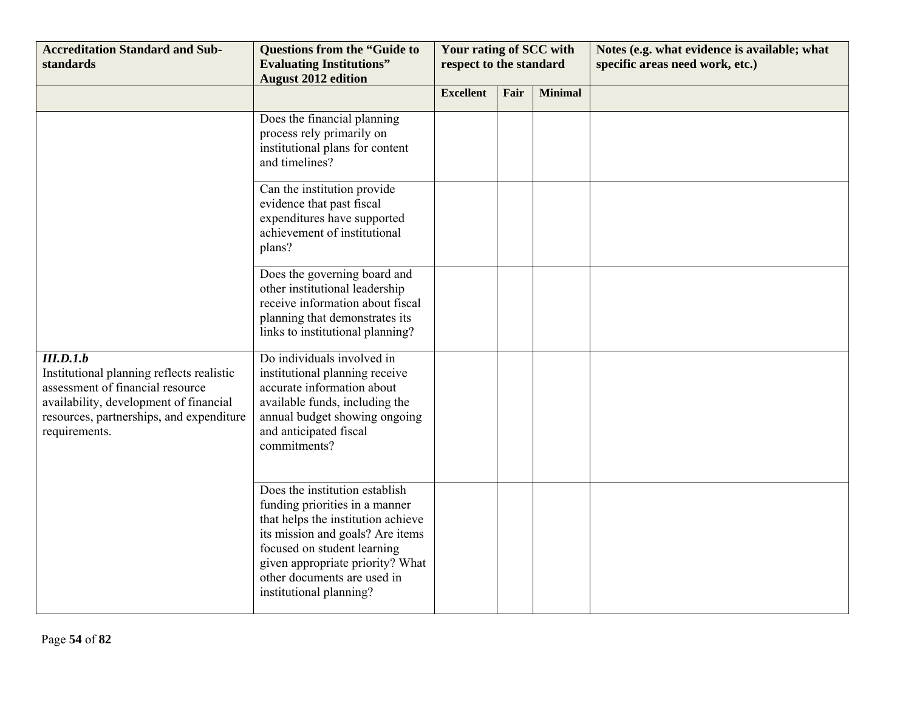| Accreditation Standard and Sub-standards | Questions from the "Guide to Evaluating Institutions" August 2012 edition | Your rating of SCC with respect to the standard | | | Notes (e.g. what evidence is available; what specific areas need work, etc.) |
|---|---|---|---|---|---|
| | | **Excellent** | **Fair** | **Minimal** | |
| | Does the financial planning process rely primarily on institutional plans for content and timelines? | | | | |
| | Can the institution provide evidence that past fiscal expenditures have supported achievement of institutional plans? | | | | |
| | Does the governing board and other institutional leadership receive information about fiscal planning that demonstrates its links to institutional planning? | | | | |
| ***III.D.1.b*** Institutional planning reflects realistic assessment of financial resource availability, development of financial resources, partnerships, and expenditure requirements. | Do individuals involved in institutional planning receive accurate information about available funds, including the annual budget showing ongoing and anticipated fiscal commitments? | | | | |
| | Does the institution establish funding priorities in a manner that helps the institution achieve its mission and goals? Are items focused on student learning given appropriate priority? What other documents are used in institutional planning? | | | | |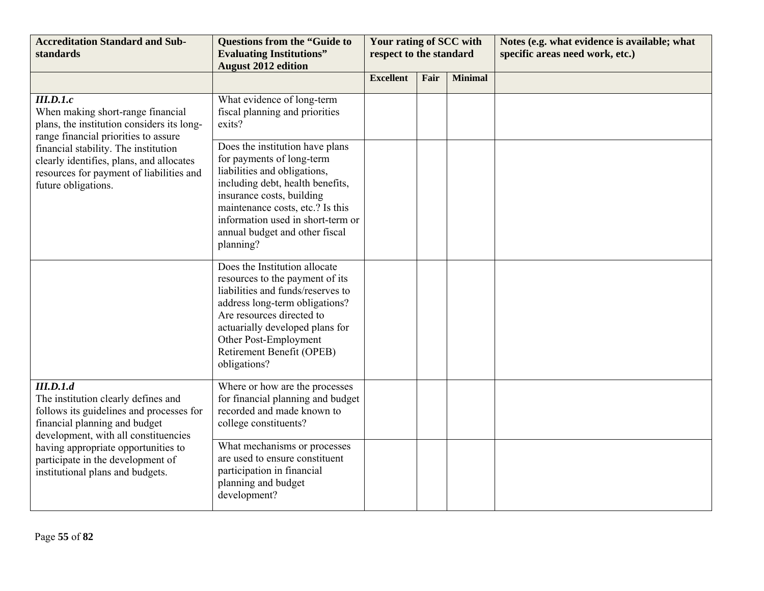| Accreditation Standard and Sub-standards | Questions from the "Guide to Evaluating Institutions" August 2012 edition | Your rating of SCC with respect to the standard | | | Notes (e.g. what evidence is available; what specific areas need work, etc.) |
|---|---|---|---|---|---|
| | | Excellent | Fair | Minimal | |
| ***III.D.1.c*** When making short-range financial plans, the institution considers its long-range financial priorities to assure financial stability. The institution clearly identifies, plans, and allocates resources for payment of liabilities and future obligations. | What evidence of long-term fiscal planning and priorities exits? | | | | |
| | Does the institution have plans for payments of long-term liabilities and obligations, including debt, health benefits, insurance costs, building maintenance costs, etc.? Is this information used in short-term or annual budget and other fiscal planning? | | | | |
| | Does the Institution allocate resources to the payment of its liabilities and funds/reserves to address long-term obligations? Are resources directed to actuarially developed plans for Other Post-Employment Retirement Benefit (OPEB) obligations? | | | | |
| ***III.D.1.d*** The institution clearly defines and follows its guidelines and processes for financial planning and budget development, with all constituencies having appropriate opportunities to participate in the development of institutional plans and budgets. | Where or how are the processes for financial planning and budget recorded and made known to college constituents? | | | | |
| | What mechanisms or processes are used to ensure constituent participation in financial planning and budget development? | | | | |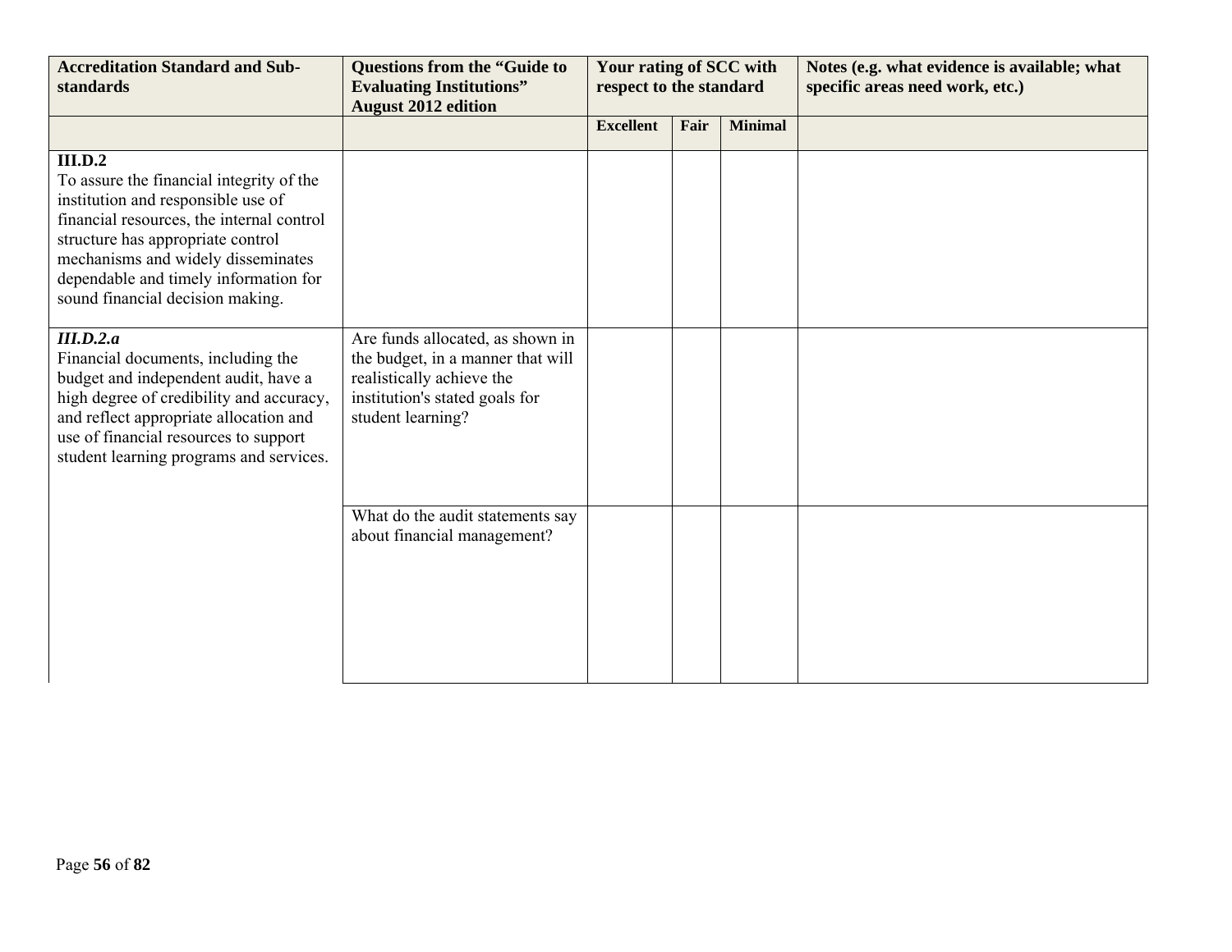| Accreditation Standard and Sub-standards | Questions from the "Guide to Evaluating Institutions" August 2012 edition | Your rating of SCC with respect to the standard | | | Notes (e.g. what evidence is available; what specific areas need work, etc.) |
|---|---|---|---|---|---|
| | | **Excellent** | **Fair** | **Minimal** | |
| **III.D.2**<br>To assure the financial integrity of the institution and responsible use of financial resources, the internal control structure has appropriate control mechanisms and widely disseminates dependable and timely information for sound financial decision making. | | | | | |
| ***III.D.2.a***<br>Financial documents, including the budget and independent audit, have a high degree of credibility and accuracy, and reflect appropriate allocation and use of financial resources to support student learning programs and services. | Are funds allocated, as shown in the budget, in a manner that will realistically achieve the institution's stated goals for student learning? | | | | |
| | What do the audit statements say about financial management? | | | | |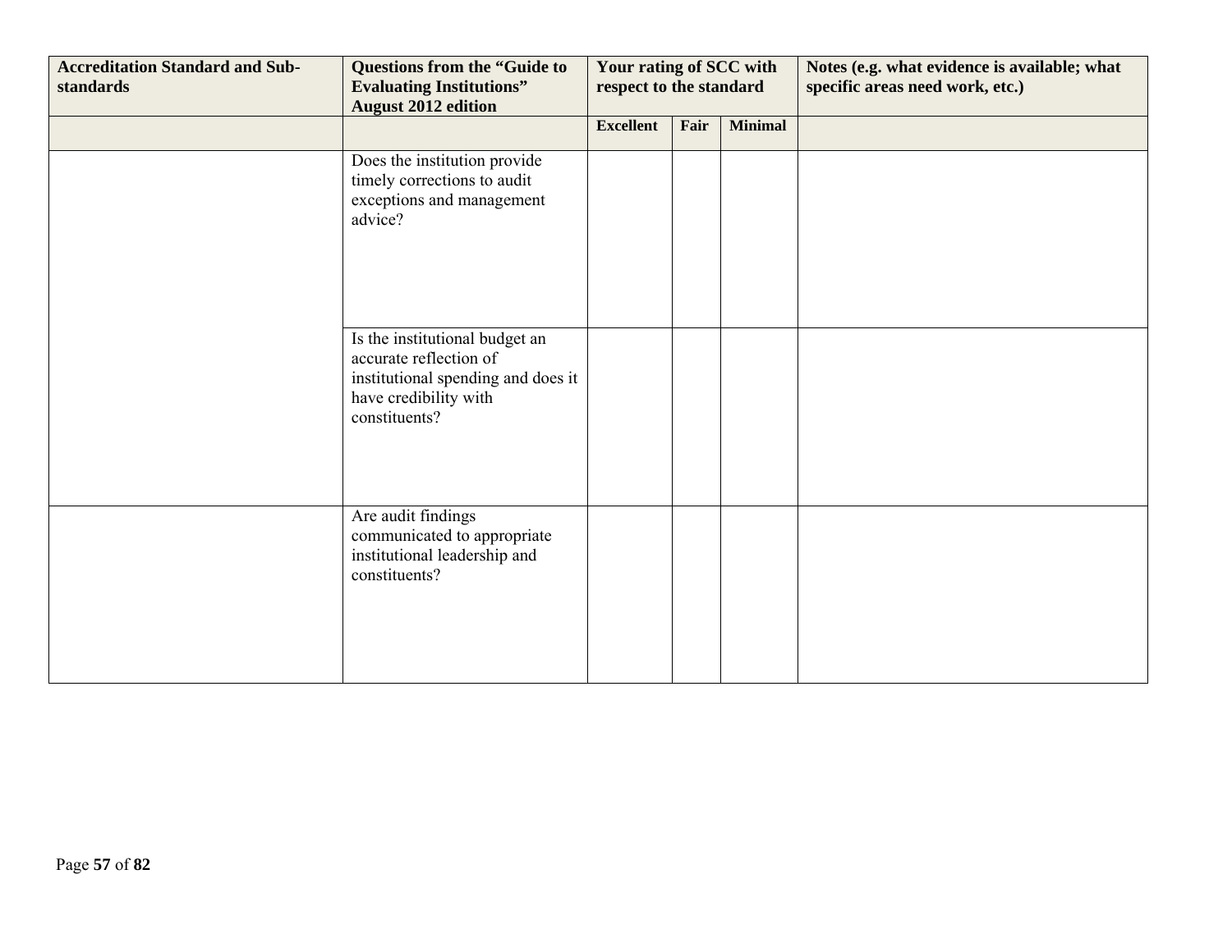| Accreditation Standard and Sub-standards | Questions from the "Guide to Evaluating Institutions" August 2012 edition | Your rating of SCC with respect to the standard | | | Notes (e.g. what evidence is available; what specific areas need work, etc.) |
|---|---|---|---|---|---|
| | | Excellent | Fair | Minimal | |
| | Does the institution provide timely corrections to audit exceptions and management advice? | | | | |
| | Is the institutional budget an accurate reflection of institutional spending and does it have credibility with constituents? | | | | |
| | Are audit findings communicated to appropriate institutional leadership and constituents? | | | | |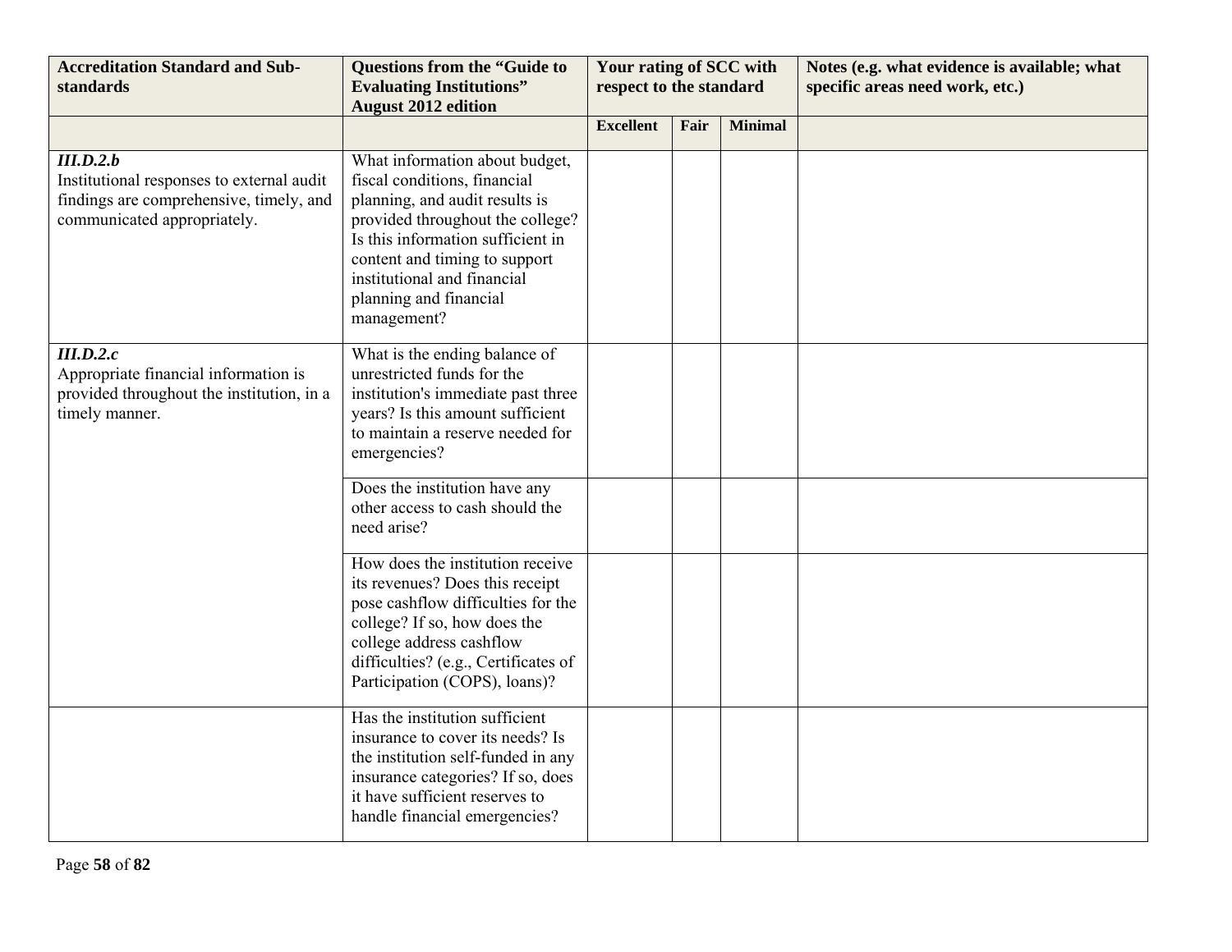| Accreditation Standard and Sub-standards | Questions from the "Guide to Evaluating Institutions" August 2012 edition | Your rating of SCC with respect to the standard | | | Notes (e.g. what evidence is available; what specific areas need work, etc.) |
|---|---|---|---|---|---|
| | | Excellent | Fair | Minimal | |
| ***III.D.2.b*** Institutional responses to external audit findings are comprehensive, timely, and communicated appropriately. | What information about budget, fiscal conditions, financial planning, and audit results is provided throughout the college? Is this information sufficient in content and timing to support institutional and financial planning and financial management? | | | | |
| ***III.D.2.c*** Appropriate financial information is provided throughout the institution, in a timely manner. | What is the ending balance of unrestricted funds for the institution's immediate past three years? Is this amount sufficient to maintain a reserve needed for emergencies? | | | | |
| | Does the institution have any other access to cash should the need arise? | | | | |
| | How does the institution receive its revenues? Does this receipt pose cashflow difficulties for the college? If so, how does the college address cashflow difficulties? (e.g., Certificates of Participation (COPS), loans)? | | | | |
| | Has the institution sufficient insurance to cover its needs? Is the institution self-funded in any insurance categories? If so, does it have sufficient reserves to handle financial emergencies? | | | | |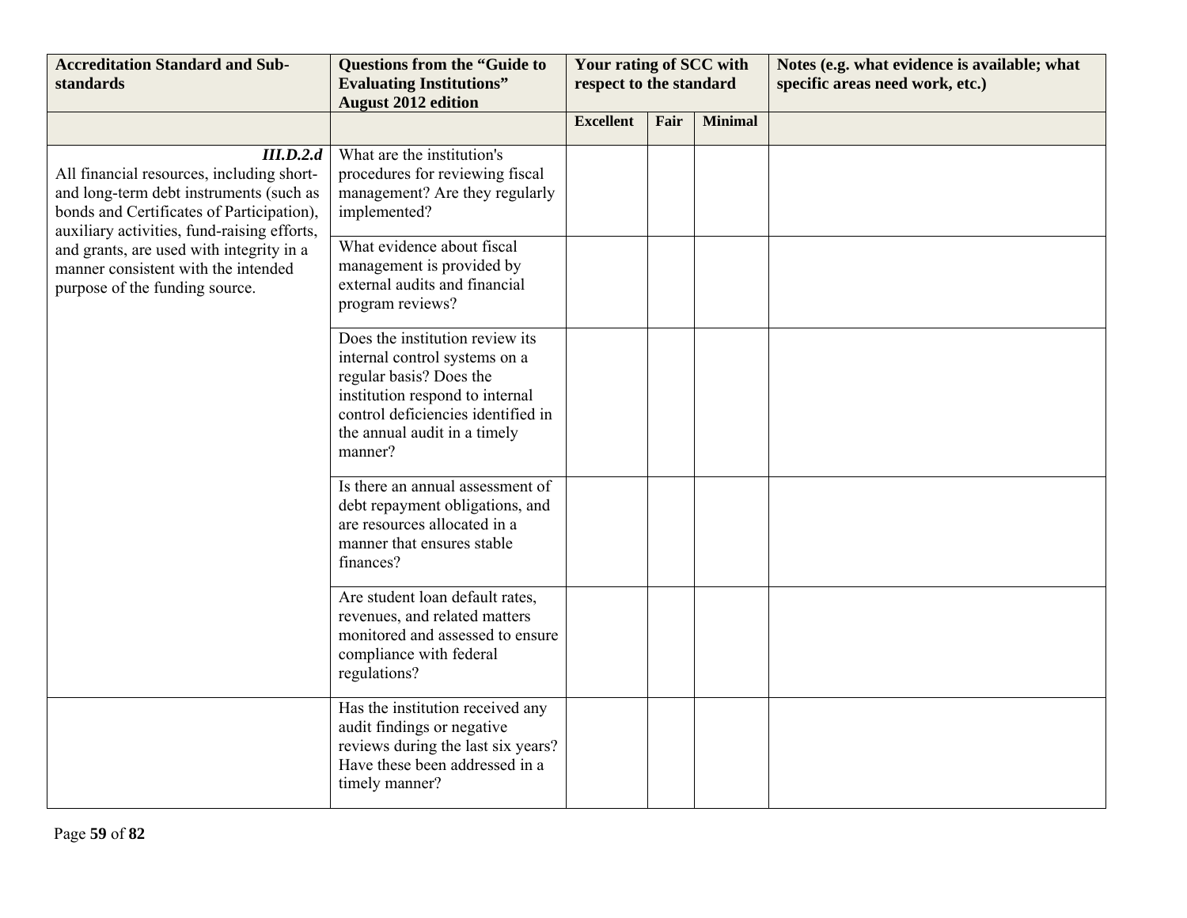| Accreditation Standard and Sub-standards | Questions from the "Guide to Evaluating Institutions" August 2012 edition | Your rating of SCC with respect to the standard | | | Notes (e.g. what evidence is available; what specific areas need work, etc.) |
|---|---|---|---|---|---|
| | | Excellent | Fair | Minimal | |
| ***III.D.2.d*** All financial resources, including short- and long-term debt instruments (such as bonds and Certificates of Participation), auxiliary activities, fund-raising efforts, and grants, are used with integrity in a manner consistent with the intended purpose of the funding source. | What are the institution's procedures for reviewing fiscal management? Are they regularly implemented? | | | | |
| | What evidence about fiscal management is provided by external audits and financial program reviews? | | | | |
| | Does the institution review its internal control systems on a regular basis? Does the institution respond to internal control deficiencies identified in the annual audit in a timely manner? | | | | |
| | Is there an annual assessment of debt repayment obligations, and are resources allocated in a manner that ensures stable finances? | | | | |
| | Are student loan default rates, revenues, and related matters monitored and assessed to ensure compliance with federal regulations? | | | | |
| | Has the institution received any audit findings or negative reviews during the last six years? Have these been addressed in a timely manner? | | | | |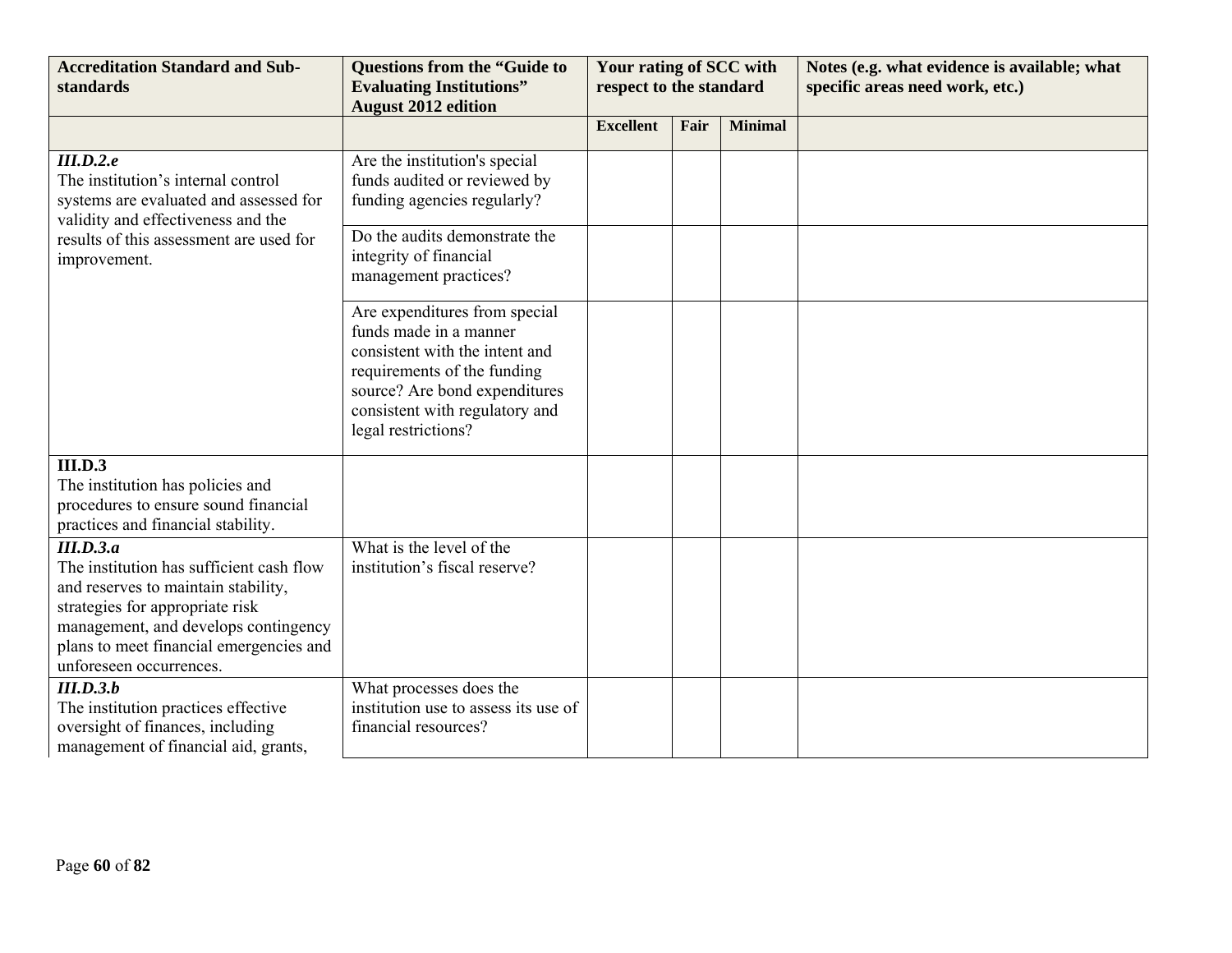| Accreditation Standard and Sub-standards | Questions from the "Guide to Evaluating Institutions" August 2012 edition | Your rating of SCC with respect to the standard | | | Notes (e.g. what evidence is available; what specific areas need work, etc.) |
|---|---|---|---|---|---|
| | | **Excellent** | **Fair** | **Minimal** | |
| ***III.D.2.e*** The institution's internal control systems are evaluated and assessed for validity and effectiveness and the results of this assessment are used for improvement. | Are the institution's special funds audited or reviewed by funding agencies regularly? | | | | |
| | Do the audits demonstrate the integrity of financial management practices? | | | | |
| | Are expenditures from special funds made in a manner consistent with the intent and requirements of the funding source? Are bond expenditures consistent with regulatory and legal restrictions? | | | | |
| **III.D.3** The institution has policies and procedures to ensure sound financial practices and financial stability. | | | | | |
| ***III.D.3.a*** The institution has sufficient cash flow and reserves to maintain stability, strategies for appropriate risk management, and develops contingency plans to meet financial emergencies and unforeseen occurrences. | What is the level of the institution's fiscal reserve? | | | | |
| ***III.D.3.b*** The institution practices effective oversight of finances, including management of financial aid, grants, | What processes does the institution use to assess its use of financial resources? | | | | |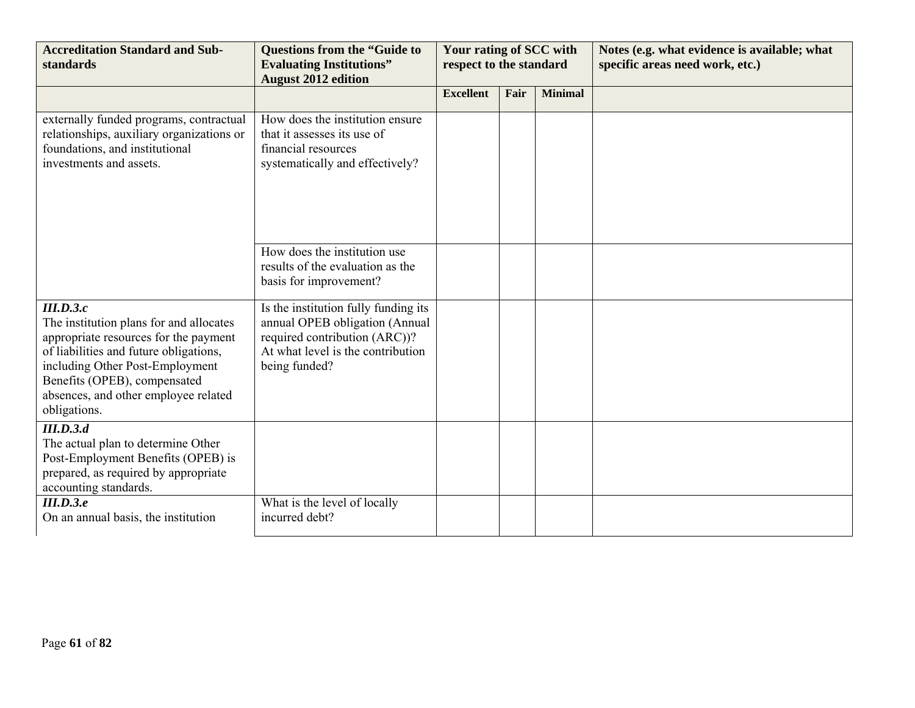| Accreditation Standard and Sub-standards | Questions from the "Guide to Evaluating Institutions" August 2012 edition | Your rating of SCC with respect to the standard | | | Notes (e.g. what evidence is available; what specific areas need work, etc.) |
|---|---|---|---|---|---|
| | | **Excellent** | **Fair** | **Minimal** | |
| externally funded programs, contractual relationships, auxiliary organizations or foundations, and institutional investments and assets. | How does the institution ensure that it assesses its use of financial resources systematically and effectively? | | | | |
| | How does the institution use results of the evaluation as the basis for improvement? | | | | |
| ***III.D.3.c*** The institution plans for and allocates appropriate resources for the payment of liabilities and future obligations, including Other Post-Employment Benefits (OPEB), compensated absences, and other employee related obligations. | Is the institution fully funding its annual OPEB obligation (Annual required contribution (ARC))? At what level is the contribution being funded? | | | | |
| ***III.D.3.d*** The actual plan to determine Other Post-Employment Benefits (OPEB) is prepared, as required by appropriate accounting standards. | | | | | |
| ***III.D.3.e*** On an annual basis, the institution | What is the level of locally incurred debt? | | | | |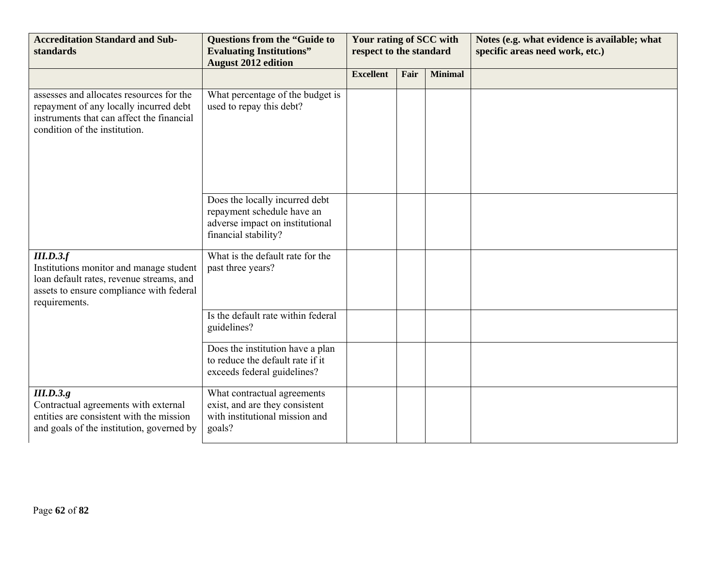| Accreditation Standard and Sub-standards | Questions from the "Guide to Evaluating Institutions" August 2012 edition | Your rating of SCC with respect to the standard | | | Notes (e.g. what evidence is available; what specific areas need work, etc.) |
|---|---|---|---|---|---|
| | | Excellent | Fair | Minimal | |
| assesses and allocates resources for the repayment of any locally incurred debt instruments that can affect the financial condition of the institution. | What percentage of the budget is used to repay this debt? | | | | |
| | Does the locally incurred debt repayment schedule have an adverse impact on institutional financial stability? | | | | |
| ***III.D.3.f*** Institutions monitor and manage student loan default rates, revenue streams, and assets to ensure compliance with federal requirements. | What is the default rate for the past three years? | | | | |
| | Is the default rate within federal guidelines? | | | | |
| | Does the institution have a plan to reduce the default rate if it exceeds federal guidelines? | | | | |
| ***III.D.3.g*** Contractual agreements with external entities are consistent with the mission and goals of the institution, governed by | What contractual agreements exist, and are they consistent with institutional mission and goals? | | | | |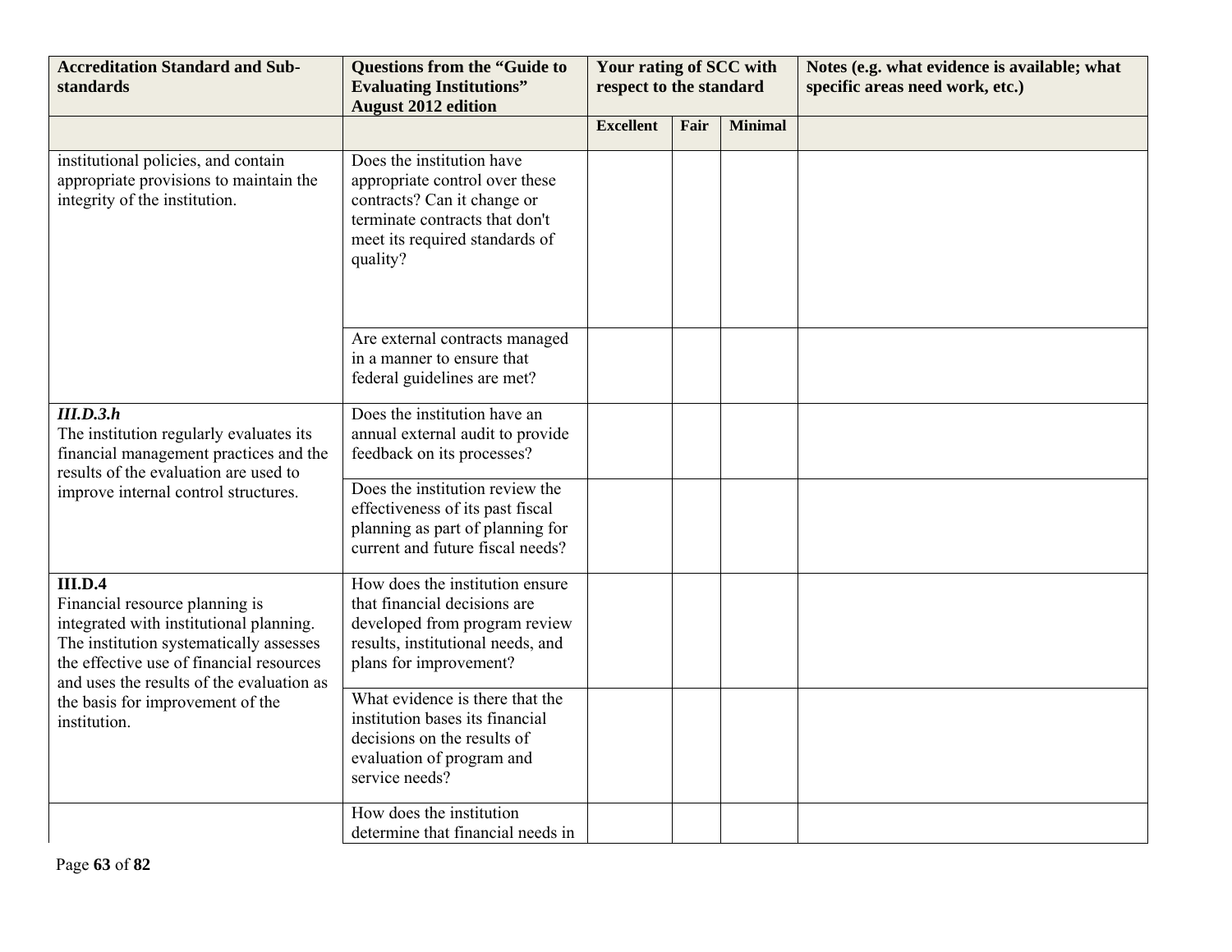| Accreditation Standard and Sub-standards | Questions from the "Guide to Evaluating Institutions" August 2012 edition | Your rating of SCC with respect to the standard | | | Notes (e.g. what evidence is available; what specific areas need work, etc.) |
|---|---|---|---|---|---|
| | | **Excellent** | **Fair** | **Minimal** | |
| institutional policies, and contain appropriate provisions to maintain the integrity of the institution. | Does the institution have appropriate control over these contracts? Can it change or terminate contracts that don't meet its required standards of quality? | | | | |
| | Are external contracts managed in a manner to ensure that federal guidelines are met? | | | | |
| ***III.D.3.h*** The institution regularly evaluates its financial management practices and the results of the evaluation are used to improve internal control structures. | Does the institution have an annual external audit to provide feedback on its processes? | | | | |
| | Does the institution review the effectiveness of its past fiscal planning as part of planning for current and future fiscal needs? | | | | |
| **III.D.4** Financial resource planning is integrated with institutional planning. The institution systematically assesses the effective use of financial resources and uses the results of the evaluation as the basis for improvement of the institution. | How does the institution ensure that financial decisions are developed from program review results, institutional needs, and plans for improvement? | | | | |
| | What evidence is there that the institution bases its financial decisions on the results of evaluation of program and service needs? | | | | |
| | How does the institution determine that financial needs in | | | | |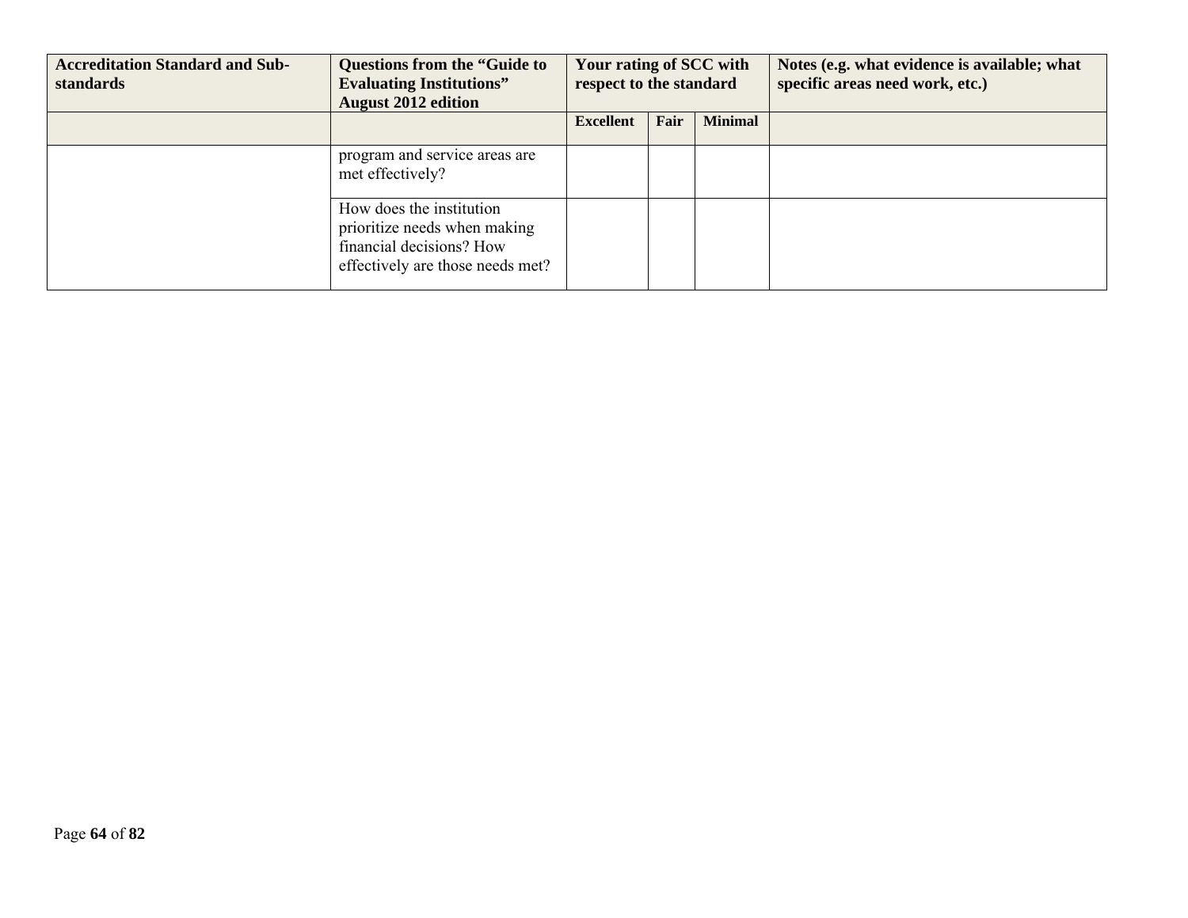| Accreditation Standard and Sub-standards | Questions from the "Guide to Evaluating Institutions" August 2012 edition | Your rating of SCC with respect to the standard | | | Notes (e.g. what evidence is available; what specific areas need work, etc.) |
|---|---|---|---|---|---|
| | | Excellent | Fair | Minimal | |
| | program and service areas are met effectively? | | | | |
| | How does the institution prioritize needs when making financial decisions? How effectively are those needs met? | | | | |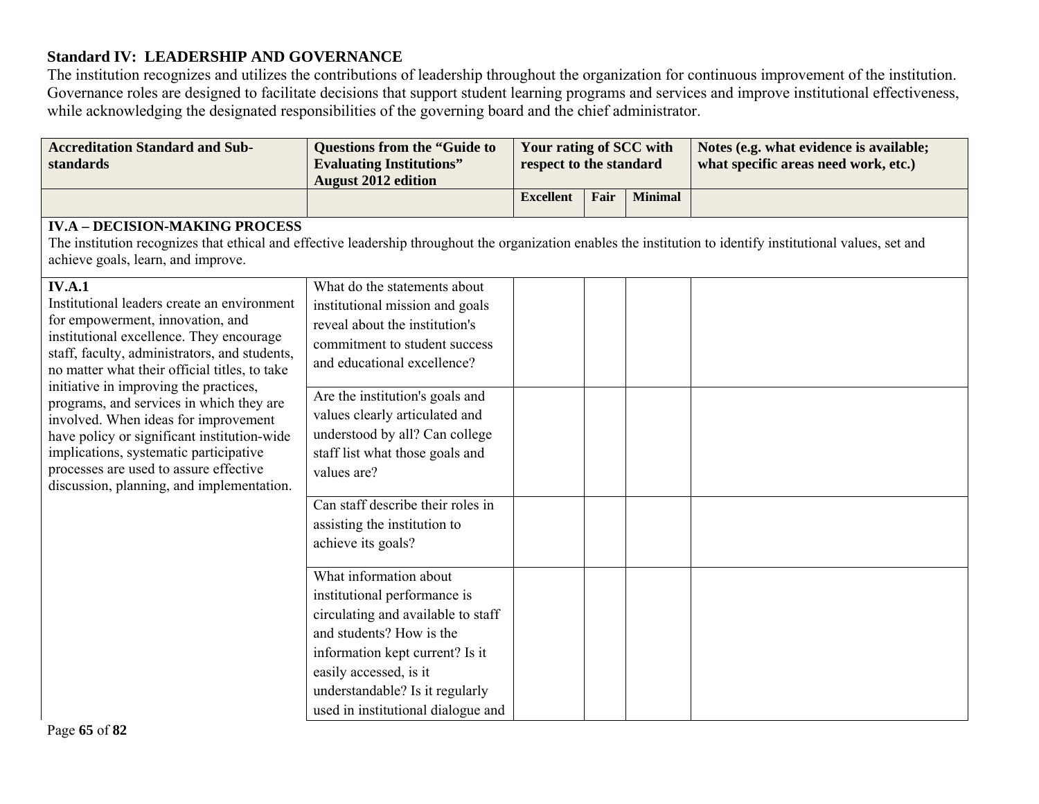**Standard IV: LEADERSHIP AND GOVERNANCE**

The institution recognizes and utilizes the contributions of leadership throughout the organization for continuous improvement of the institution. Governance roles are designed to facilitate decisions that support student learning programs and services and improve institutional effectiveness, while acknowledging the designated responsibilities of the governing board and the chief administrator.

| Accreditation Standard and Sub-standards | Questions from the "Guide to Evaluating Institutions" August 2012 edition | Your rating of SCC with respect to the standard | | | Notes (e.g. what evidence is available; what specific areas need work, etc.) |
|---|---|---|---|---|---|
| | | Excellent | Fair | Minimal | |
| **IV.A – DECISION-MAKING PROCESS** The institution recognizes that ethical and effective leadership throughout the organization enables the institution to identify institutional values, set and achieve goals, learn, and improve. | | | | | |
| **IV.A.1** Institutional leaders create an environment for empowerment, innovation, and institutional excellence. They encourage staff, faculty, administrators, and students, no matter what their official titles, to take initiative in improving the practices, programs, and services in which they are involved. When ideas for improvement have policy or significant institution-wide implications, systematic participative processes are used to assure effective discussion, planning, and implementation. | What do the statements about institutional mission and goals reveal about the institution's commitment to student success and educational excellence? | | | | |
| | Are the institution's goals and values clearly articulated and understood by all? Can college staff list what those goals and values are? | | | | |
| | Can staff describe their roles in assisting the institution to achieve its goals? | | | | |
| | What information about institutional performance is circulating and available to staff and students? How is the information kept current? Is it easily accessed, is it understandable? Is it regularly used in institutional dialogue and | | | | |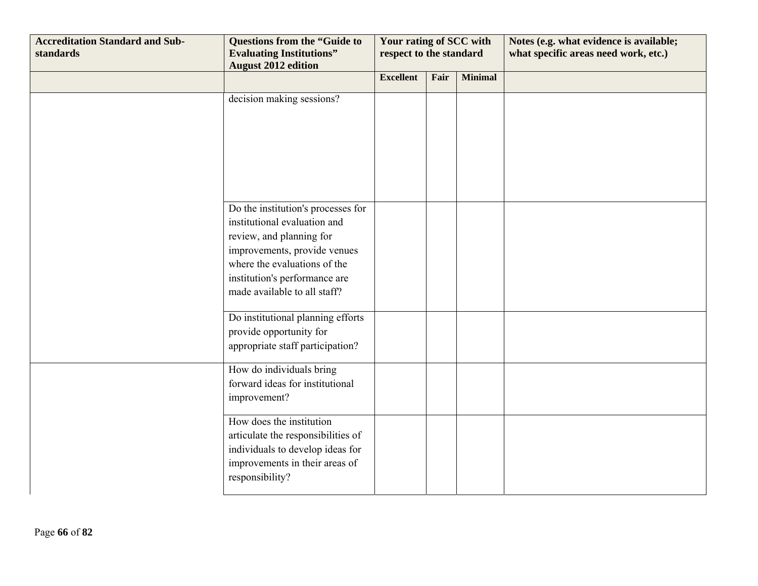| Accreditation Standard and Sub-standards | Questions from the "Guide to Evaluating Institutions" August 2012 edition | Your rating of SCC with respect to the standard | | | Notes (e.g. what evidence is available; what specific areas need work, etc.) |
|---|---|---|---|---|---|
| | | Excellent | Fair | Minimal | |
| | decision making sessions? | | | | |
| | Do the institution's processes for institutional evaluation and review, and planning for improvements, provide venues where the evaluations of the institution's performance are made available to all staff? | | | | |
| | Do institutional planning efforts provide opportunity for appropriate staff participation? | | | | |
| | How do individuals bring forward ideas for institutional improvement? | | | | |
| | How does the institution articulate the responsibilities of individuals to develop ideas for improvements in their areas of responsibility? | | | | |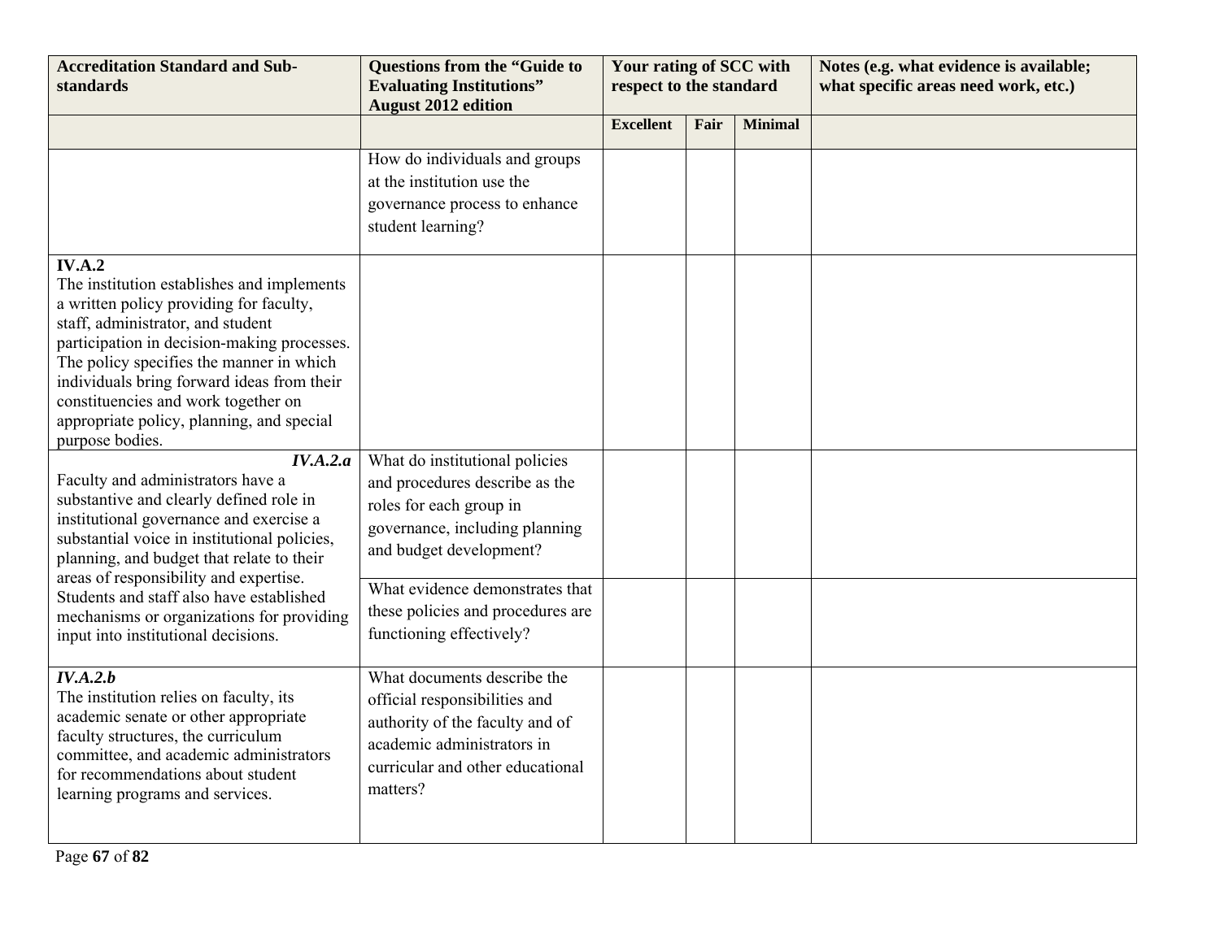| Accreditation Standard and Sub-standards | Questions from the "Guide to Evaluating Institutions" August 2012 edition | Your rating of SCC with respect to the standard | | | Notes (e.g. what evidence is available; what specific areas need work, etc.) |
|---|---|---|---|---|---|
| | | **Excellent** | **Fair** | **Minimal** | |
| | How do individuals and groups at the institution use the governance process to enhance student learning? | | | | |
| **IV.A.2** The institution establishes and implements a written policy providing for faculty, staff, administrator, and student participation in decision-making processes. The policy specifies the manner in which individuals bring forward ideas from their constituencies and work together on appropriate policy, planning, and special purpose bodies. | | | | | |
| ***IV.A.2.a*** Faculty and administrators have a substantive and clearly defined role in institutional governance and exercise a substantial voice in institutional policies, planning, and budget that relate to their areas of responsibility and expertise. Students and staff also have established mechanisms or organizations for providing input into institutional decisions. | What do institutional policies and procedures describe as the roles for each group in governance, including planning and budget development? | | | | |
| | What evidence demonstrates that these policies and procedures are functioning effectively? | | | | |
| ***IV.A.2.b*** The institution relies on faculty, its academic senate or other appropriate faculty structures, the curriculum committee, and academic administrators for recommendations about student learning programs and services. | What documents describe the official responsibilities and authority of the faculty and of academic administrators in curricular and other educational matters? | | | | |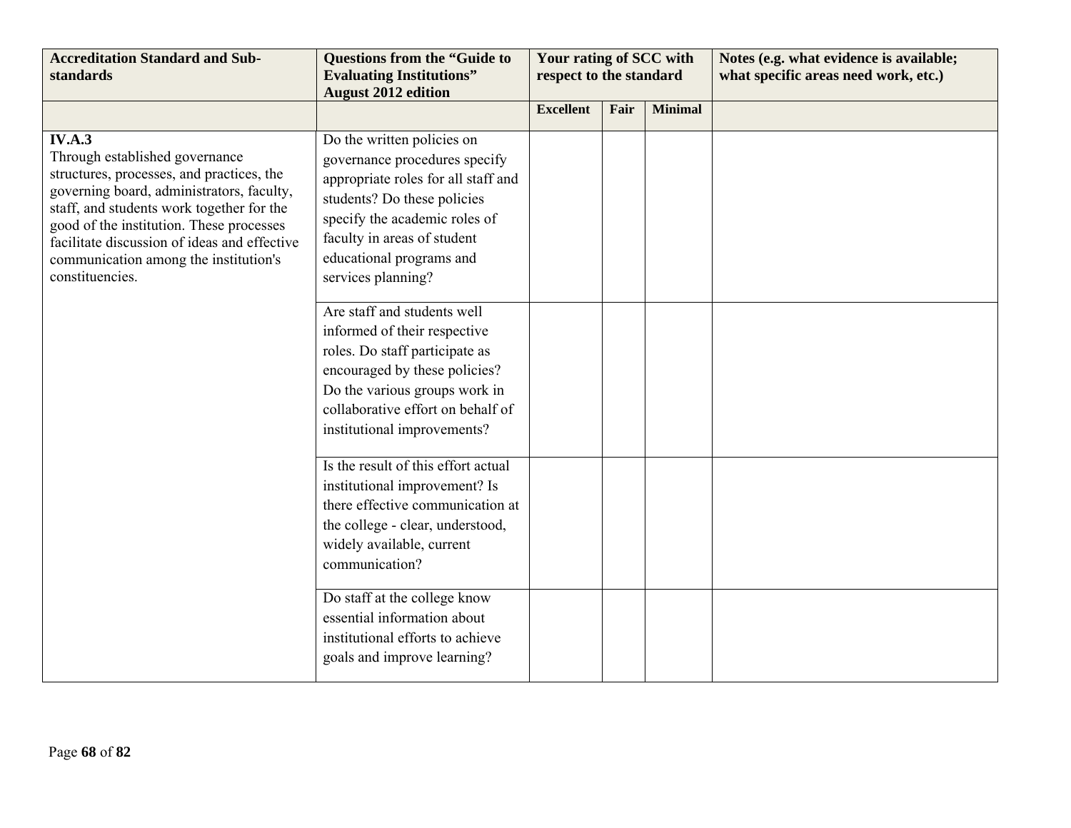| Accreditation Standard and Sub-standards | Questions from the "Guide to Evaluating Institutions" August 2012 edition | Your rating of SCC with respect to the standard | | | Notes (e.g. what evidence is available; what specific areas need work, etc.) |
|---|---|---|---|---|---|
| | | **Excellent** | **Fair** | **Minimal** | |
| **IV.A.3** Through established governance structures, processes, and practices, the governing board, administrators, faculty, staff, and students work together for the good of the institution. These processes facilitate discussion of ideas and effective communication among the institution's constituencies. | Do the written policies on governance procedures specify appropriate roles for all staff and students? Do these policies specify the academic roles of faculty in areas of student educational programs and services planning? | | | | |
| | Are staff and students well informed of their respective roles. Do staff participate as encouraged by these policies? Do the various groups work in collaborative effort on behalf of institutional improvements? | | | | |
| | Is the result of this effort actual institutional improvement? Is there effective communication at the college - clear, understood, widely available, current communication? | | | | |
| | Do staff at the college know essential information about institutional efforts to achieve goals and improve learning? | | | | |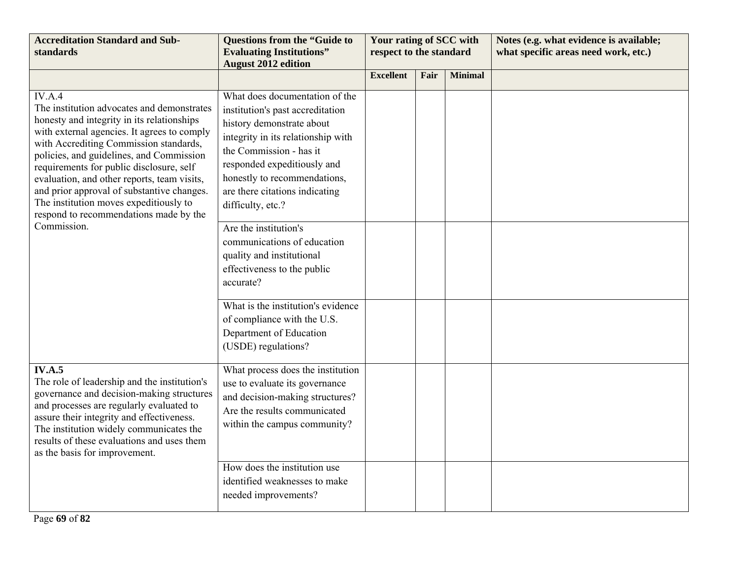| Accreditation Standard and Sub-standards | Questions from the "Guide to Evaluating Institutions" August 2012 edition | Your rating of SCC with respect to the standard | | | Notes (e.g. what evidence is available; what specific areas need work, etc.) |
|---|---|---|---|---|---|
| | | **Excellent** | **Fair** | **Minimal** | |
| IV.A.4<br>The institution advocates and demonstrates honesty and integrity in its relationships with external agencies. It agrees to comply with Accrediting Commission standards, policies, and guidelines, and Commission requirements for public disclosure, self evaluation, and other reports, team visits, and prior approval of substantive changes. The institution moves expeditiously to respond to recommendations made by the Commission. | What does documentation of the institution's past accreditation history demonstrate about integrity in its relationship with the Commission - has it responded expeditiously and honestly to recommendations, are there citations indicating difficulty, etc.? | | | | |
| | Are the institution's communications of education quality and institutional effectiveness to the public accurate? | | | | |
| | What is the institution's evidence of compliance with the U.S. Department of Education (USDE) regulations? | | | | |
| **IV.A.5**<br>The role of leadership and the institution's governance and decision-making structures and processes are regularly evaluated to assure their integrity and effectiveness. The institution widely communicates the results of these evaluations and uses them as the basis for improvement. | What process does the institution use to evaluate its governance and decision-making structures? Are the results communicated within the campus community? | | | | |
| | How does the institution use identified weaknesses to make needed improvements? | | | | |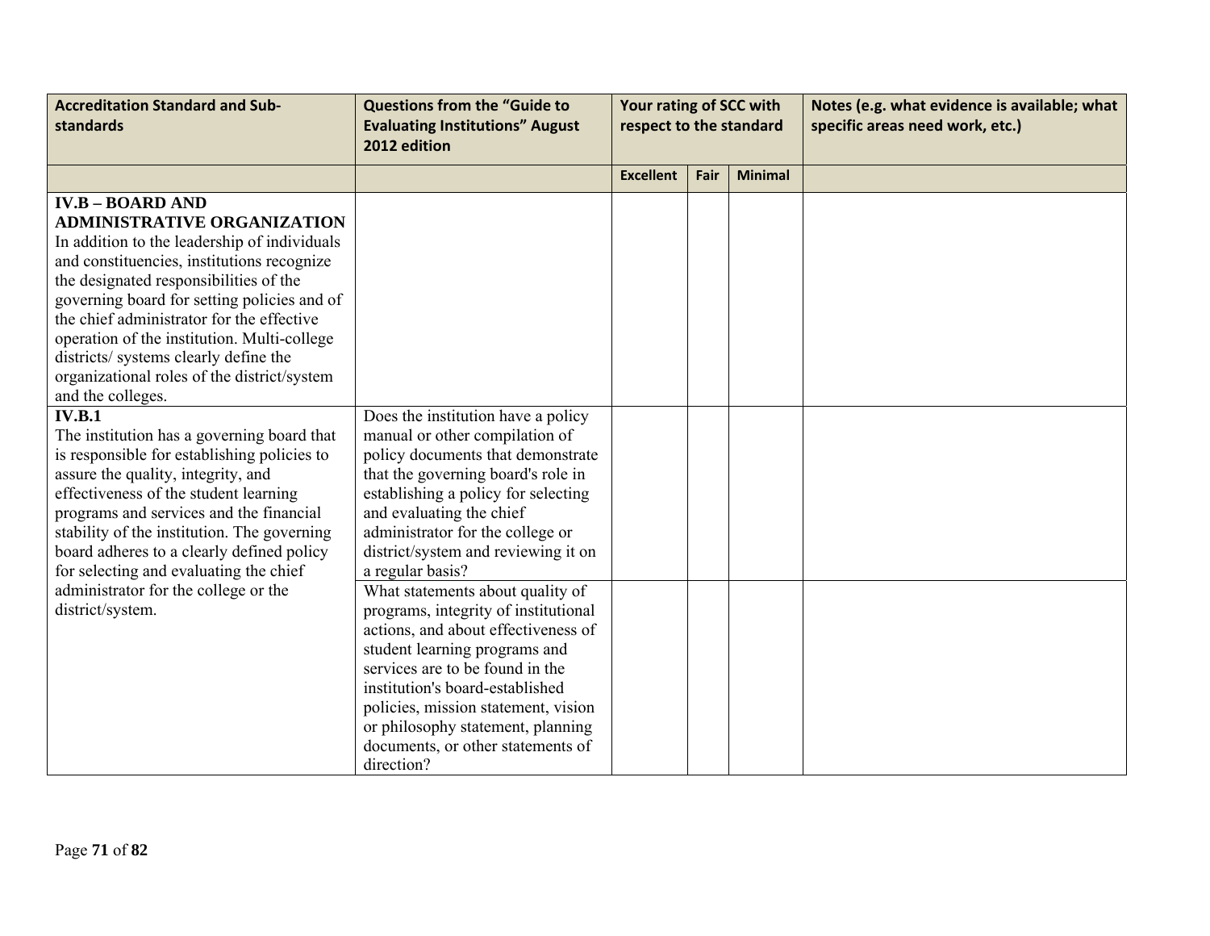| Accreditation Standard and Sub-standards | Questions from the "Guide to Evaluating Institutions" August 2012 edition | Your rating of SCC with respect to the standard | | | Notes (e.g. what evidence is available; what specific areas need work, etc.) |
|---|---|---|---|---|---|
| | | Excellent | Fair | Minimal | |
| **IV.B – BOARD AND ADMINISTRATIVE ORGANIZATION** In addition to the leadership of individuals and constituencies, institutions recognize the designated responsibilities of the governing board for setting policies and of the chief administrator for the effective operation of the institution. Multi-college districts/ systems clearly define the organizational roles of the district/system and the colleges. | | | | | |
| **IV.B.1** The institution has a governing board that is responsible for establishing policies to assure the quality, integrity, and effectiveness of the student learning programs and services and the financial stability of the institution. The governing board adheres to a clearly defined policy for selecting and evaluating the chief administrator for the college or the district/system. | Does the institution have a policy manual or other compilation of policy documents that demonstrate that the governing board's role in establishing a policy for selecting and evaluating the chief administrator for the college or district/system and reviewing it on a regular basis? | | | | |
| | What statements about quality of programs, integrity of institutional actions, and about effectiveness of student learning programs and services are to be found in the institution's board-established policies, mission statement, vision or philosophy statement, planning documents, or other statements of direction? | | | | |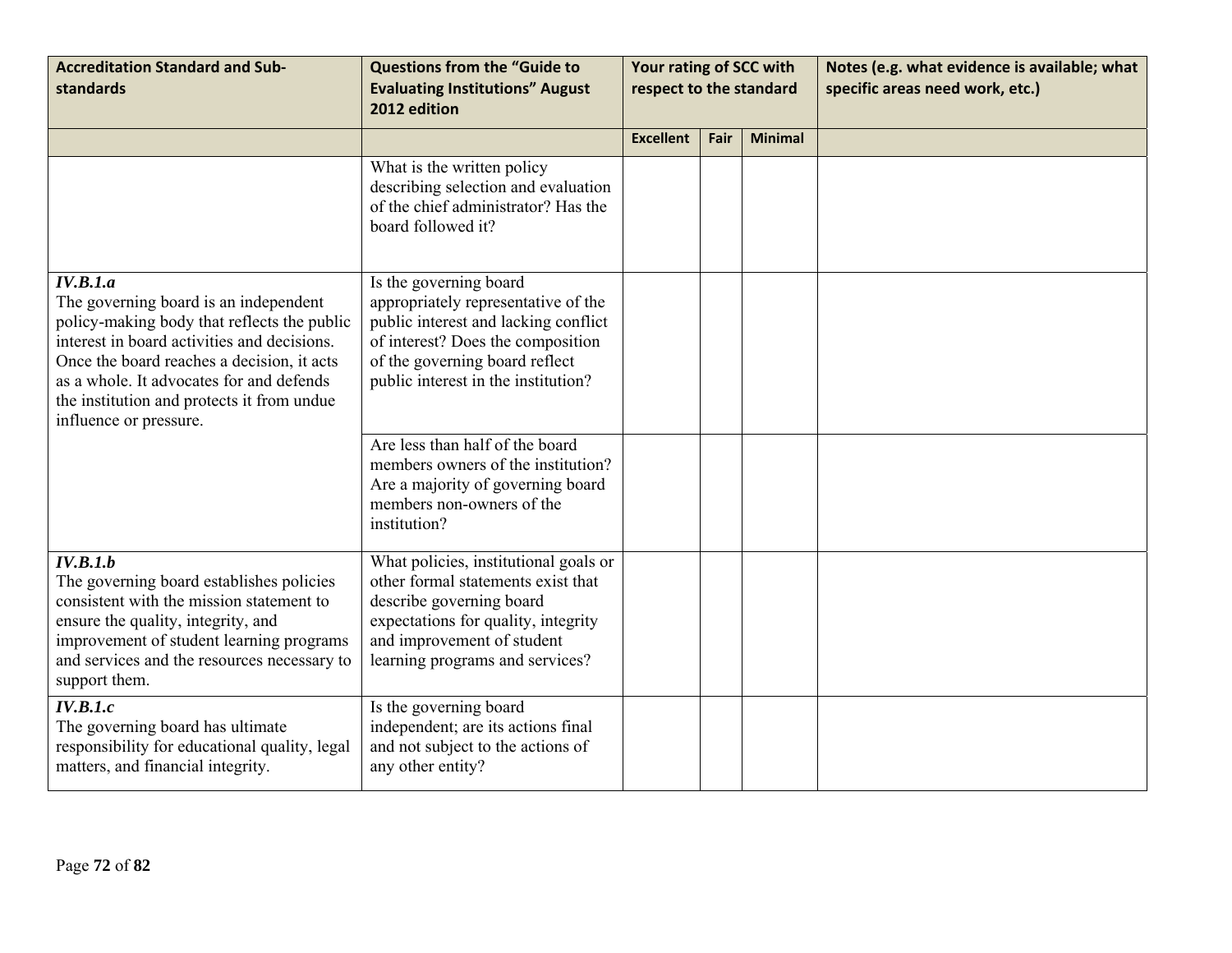| Accreditation Standard and Sub-standards | Questions from the "Guide to Evaluating Institutions" August 2012 edition | Your rating of SCC with respect to the standard | | | Notes (e.g. what evidence is available; what specific areas need work, etc.) |
|---|---|---|---|---|---|
| | | **Excellent** | **Fair** | **Minimal** | |
| | What is the written policy describing selection and evaluation of the chief administrator? Has the board followed it? | | | | |
| ***IV.B.1.a*** The governing board is an independent policy-making body that reflects the public interest in board activities and decisions. Once the board reaches a decision, it acts as a whole. It advocates for and defends the institution and protects it from undue influence or pressure. | Is the governing board appropriately representative of the public interest and lacking conflict of interest? Does the composition of the governing board reflect public interest in the institution? | | | | |
| | Are less than half of the board members owners of the institution? Are a majority of governing board members non-owners of the institution? | | | | |
| ***IV.B.1.b*** The governing board establishes policies consistent with the mission statement to ensure the quality, integrity, and improvement of student learning programs and services and the resources necessary to support them. | What policies, institutional goals or other formal statements exist that describe governing board expectations for quality, integrity and improvement of student learning programs and services? | | | | |
| ***IV.B.1.c*** The governing board has ultimate responsibility for educational quality, legal matters, and financial integrity. | Is the governing board independent; are its actions final and not subject to the actions of any other entity? | | | | |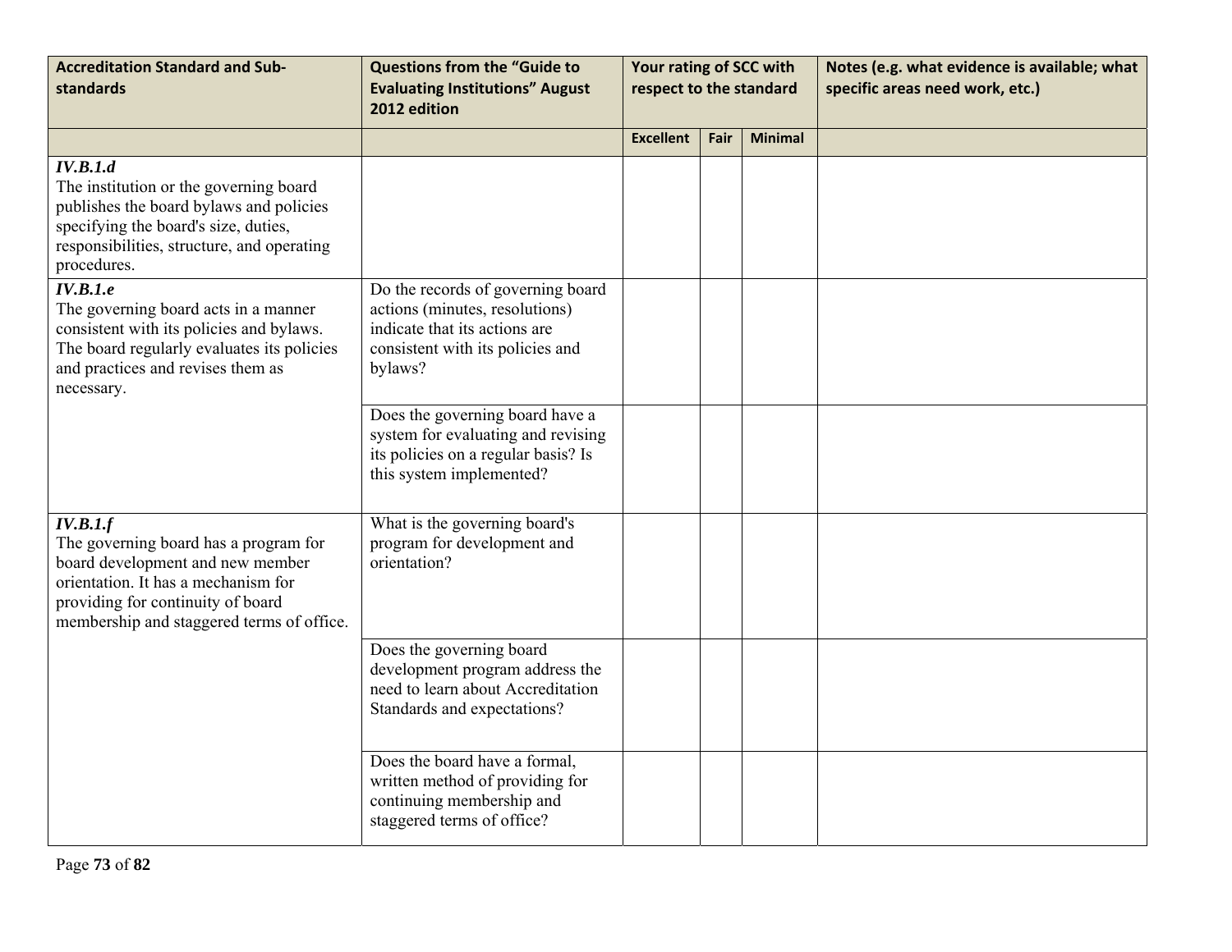| Accreditation Standard and Sub-standards | Questions from the "Guide to Evaluating Institutions" August 2012 edition | Your rating of SCC with respect to the standard | | | Notes (e.g. what evidence is available; what specific areas need work, etc.) |
|---|---|---|---|---|---|
| | | **Excellent** | **Fair** | **Minimal** | |
| ***IV.B.1.d*** The institution or the governing board publishes the board bylaws and policies specifying the board's size, duties, responsibilities, structure, and operating procedures. | | | | | |
| ***IV.B.1.e*** The governing board acts in a manner consistent with its policies and bylaws. The board regularly evaluates its policies and practices and revises them as necessary. | Do the records of governing board actions (minutes, resolutions) indicate that its actions are consistent with its policies and bylaws? | | | | |
| | Does the governing board have a system for evaluating and revising its policies on a regular basis? Is this system implemented? | | | | |
| ***IV.B.1.f*** The governing board has a program for board development and new member orientation. It has a mechanism for providing for continuity of board membership and staggered terms of office. | What is the governing board's program for development and orientation? | | | | |
| | Does the governing board development program address the need to learn about Accreditation Standards and expectations? | | | | |
| | Does the board have a formal, written method of providing for continuing membership and staggered terms of office? | | | | |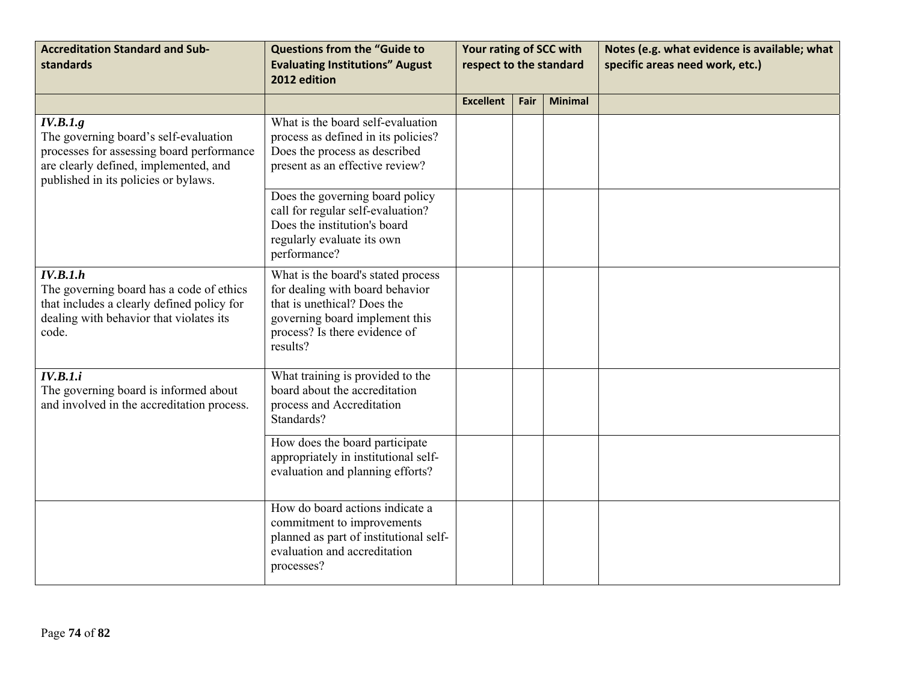| Accreditation Standard and Sub-standards | Questions from the "Guide to Evaluating Institutions" August 2012 edition | Your rating of SCC with respect to the standard | | | Notes (e.g. what evidence is available; what specific areas need work, etc.) |
|---|---|---|---|---|---|
| | | **Excellent** | **Fair** | **Minimal** | |
| ***IV.B.1.g*** The governing board's self-evaluation processes for assessing board performance are clearly defined, implemented, and published in its policies or bylaws. | What is the board self-evaluation process as defined in its policies? Does the process as described present as an effective review? | | | | |
| | Does the governing board policy call for regular self-evaluation? Does the institution's board regularly evaluate its own performance? | | | | |
| ***IV.B.1.h*** The governing board has a code of ethics that includes a clearly defined policy for dealing with behavior that violates its code. | What is the board's stated process for dealing with board behavior that is unethical? Does the governing board implement this process? Is there evidence of results? | | | | |
| ***IV.B.1.i*** The governing board is informed about and involved in the accreditation process. | What training is provided to the board about the accreditation process and Accreditation Standards? | | | | |
| | How does the board participate appropriately in institutional self-evaluation and planning efforts? | | | | |
| | How do board actions indicate a commitment to improvements planned as part of institutional self-evaluation and accreditation processes? | | | | |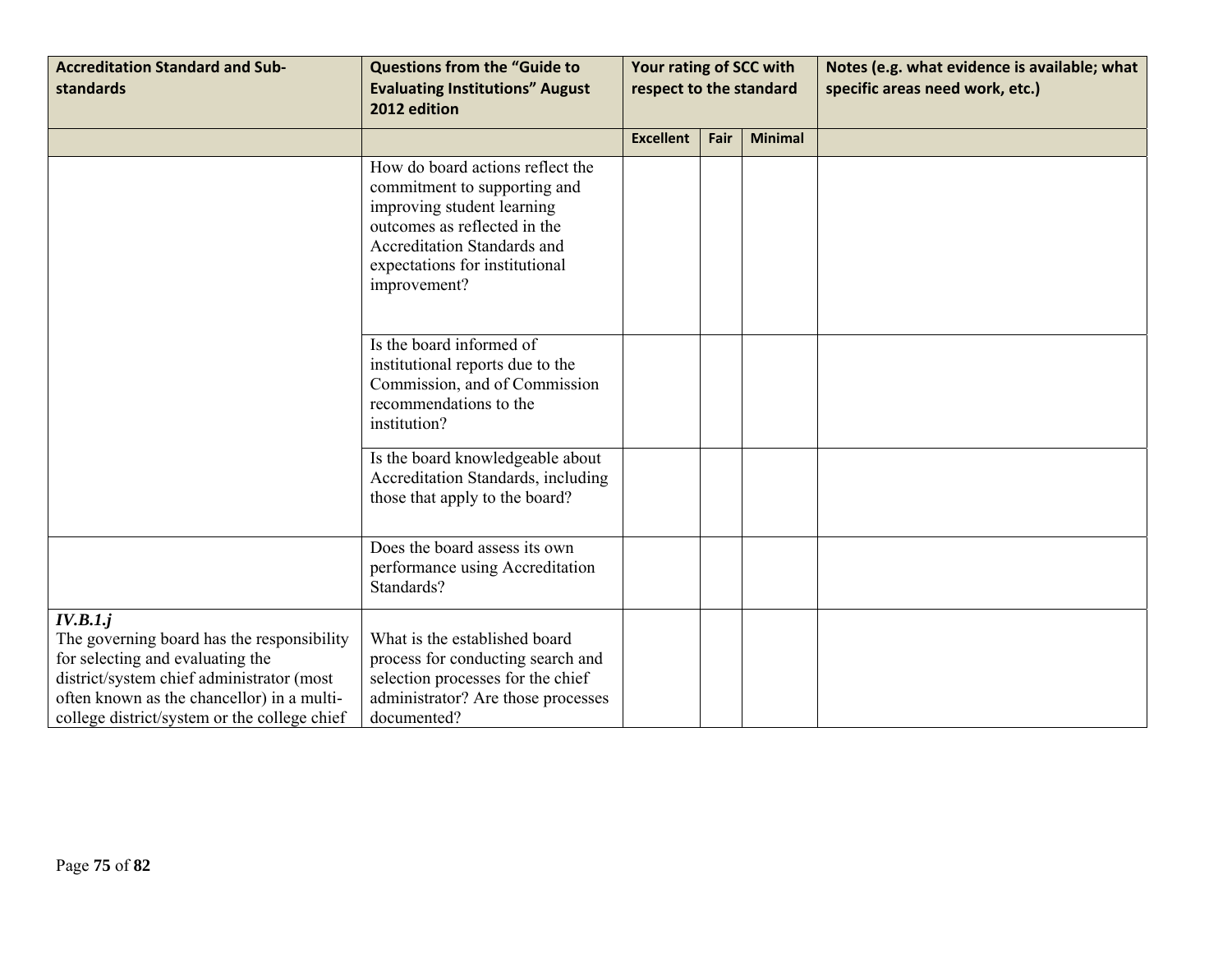| Accreditation Standard and Sub-standards | Questions from the "Guide to Evaluating Institutions" August 2012 edition | Your rating of SCC with respect to the standard | | | Notes (e.g. what evidence is available; what specific areas need work, etc.) |
|---|---|---|---|---|---|
| | | **Excellent** | **Fair** | **Minimal** | |
| | How do board actions reflect the commitment to supporting and improving student learning outcomes as reflected in the Accreditation Standards and expectations for institutional improvement? | | | | |
| | Is the board informed of institutional reports due to the Commission, and of Commission recommendations to the institution? | | | | |
| | Is the board knowledgeable about Accreditation Standards, including those that apply to the board? | | | | |
| | Does the board assess its own performance using Accreditation Standards? | | | | |
| ***IV.B.1.j*** The governing board has the responsibility for selecting and evaluating the district/system chief administrator (most often known as the chancellor) in a multi-college district/system or the college chief | What is the established board process for conducting search and selection processes for the chief administrator? Are those processes documented? | | | | |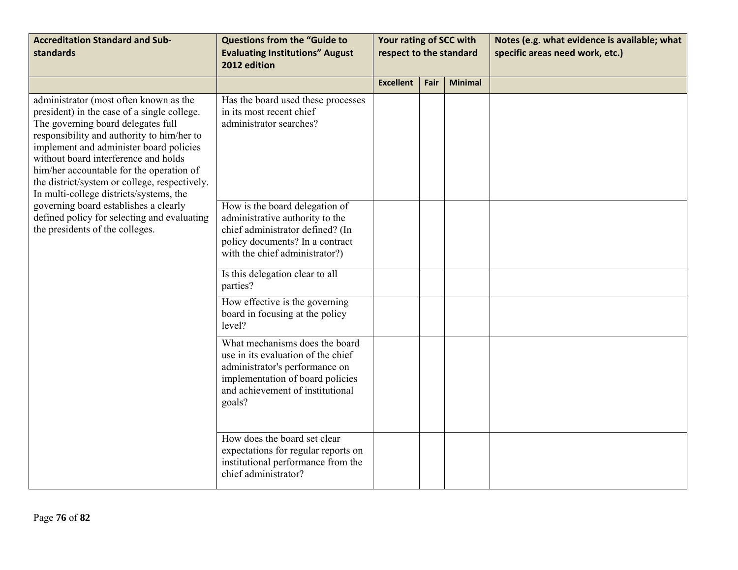| Accreditation Standard and Sub-standards | Questions from the "Guide to Evaluating Institutions" August 2012 edition | Your rating of SCC with respect to the standard | | | Notes (e.g. what evidence is available; what specific areas need work, etc.) |
|---|---|---|---|---|---|
| | | Excellent | Fair | Minimal | |
| administrator (most often known as the president) in the case of a single college. The governing board delegates full responsibility and authority to him/her to implement and administer board policies without board interference and holds him/her accountable for the operation of the district/system or college, respectively. In multi-college districts/systems, the governing board establishes a clearly defined policy for selecting and evaluating the presidents of the colleges. | Has the board used these processes in its most recent chief administrator searches? | | | | |
| | How is the board delegation of administrative authority to the chief administrator defined? (In policy documents? In a contract with the chief administrator?) | | | | |
| | Is this delegation clear to all parties? | | | | |
| | How effective is the governing board in focusing at the policy level? | | | | |
| | What mechanisms does the board use in its evaluation of the chief administrator's performance on implementation of board policies and achievement of institutional goals? | | | | |
| | How does the board set clear expectations for regular reports on institutional performance from the chief administrator? | | | | |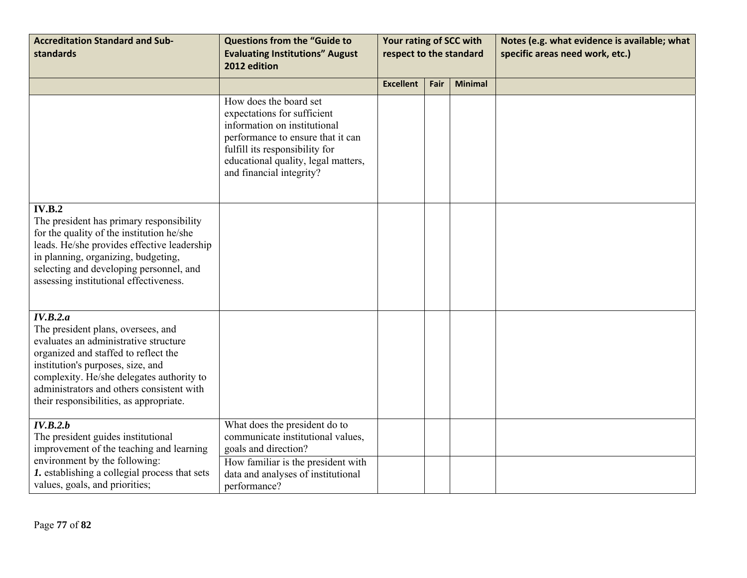| Accreditation Standard and Sub-standards | Questions from the "Guide to Evaluating Institutions" August 2012 edition | Your rating of SCC with respect to the standard | | | Notes (e.g. what evidence is available; what specific areas need work, etc.) |
|---|---|---|---|---|---|
| | | Excellent | Fair | Minimal | |
| | How does the board set expectations for sufficient information on institutional performance to ensure that it can fulfill its responsibility for educational quality, legal matters, and financial integrity? | | | | |
| **IV.B.2** The president has primary responsibility for the quality of the institution he/she leads. He/she provides effective leadership in planning, organizing, budgeting, selecting and developing personnel, and assessing institutional effectiveness. | | | | | |
| ***IV.B.2.a*** The president plans, oversees, and evaluates an administrative structure organized and staffed to reflect the institution's purposes, size, and complexity. He/she delegates authority to administrators and others consistent with their responsibilities, as appropriate. | | | | | |
| ***IV.B.2.b*** The president guides institutional improvement of the teaching and learning environment by the following: ***1.*** establishing a collegial process that sets values, goals, and priorities; | What does the president do to communicate institutional values, goals and direction? | | | | |
| | How familiar is the president with data and analyses of institutional performance? | | | | |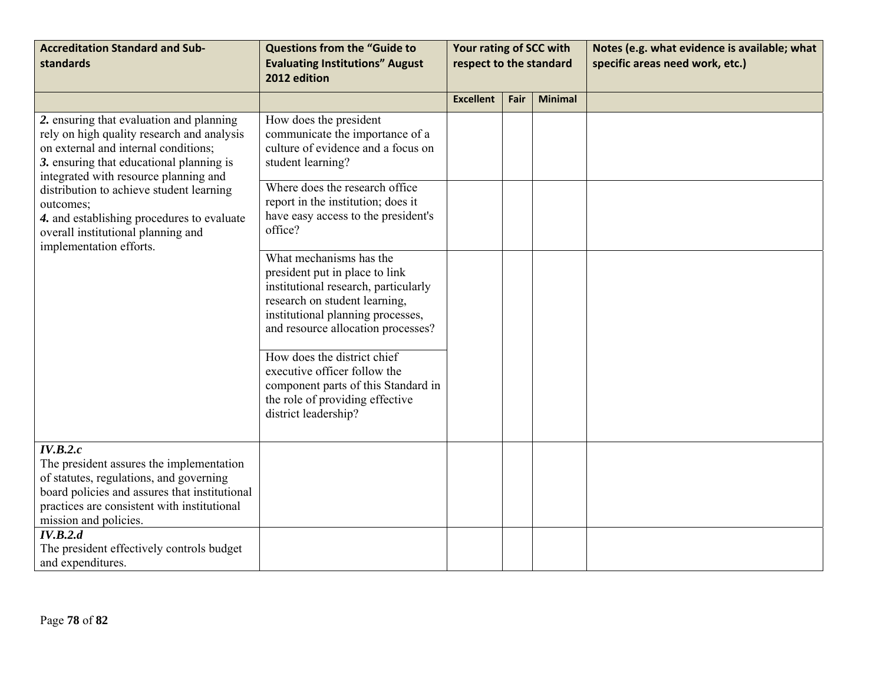| Accreditation Standard and Sub-standards | Questions from the "Guide to Evaluating Institutions" August 2012 edition | Your rating of SCC with respect to the standard | | | Notes (e.g. what evidence is available; what specific areas need work, etc.) |
|---|---|---|---|---|---|
| | | **Excellent** | **Fair** | **Minimal** | |
| ***2.*** ensuring that evaluation and planning rely on high quality research and analysis on external and internal conditions;<br>***3.*** ensuring that educational planning is integrated with resource planning and distribution to achieve student learning outcomes;<br>***4.*** and establishing procedures to evaluate overall institutional planning and implementation efforts. | How does the president communicate the importance of a culture of evidence and a focus on student learning? | | | | |
| | Where does the research office report in the institution; does it have easy access to the president's office? | | | | |
| | What mechanisms has the president put in place to link institutional research, particularly research on student learning, institutional planning processes, and resource allocation processes? | | | | |
| | How does the district chief executive officer follow the component parts of this Standard in the role of providing effective district leadership? | | | | |
| ***IV.B.2.c***<br>The president assures the implementation of statutes, regulations, and governing board policies and assures that institutional practices are consistent with institutional mission and policies. | | | | | |
| ***IV.B.2.d***<br>The president effectively controls budget and expenditures. | | | | | |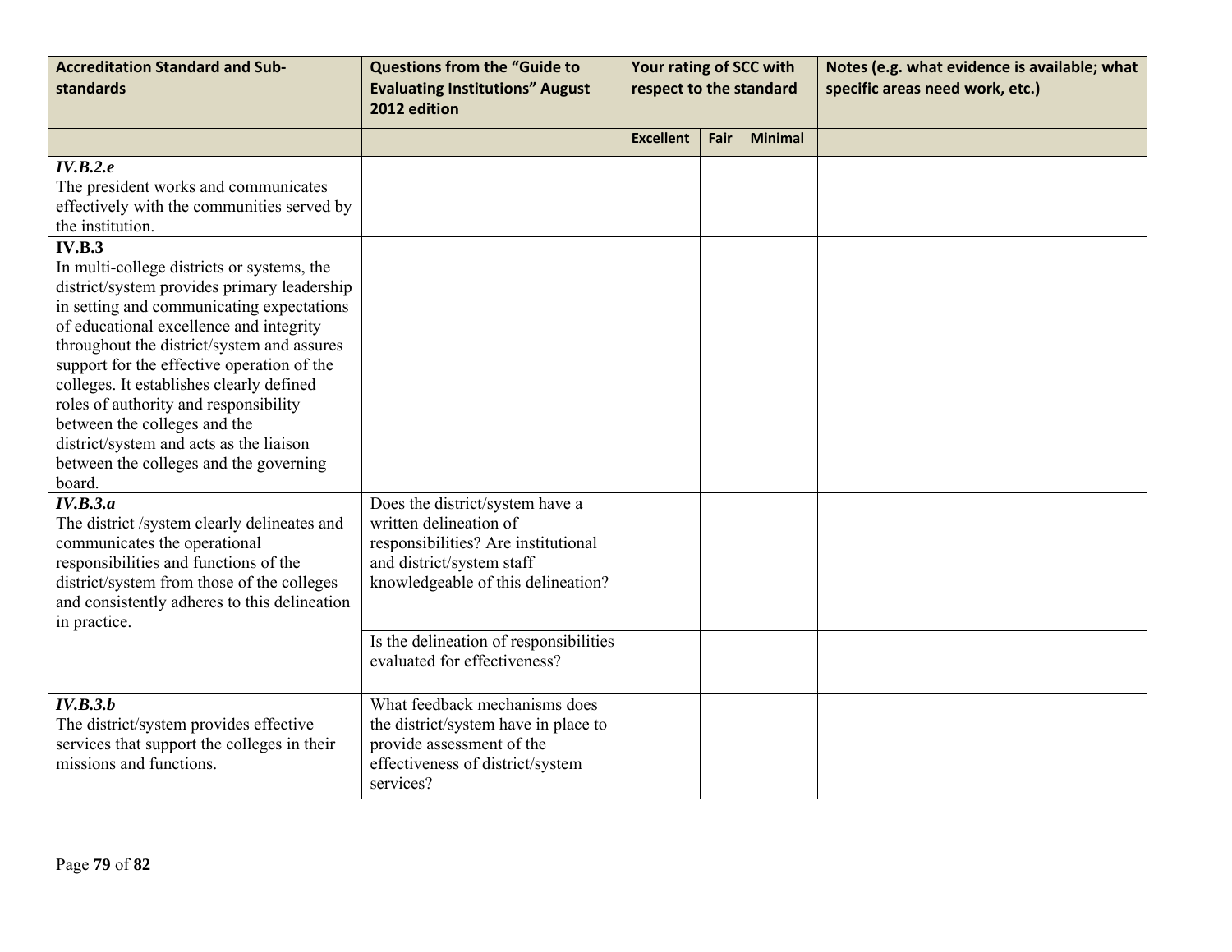| Accreditation Standard and Sub-standards | Questions from the "Guide to Evaluating Institutions" August 2012 edition | Your rating of SCC with respect to the standard | | | Notes (e.g. what evidence is available; what specific areas need work, etc.) |
|---|---|---|---|---|---|
| | | **Excellent** | **Fair** | **Minimal** | |
| ***IV.B.2.e*** The president works and communicates effectively with the communities served by the institution. | | | | | |
| **IV.B.3** In multi-college districts or systems, the district/system provides primary leadership in setting and communicating expectations of educational excellence and integrity throughout the district/system and assures support for the effective operation of the colleges. It establishes clearly defined roles of authority and responsibility between the colleges and the district/system and acts as the liaison between the colleges and the governing board. | | | | | |
| ***IV.B.3.a*** The district /system clearly delineates and communicates the operational responsibilities and functions of the district/system from those of the colleges and consistently adheres to this delineation in practice. | Does the district/system have a written delineation of responsibilities? Are institutional and district/system staff knowledgeable of this delineation? | | | | |
| | Is the delineation of responsibilities evaluated for effectiveness? | | | | |
| ***IV.B.3.b*** The district/system provides effective services that support the colleges in their missions and functions. | What feedback mechanisms does the district/system have in place to provide assessment of the effectiveness of district/system services? | | | | |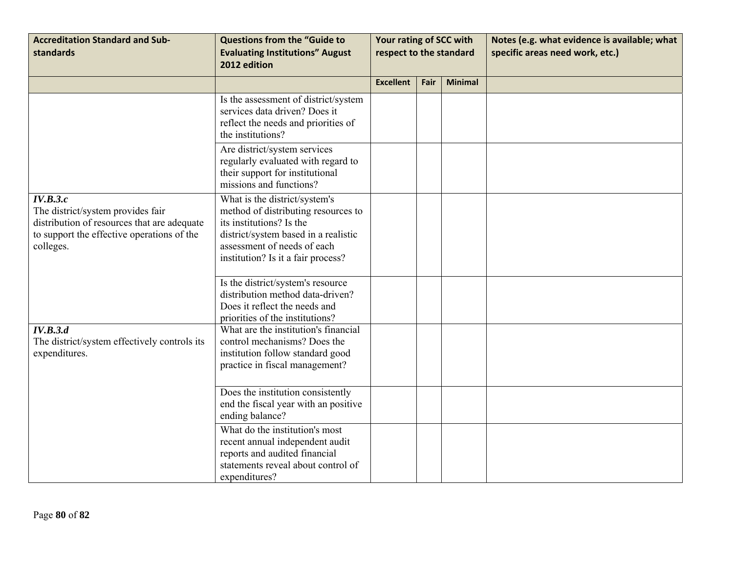| Accreditation Standard and Sub-standards | Questions from the "Guide to Evaluating Institutions" August 2012 edition | Your rating of SCC with respect to the standard | | | Notes (e.g. what evidence is available; what specific areas need work, etc.) |
|---|---|---|---|---|---|
| | | Excellent | Fair | Minimal | |
| | Is the assessment of district/system services data driven? Does it reflect the needs and priorities of the institutions? | | | | |
| | Are district/system services regularly evaluated with regard to their support for institutional missions and functions? | | | | |
| ***IV.B.3.c*** The district/system provides fair distribution of resources that are adequate to support the effective operations of the colleges. | What is the district/system's method of distributing resources to its institutions? Is the district/system based in a realistic assessment of needs of each institution? Is it a fair process? | | | | |
| | Is the district/system's resource distribution method data-driven? Does it reflect the needs and priorities of the institutions? | | | | |
| ***IV.B.3.d*** The district/system effectively controls its expenditures. | What are the institution's financial control mechanisms? Does the institution follow standard good practice in fiscal management? | | | | |
| | Does the institution consistently end the fiscal year with an positive ending balance? | | | | |
| | What do the institution's most recent annual independent audit reports and audited financial statements reveal about control of expenditures? | | | | |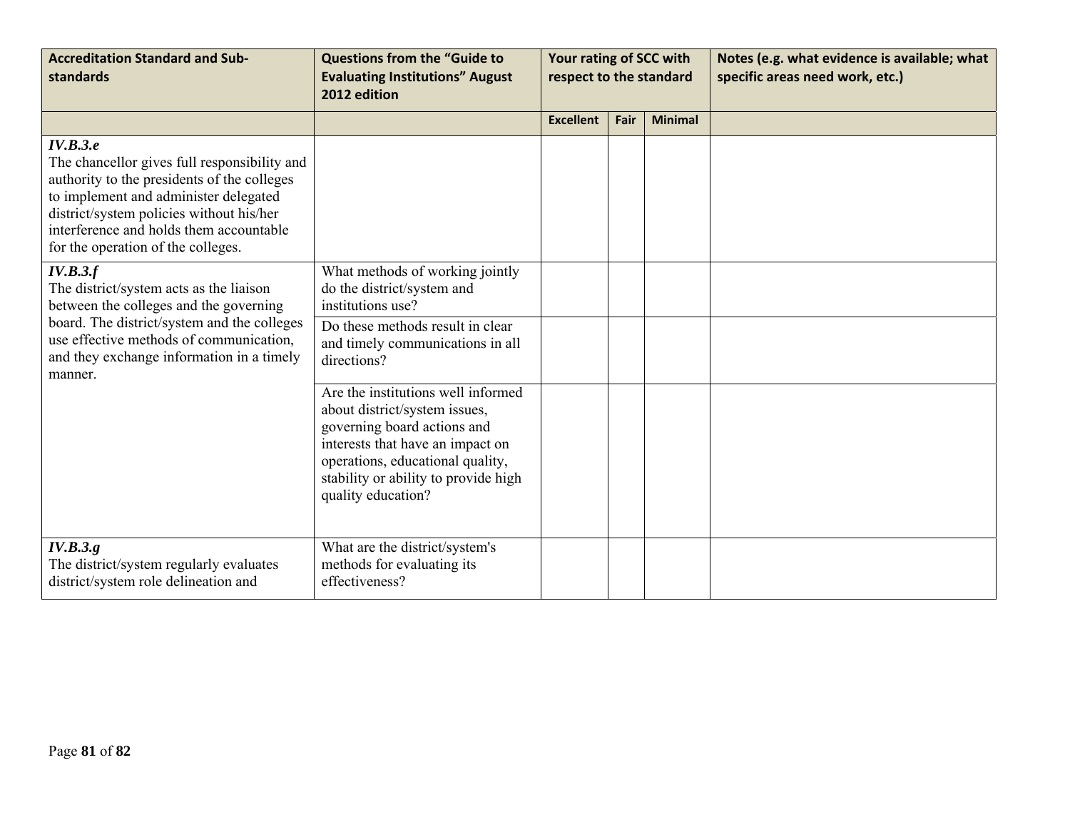| Accreditation Standard and Sub-standards | Questions from the "Guide to Evaluating Institutions" August 2012 edition | Your rating of SCC with respect to the standard | | | Notes (e.g. what evidence is available; what specific areas need work, etc.) |
|---|---|---|---|---|---|
| | | Excellent | Fair | Minimal | |
| ***IV.B.3.e*** The chancellor gives full responsibility and authority to the presidents of the colleges to implement and administer delegated district/system policies without his/her interference and holds them accountable for the operation of the colleges. | | | | | |
| ***IV.B.3.f*** The district/system acts as the liaison between the colleges and the governing board. The district/system and the colleges use effective methods of communication, and they exchange information in a timely manner. | What methods of working jointly do the district/system and institutions use? | | | | |
| | Do these methods result in clear and timely communications in all directions? | | | | |
| | Are the institutions well informed about district/system issues, governing board actions and interests that have an impact on operations, educational quality, stability or ability to provide high quality education? | | | | |
| ***IV.B.3.g*** The district/system regularly evaluates district/system role delineation and | What are the district/system's methods for evaluating its effectiveness? | | | | |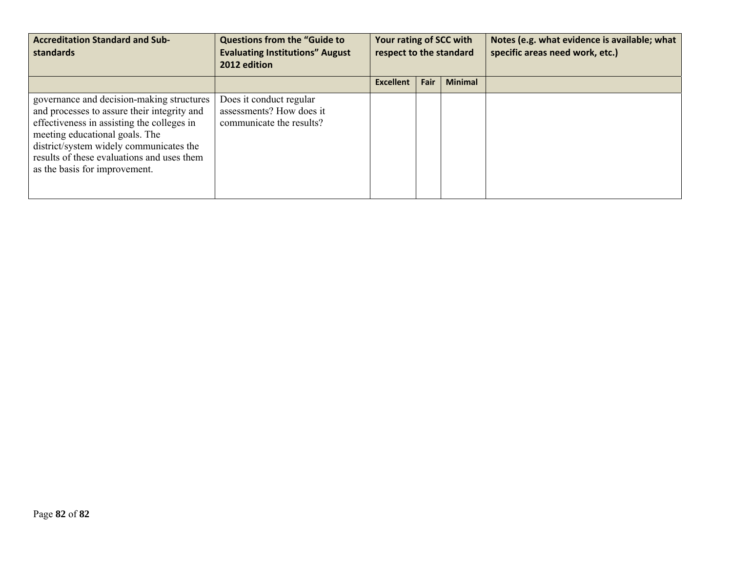| Accreditation Standard and Sub-standards | Questions from the "Guide to Evaluating Institutions" August 2012 edition | Your rating of SCC with respect to the standard | | | Notes (e.g. what evidence is available; what specific areas need work, etc.) |
|---|---|---|---|---|---|
| | | Excellent | Fair | Minimal | |
| governance and decision-making structures and processes to assure their integrity and effectiveness in assisting the colleges in meeting educational goals. The district/system widely communicates the results of these evaluations and uses them as the basis for improvement. | Does it conduct regular assessments? How does it communicate the results? | | | | |